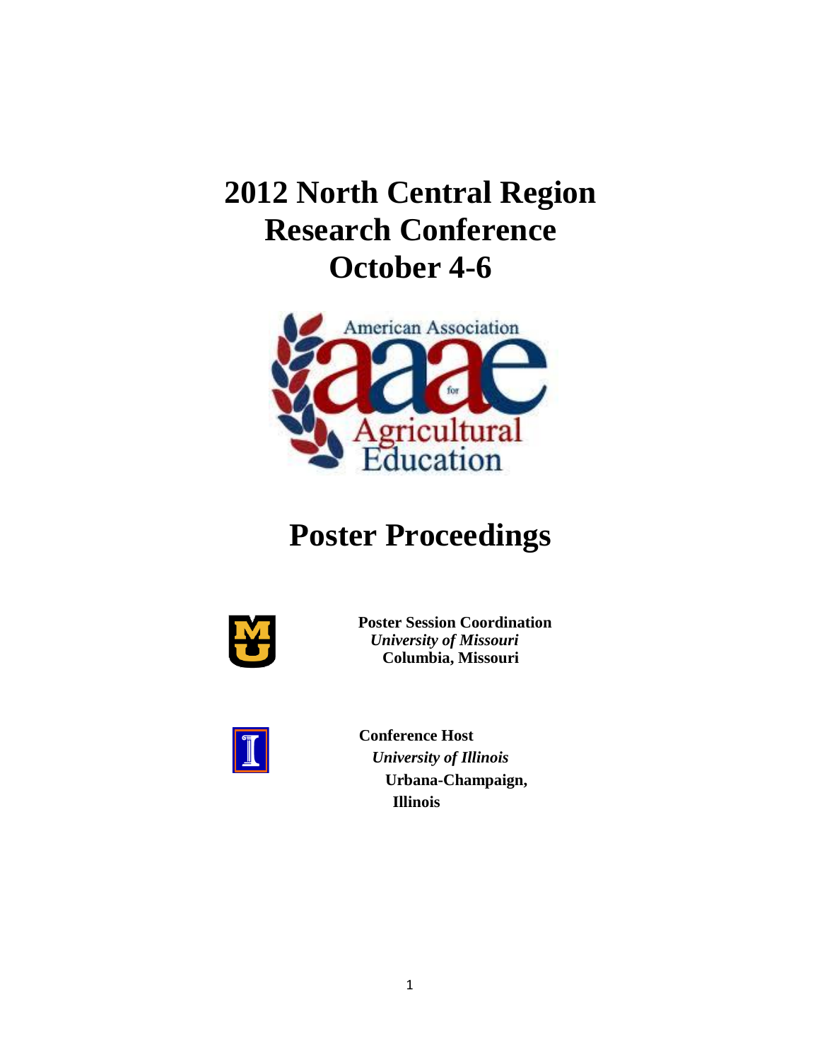# 2012 North Central Region Research Conference October 4-6

# Poster Proceedings

**Poster Session Coordination**
***University of Missouri***
**Columbia, Missouri**

**Conference Host**
***University of Illinois***
**Urbana-Champaign, Illinois**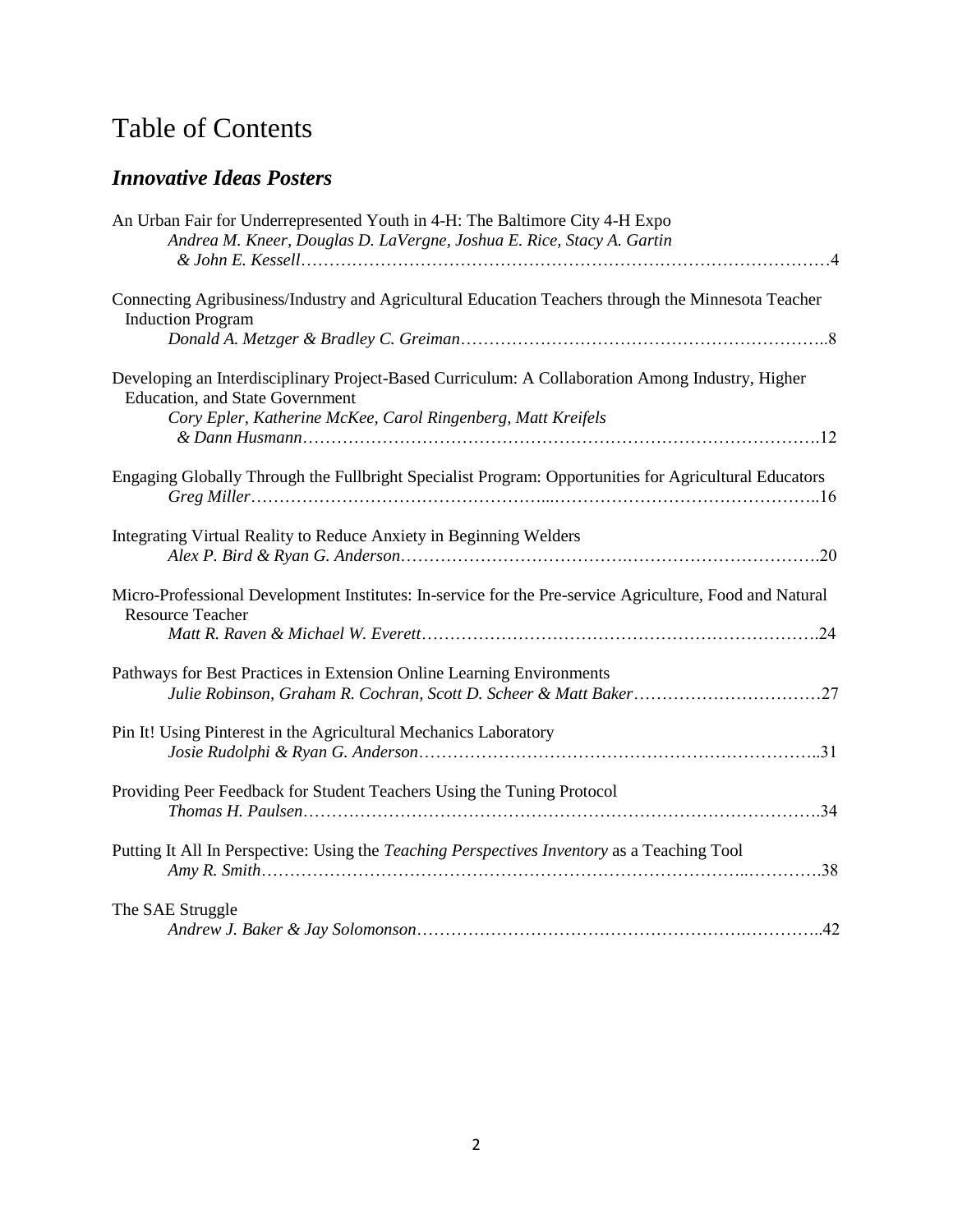# Table of Contents

## *Innovative Ideas Posters*

An Urban Fair for Underrepresented Youth in 4-H: The Baltimore City 4-H Expo
*Andrea M. Kneer, Douglas D. LaVergne, Joshua E. Rice, Stacy A. Gartin & John E. Kessell*……………………………………………………………………………………4

Connecting Agribusiness/Industry and Agricultural Education Teachers through the Minnesota Teacher Induction Program
*Donald A. Metzger & Bradley C. Greiman*………………………………………………………..8

Developing an Interdisciplinary Project-Based Curriculum: A Collaboration Among Industry, Higher Education, and State Government
*Cory Epler, Katherine McKee, Carol Ringenberg, Matt Kreifels & Dann Husmann*……………………………………………………………………………….12

Engaging Globally Through the Fullbright Specialist Program: Opportunities for Agricultural Educators
*Greg Miller*……………………………………………...………………………………………..16

Integrating Virtual Reality to Reduce Anxiety in Beginning Welders
*Alex P. Bird & Ryan G. Anderson*……………………………….………………………………20

Micro-Professional Development Institutes: In-service for the Pre-service Agriculture, Food and Natural Resource Teacher
*Matt R. Raven & Michael W. Everett*…………………………………………………………….24

Pathways for Best Practices in Extension Online Learning Environments
*Julie Robinson, Graham R. Cochran, Scott D. Scheer & Matt Baker*……………………………27

Pin It! Using Pinterest in the Agricultural Mechanics Laboratory
*Josie Rudolphi & Ryan G. Anderson*……………………………………………………………..31

Providing Peer Feedback for Student Teachers Using the Tuning Protocol
*Thomas H. Paulsen*……………………………………………………………………………….34

Putting It All In Perspective: Using the *Teaching Perspectives Inventory* as a Teaching Tool
*Amy R. Smith*…………………………………………………………………………..………….38

The SAE Struggle
*Andrew J. Baker & Jay Solomonson*…………………………………………….……………..42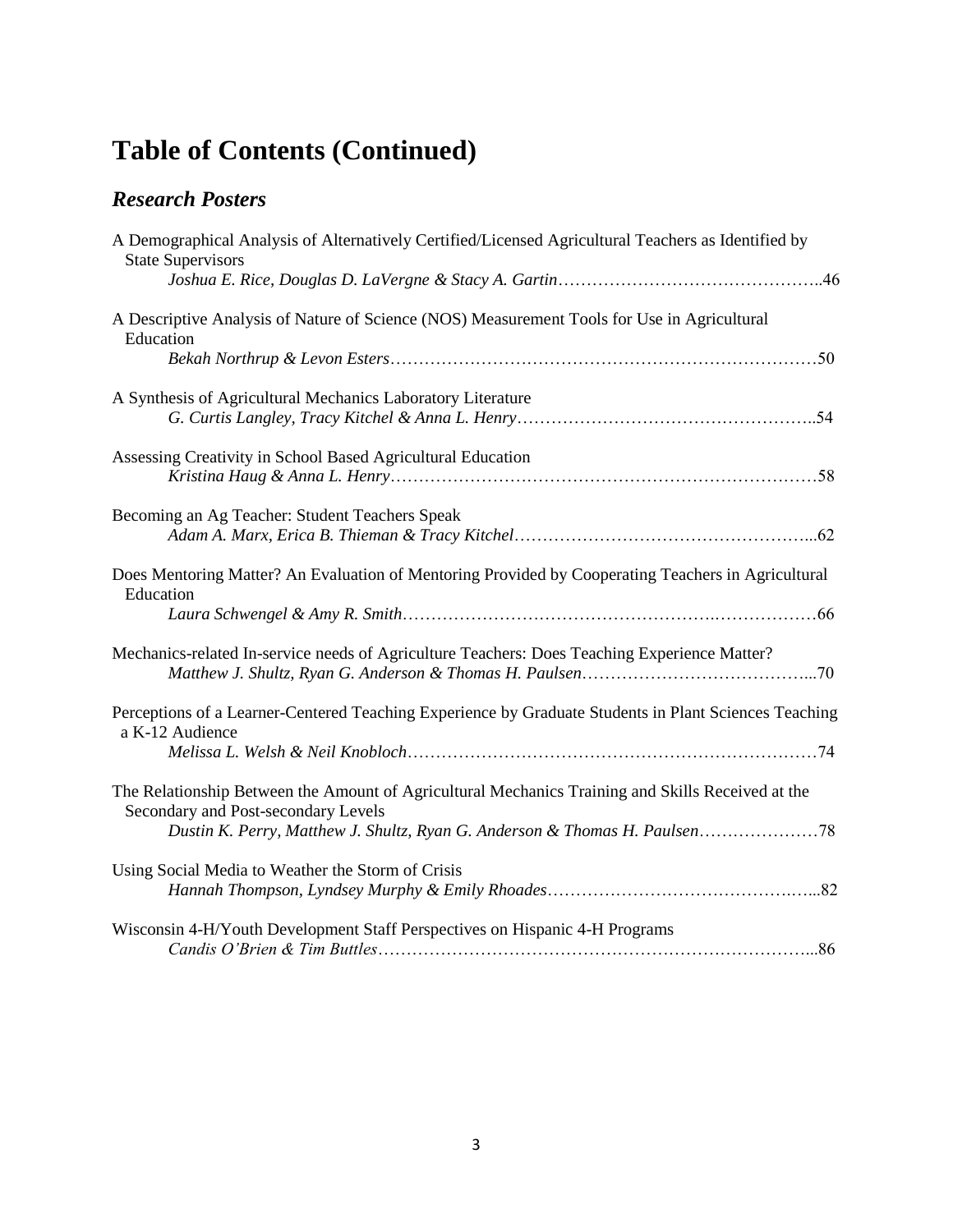# Table of Contents (Continued)

## *Research Posters*

A Demographical Analysis of Alternatively Certified/Licensed Agricultural Teachers as Identified by State Supervisors
*Joshua E. Rice, Douglas D. LaVergne & Stacy A. Gartin*……………………………………….46

A Descriptive Analysis of Nature of Science (NOS) Measurement Tools for Use in Agricultural Education
*Bekah Northrup & Levon Esters*…………………………………………………………………50

A Synthesis of Agricultural Mechanics Laboratory Literature
*G. Curtis Langley, Tracy Kitchel & Anna L. Henry*……………………………………………..54

Assessing Creativity in School Based Agricultural Education
*Kristina Haug & Anna L. Henry*…………………………………………………………………58

Becoming an Ag Teacher: Student Teachers Speak
*Adam A. Marx, Erica B. Thieman & Tracy Kitchel*……………………………………………...62

Does Mentoring Matter? An Evaluation of Mentoring Provided by Cooperating Teachers in Agricultural Education
*Laura Schwengel & Amy R. Smith*………………………………………….……………66

Mechanics-related In-service needs of Agriculture Teachers: Does Teaching Experience Matter?
*Matthew J. Shultz, Ryan G. Anderson & Thomas H. Paulsen*…………………………………...70

Perceptions of a Learner-Centered Teaching Experience by Graduate Students in Plant Sciences Teaching a K-12 Audience
*Melissa L. Welsh & Neil Knobloch*………………………………………………………………74

The Relationship Between the Amount of Agricultural Mechanics Training and Skills Received at the Secondary and Post-secondary Levels
*Dustin K. Perry, Matthew J. Shultz, Ryan G. Anderson & Thomas H. Paulsen*…………………78

Using Social Media to Weather the Storm of Crisis
*Hannah Thompson, Lyndsey Murphy & Emily Rhoades*……………………………………...82

Wisconsin 4-H/Youth Development Staff Perspectives on Hispanic 4-H Programs
*Candis O'Brien & Tim Buttles*…………………………………………………………………...86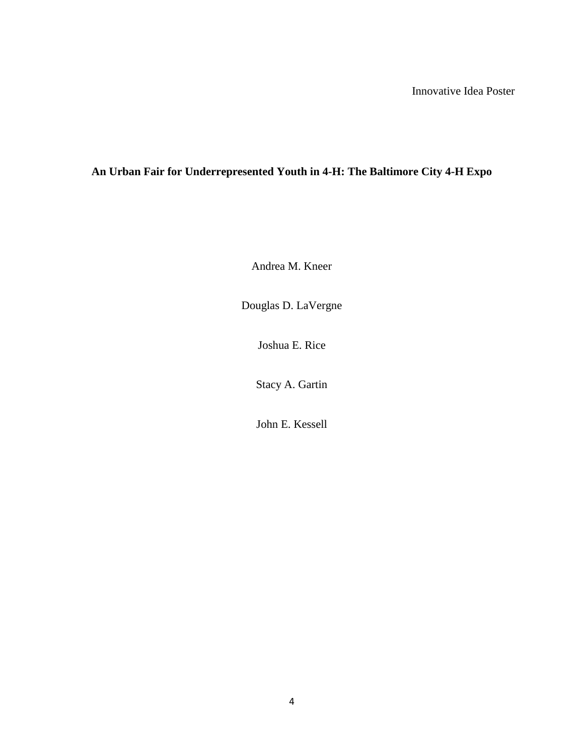Innovative Idea Poster

# An Urban Fair for Underrepresented Youth in 4-H: The Baltimore City 4-H Expo

Andrea M. Kneer

Douglas D. LaVergne

Joshua E. Rice

Stacy A. Gartin

John E. Kessell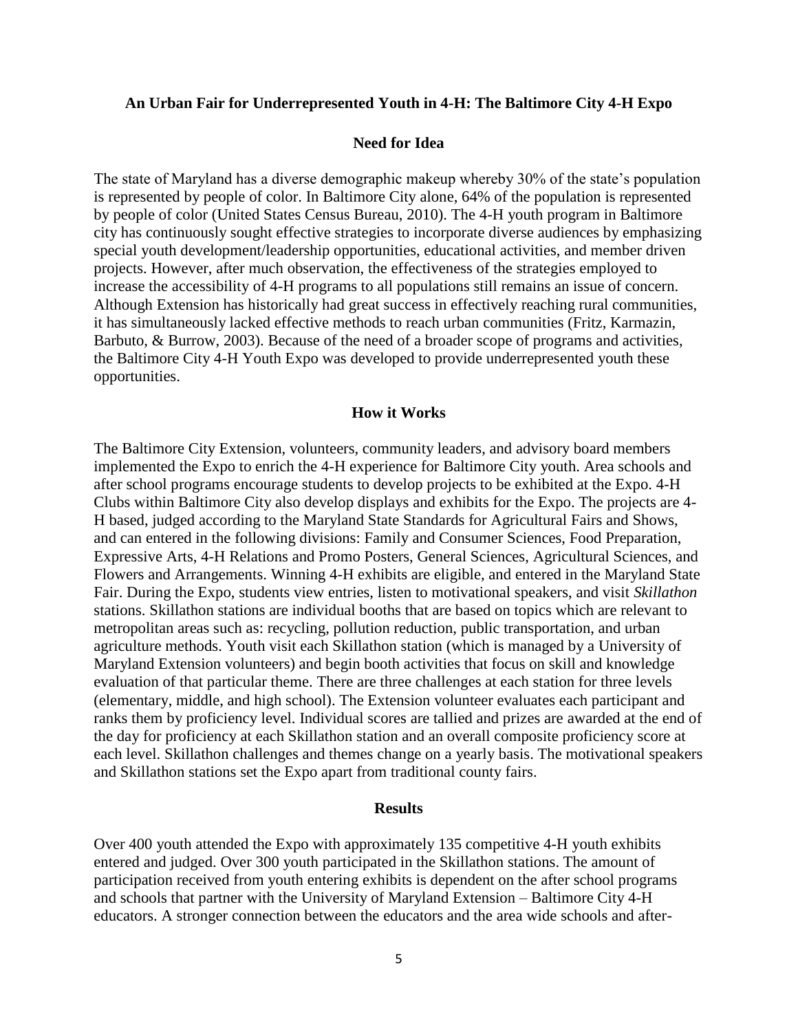## An Urban Fair for Underrepresented Youth in 4-H: The Baltimore City 4-H Expo

### Need for Idea

The state of Maryland has a diverse demographic makeup whereby 30% of the state's population is represented by people of color. In Baltimore City alone, 64% of the population is represented by people of color (United States Census Bureau, 2010). The 4-H youth program in Baltimore city has continuously sought effective strategies to incorporate diverse audiences by emphasizing special youth development/leadership opportunities, educational activities, and member driven projects. However, after much observation, the effectiveness of the strategies employed to increase the accessibility of 4-H programs to all populations still remains an issue of concern. Although Extension has historically had great success in effectively reaching rural communities, it has simultaneously lacked effective methods to reach urban communities (Fritz, Karmazin, Barbuto, & Burrow, 2003). Because of the need of a broader scope of programs and activities, the Baltimore City 4-H Youth Expo was developed to provide underrepresented youth these opportunities.

### How it Works

The Baltimore City Extension, volunteers, community leaders, and advisory board members implemented the Expo to enrich the 4-H experience for Baltimore City youth. Area schools and after school programs encourage students to develop projects to be exhibited at the Expo. 4-H Clubs within Baltimore City also develop displays and exhibits for the Expo. The projects are 4-H based, judged according to the Maryland State Standards for Agricultural Fairs and Shows, and can entered in the following divisions: Family and Consumer Sciences, Food Preparation, Expressive Arts, 4-H Relations and Promo Posters, General Sciences, Agricultural Sciences, and Flowers and Arrangements. Winning 4-H exhibits are eligible, and entered in the Maryland State Fair. During the Expo, students view entries, listen to motivational speakers, and visit *Skillathon* stations. Skillathon stations are individual booths that are based on topics which are relevant to metropolitan areas such as: recycling, pollution reduction, public transportation, and urban agriculture methods. Youth visit each Skillathon station (which is managed by a University of Maryland Extension volunteers) and begin booth activities that focus on skill and knowledge evaluation of that particular theme. There are three challenges at each station for three levels (elementary, middle, and high school). The Extension volunteer evaluates each participant and ranks them by proficiency level. Individual scores are tallied and prizes are awarded at the end of the day for proficiency at each Skillathon station and an overall composite proficiency score at each level. Skillathon challenges and themes change on a yearly basis. The motivational speakers and Skillathon stations set the Expo apart from traditional county fairs.

### Results

Over 400 youth attended the Expo with approximately 135 competitive 4-H youth exhibits entered and judged. Over 300 youth participated in the Skillathon stations. The amount of participation received from youth entering exhibits is dependent on the after school programs and schools that partner with the University of Maryland Extension – Baltimore City 4-H educators. A stronger connection between the educators and the area wide schools and after-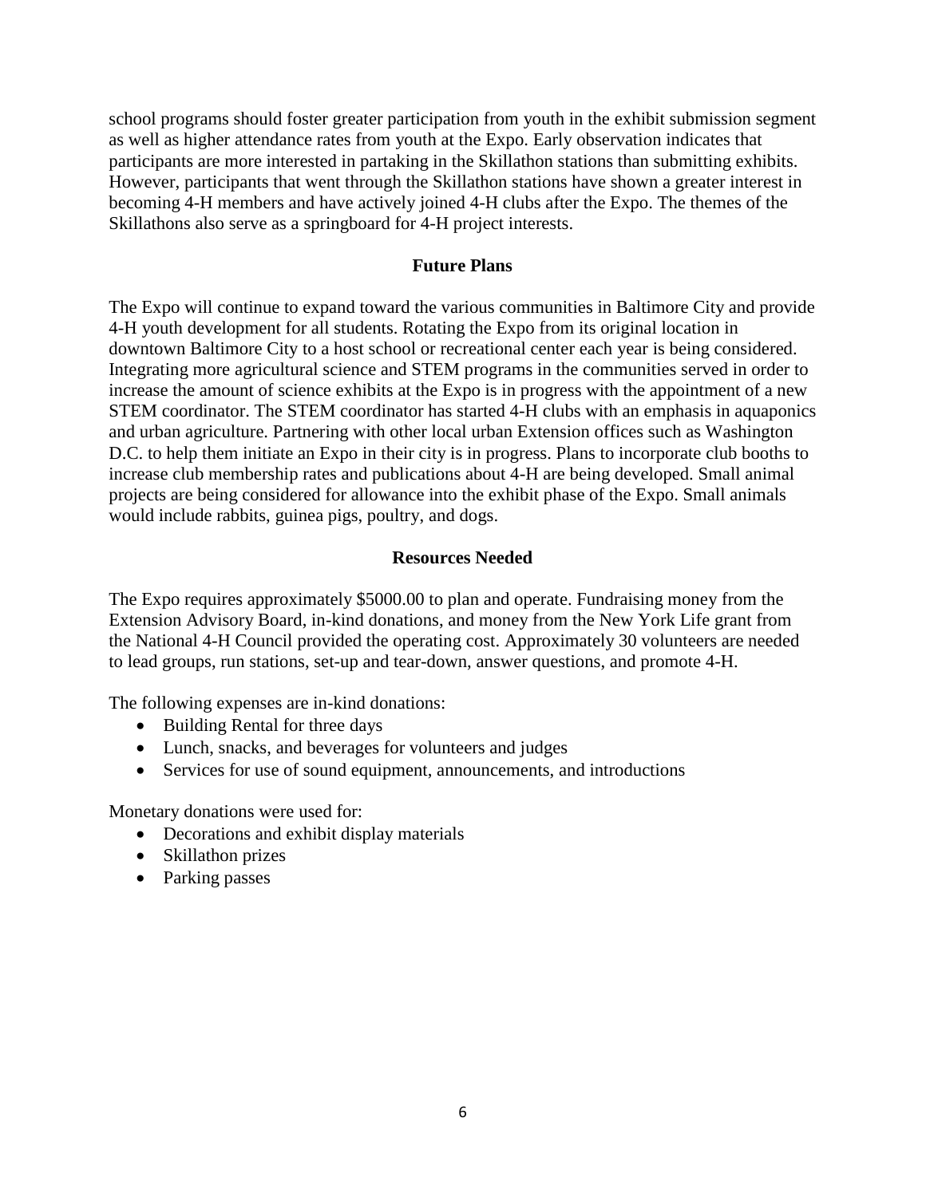school programs should foster greater participation from youth in the exhibit submission segment as well as higher attendance rates from youth at the Expo. Early observation indicates that participants are more interested in partaking in the Skillathon stations than submitting exhibits. However, participants that went through the Skillathon stations have shown a greater interest in becoming 4-H members and have actively joined 4-H clubs after the Expo. The themes of the Skillathons also serve as a springboard for 4-H project interests.

## Future Plans

The Expo will continue to expand toward the various communities in Baltimore City and provide 4-H youth development for all students. Rotating the Expo from its original location in downtown Baltimore City to a host school or recreational center each year is being considered. Integrating more agricultural science and STEM programs in the communities served in order to increase the amount of science exhibits at the Expo is in progress with the appointment of a new STEM coordinator. The STEM coordinator has started 4-H clubs with an emphasis in aquaponics and urban agriculture. Partnering with other local urban Extension offices such as Washington D.C. to help them initiate an Expo in their city is in progress. Plans to incorporate club booths to increase club membership rates and publications about 4-H are being developed. Small animal projects are being considered for allowance into the exhibit phase of the Expo. Small animals would include rabbits, guinea pigs, poultry, and dogs.

## Resources Needed

The Expo requires approximately $5000.00 to plan and operate. Fundraising money from the Extension Advisory Board, in-kind donations, and money from the New York Life grant from the National 4-H Council provided the operating cost. Approximately 30 volunteers are needed to lead groups, run stations, set-up and tear-down, answer questions, and promote 4-H.

The following expenses are in-kind donations:

- Building Rental for three days
- Lunch, snacks, and beverages for volunteers and judges
- Services for use of sound equipment, announcements, and introductions

Monetary donations were used for:

- Decorations and exhibit display materials
- Skillathon prizes
- Parking passes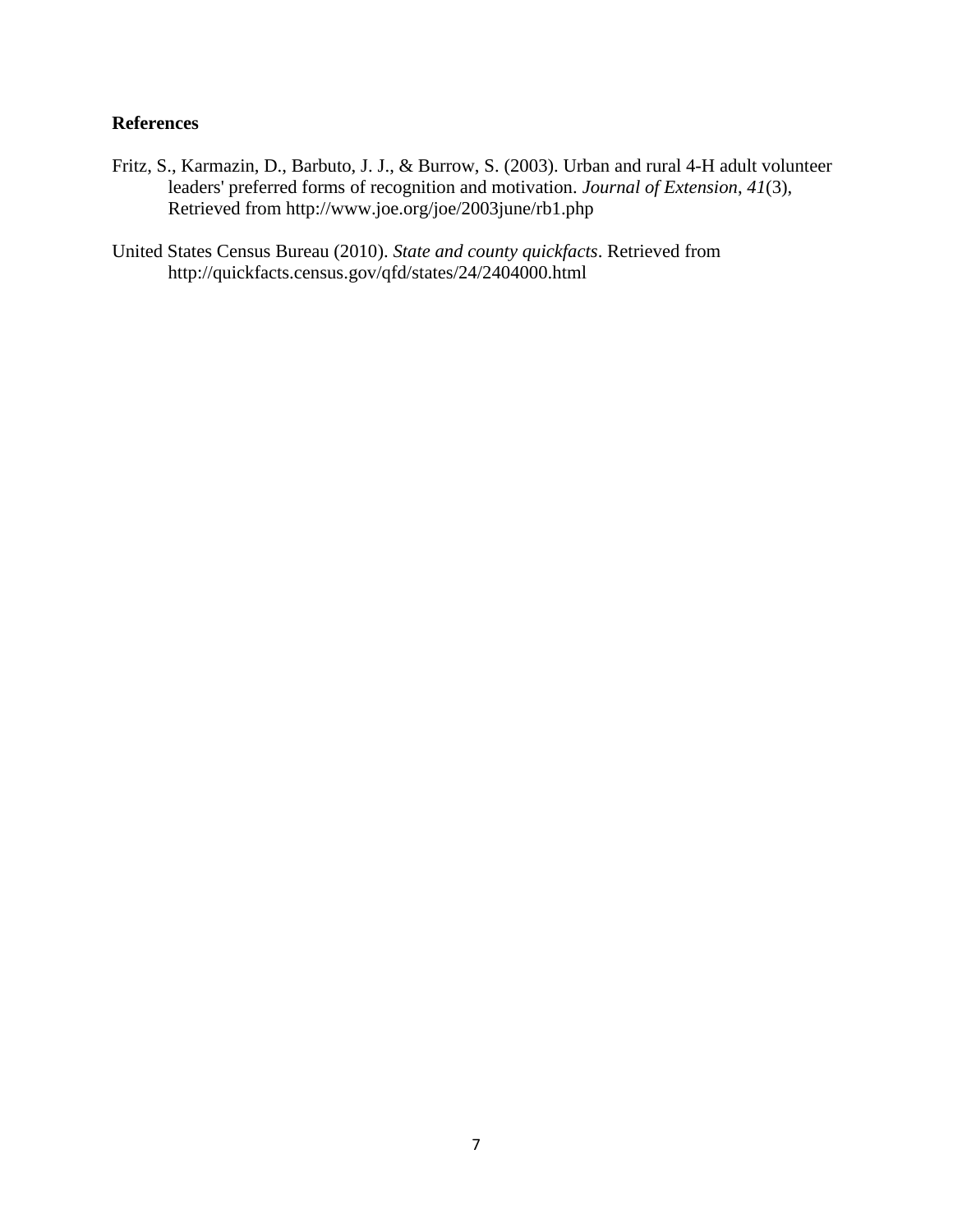**References**

Fritz, S., Karmazin, D., Barbuto, J. J., & Burrow, S. (2003). Urban and rural 4-H adult volunteer leaders' preferred forms of recognition and motivation. *Journal of Extension*, *41*(3), Retrieved from http://www.joe.org/joe/2003june/rb1.php

United States Census Bureau (2010). *State and county quickfacts*. Retrieved from http://quickfacts.census.gov/qfd/states/24/2404000.html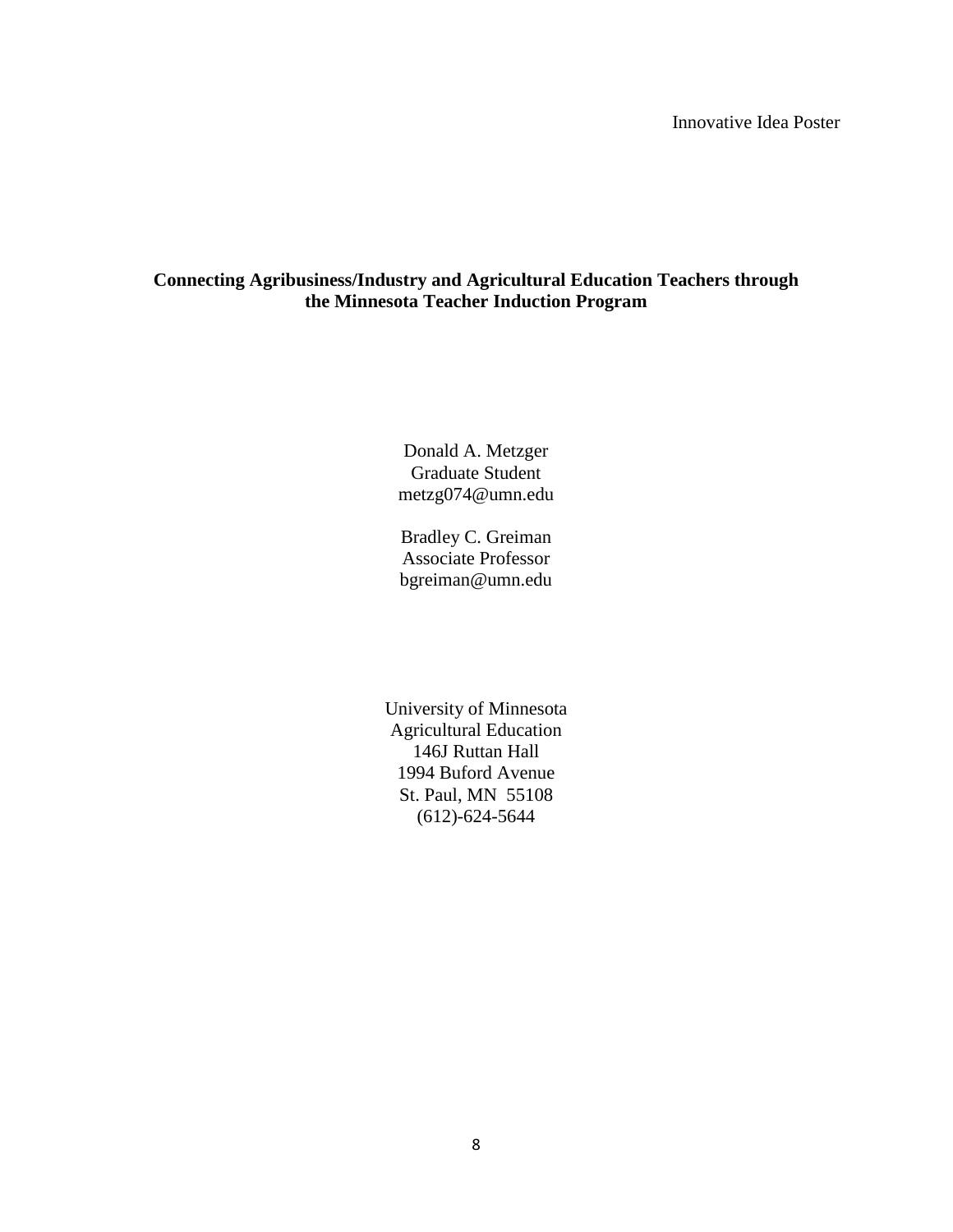Innovative Idea Poster

**Connecting Agribusiness/Industry and Agricultural Education Teachers through the Minnesota Teacher Induction Program**

Donald A. Metzger
Graduate Student
metzg074@umn.edu

Bradley C. Greiman
Associate Professor
bgreiman@umn.edu

University of Minnesota
Agricultural Education
146J Ruttan Hall
1994 Buford Avenue
St. Paul, MN 55108
(612)-624-5644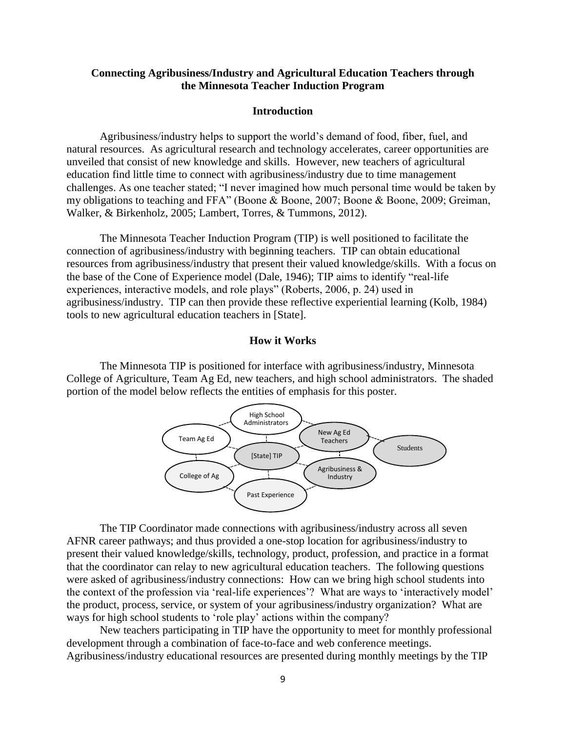## Connecting Agribusiness/Industry and Agricultural Education Teachers through the Minnesota Teacher Induction Program

### Introduction

Agribusiness/industry helps to support the world's demand of food, fiber, fuel, and natural resources. As agricultural research and technology accelerates, career opportunities are unveiled that consist of new knowledge and skills. However, new teachers of agricultural education find little time to connect with agribusiness/industry due to time management challenges. As one teacher stated; "I never imagined how much personal time would be taken by my obligations to teaching and FFA" (Boone & Boone, 2007; Boone & Boone, 2009; Greiman, Walker, & Birkenholz, 2005; Lambert, Torres, & Tummons, 2012).

The Minnesota Teacher Induction Program (TIP) is well positioned to facilitate the connection of agribusiness/industry with beginning teachers. TIP can obtain educational resources from agribusiness/industry that present their valued knowledge/skills. With a focus on the base of the Cone of Experience model (Dale, 1946); TIP aims to identify "real-life experiences, interactive models, and role plays" (Roberts, 2006, p. 24) used in agribusiness/industry. TIP can then provide these reflective experiential learning (Kolb, 1984) tools to new agricultural education teachers in [State].

### How it Works

The Minnesota TIP is positioned for interface with agribusiness/industry, Minnesota College of Agriculture, Team Ag Ed, new teachers, and high school administrators. The shaded portion of the model below reflects the entities of emphasis for this poster.

High School Administrators | Team Ag Ed | New Ag Ed Teachers | Students | [State] TIP | College of Ag | Agribusiness & Industry | Past Experience

The TIP Coordinator made connections with agribusiness/industry across all seven AFNR career pathways; and thus provided a one-stop location for agribusiness/industry to present their valued knowledge/skills, technology, product, profession, and practice in a format that the coordinator can relay to new agricultural education teachers. The following questions were asked of agribusiness/industry connections: How can we bring high school students into the context of the profession via 'real-life experiences'? What are ways to 'interactively model' the product, process, service, or system of your agribusiness/industry organization? What are ways for high school students to 'role play' actions within the company?

New teachers participating in TIP have the opportunity to meet for monthly professional development through a combination of face-to-face and web conference meetings. Agribusiness/industry educational resources are presented during monthly meetings by the TIP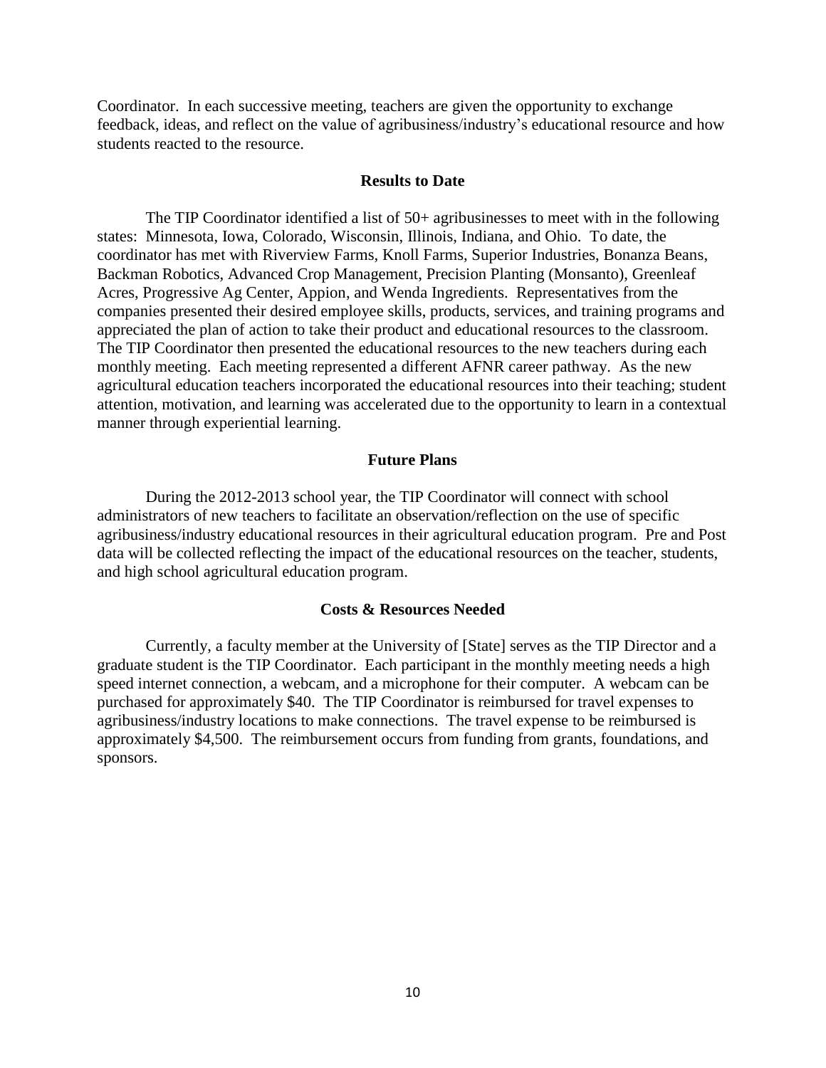Coordinator. In each successive meeting, teachers are given the opportunity to exchange feedback, ideas, and reflect on the value of agribusiness/industry's educational resource and how students reacted to the resource.

## Results to Date

The TIP Coordinator identified a list of 50+ agribusinesses to meet with in the following states: Minnesota, Iowa, Colorado, Wisconsin, Illinois, Indiana, and Ohio. To date, the coordinator has met with Riverview Farms, Knoll Farms, Superior Industries, Bonanza Beans, Backman Robotics, Advanced Crop Management, Precision Planting (Monsanto), Greenleaf Acres, Progressive Ag Center, Appion, and Wenda Ingredients. Representatives from the companies presented their desired employee skills, products, services, and training programs and appreciated the plan of action to take their product and educational resources to the classroom. The TIP Coordinator then presented the educational resources to the new teachers during each monthly meeting. Each meeting represented a different AFNR career pathway. As the new agricultural education teachers incorporated the educational resources into their teaching; student attention, motivation, and learning was accelerated due to the opportunity to learn in a contextual manner through experiential learning.

## Future Plans

During the 2012-2013 school year, the TIP Coordinator will connect with school administrators of new teachers to facilitate an observation/reflection on the use of specific agribusiness/industry educational resources in their agricultural education program. Pre and Post data will be collected reflecting the impact of the educational resources on the teacher, students, and high school agricultural education program.

## Costs & Resources Needed

Currently, a faculty member at the University of [State] serves as the TIP Director and a graduate student is the TIP Coordinator. Each participant in the monthly meeting needs a high speed internet connection, a webcam, and a microphone for their computer. A webcam can be purchased for approximately $40. The TIP Coordinator is reimbursed for travel expenses to agribusiness/industry locations to make connections. The travel expense to be reimbursed is approximately $4,500. The reimbursement occurs from funding from grants, foundations, and sponsors.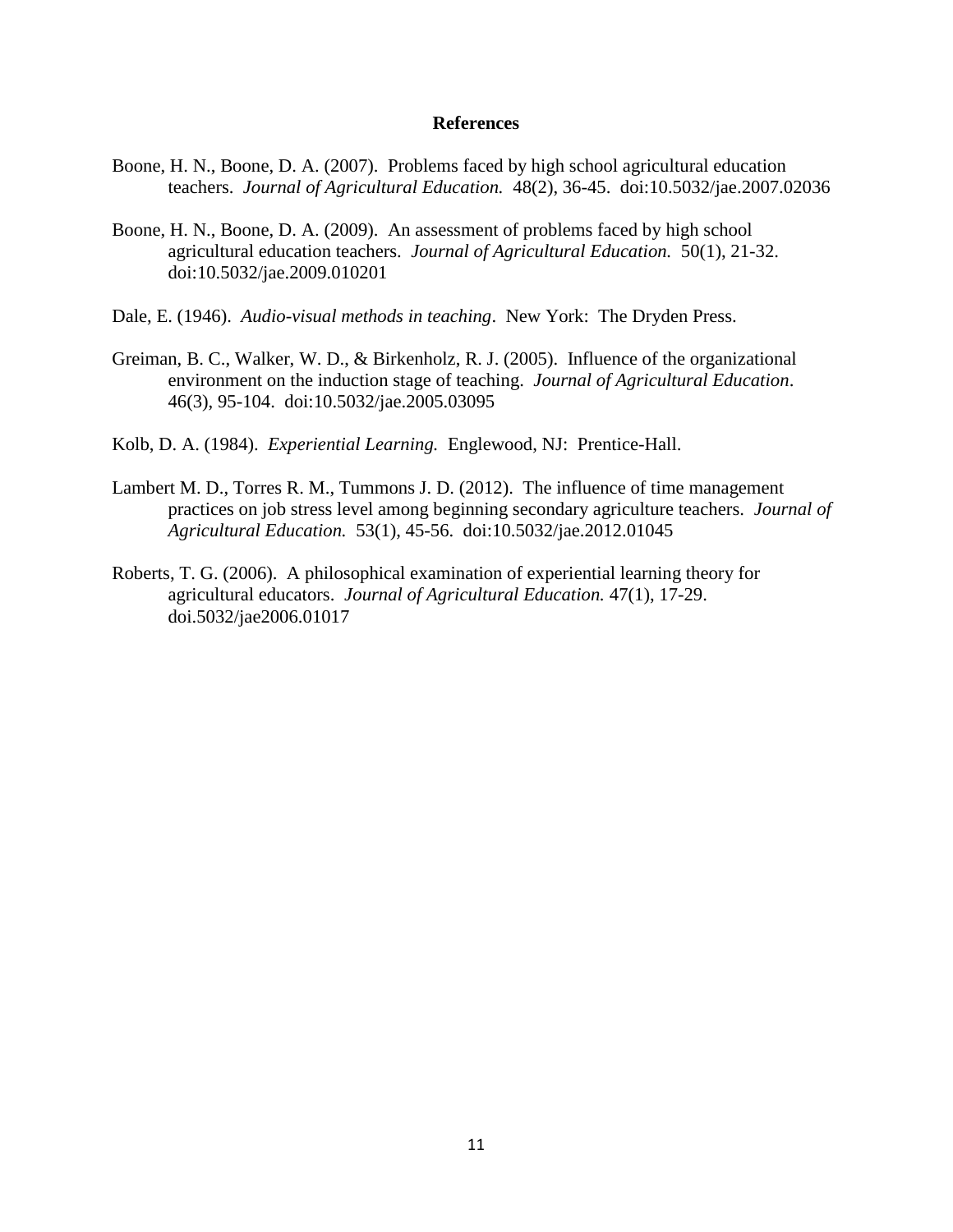# References

Boone, H. N., Boone, D. A. (2007). Problems faced by high school agricultural education teachers. *Journal of Agricultural Education.* 48(2), 36-45. doi:10.5032/jae.2007.02036

Boone, H. N., Boone, D. A. (2009). An assessment of problems faced by high school agricultural education teachers. *Journal of Agricultural Education.* 50(1), 21-32. doi:10.5032/jae.2009.010201

Dale, E. (1946). *Audio-visual methods in teaching*. New York: The Dryden Press.

Greiman, B. C., Walker, W. D., & Birkenholz, R. J. (2005). Influence of the organizational environment on the induction stage of teaching. *Journal of Agricultural Education*. 46(3), 95-104. doi:10.5032/jae.2005.03095

Kolb, D. A. (1984). *Experiential Learning.* Englewood, NJ: Prentice-Hall.

Lambert M. D., Torres R. M., Tummons J. D. (2012). The influence of time management practices on job stress level among beginning secondary agriculture teachers. *Journal of Agricultural Education.* 53(1), 45-56. doi:10.5032/jae.2012.01045

Roberts, T. G. (2006). A philosophical examination of experiential learning theory for agricultural educators. *Journal of Agricultural Education.* 47(1), 17-29. doi.5032/jae2006.01017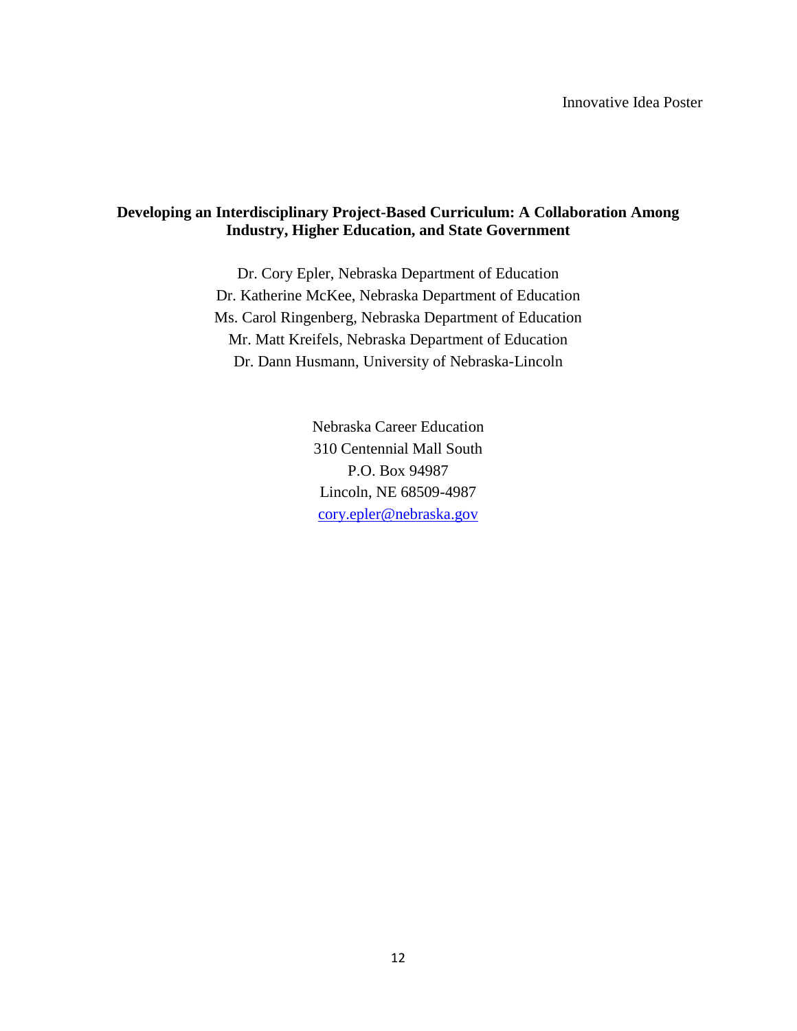Innovative Idea Poster

## Developing an Interdisciplinary Project-Based Curriculum: A Collaboration Among Industry, Higher Education, and State Government

Dr. Cory Epler, Nebraska Department of Education
Dr. Katherine McKee, Nebraska Department of Education
Ms. Carol Ringenberg, Nebraska Department of Education
Mr. Matt Kreifels, Nebraska Department of Education
Dr. Dann Husmann, University of Nebraska-Lincoln

Nebraska Career Education
310 Centennial Mall South
P.O. Box 94987
Lincoln, NE 68509-4987
cory.epler@nebraska.gov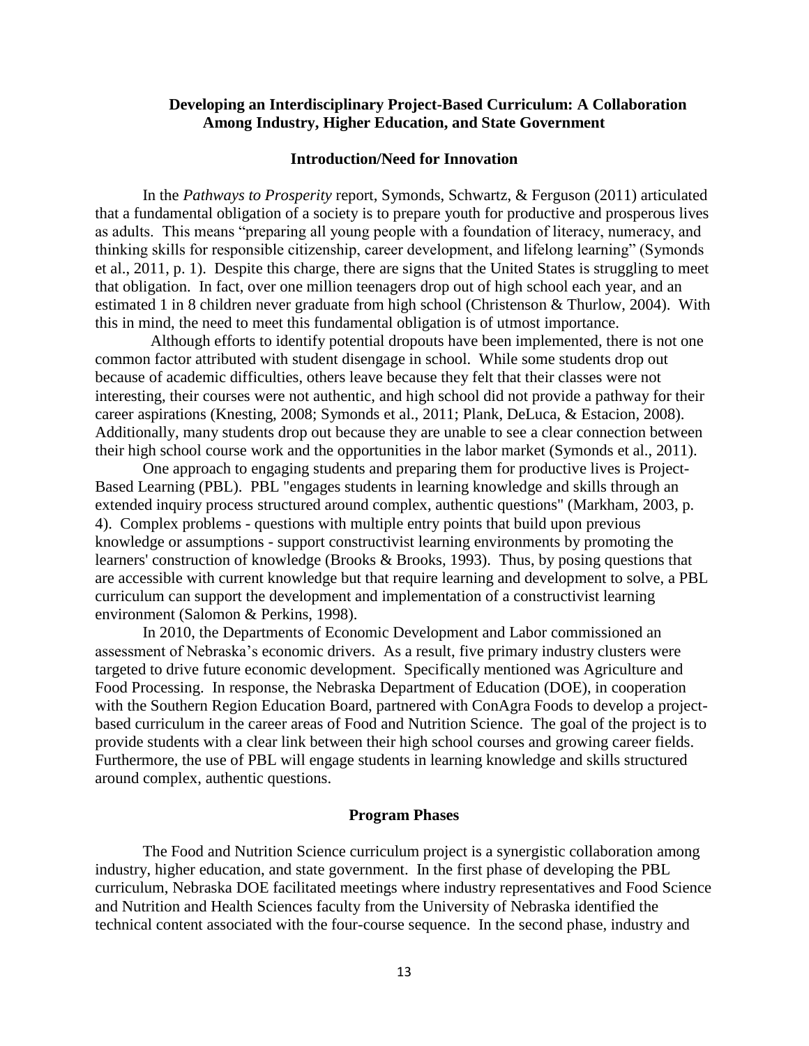## Developing an Interdisciplinary Project-Based Curriculum: A Collaboration Among Industry, Higher Education, and State Government

### Introduction/Need for Innovation

In the *Pathways to Prosperity* report, Symonds, Schwartz, & Ferguson (2011) articulated that a fundamental obligation of a society is to prepare youth for productive and prosperous lives as adults. This means "preparing all young people with a foundation of literacy, numeracy, and thinking skills for responsible citizenship, career development, and lifelong learning" (Symonds et al., 2011, p. 1). Despite this charge, there are signs that the United States is struggling to meet that obligation. In fact, over one million teenagers drop out of high school each year, and an estimated 1 in 8 children never graduate from high school (Christenson & Thurlow, 2004). With this in mind, the need to meet this fundamental obligation is of utmost importance.

Although efforts to identify potential dropouts have been implemented, there is not one common factor attributed with student disengage in school. While some students drop out because of academic difficulties, others leave because they felt that their classes were not interesting, their courses were not authentic, and high school did not provide a pathway for their career aspirations (Knesting, 2008; Symonds et al., 2011; Plank, DeLuca, & Estacion, 2008). Additionally, many students drop out because they are unable to see a clear connection between their high school course work and the opportunities in the labor market (Symonds et al., 2011).

One approach to engaging students and preparing them for productive lives is Project-Based Learning (PBL). PBL "engages students in learning knowledge and skills through an extended inquiry process structured around complex, authentic questions" (Markham, 2003, p. 4). Complex problems - questions with multiple entry points that build upon previous knowledge or assumptions - support constructivist learning environments by promoting the learners' construction of knowledge (Brooks & Brooks, 1993). Thus, by posing questions that are accessible with current knowledge but that require learning and development to solve, a PBL curriculum can support the development and implementation of a constructivist learning environment (Salomon & Perkins, 1998).

In 2010, the Departments of Economic Development and Labor commissioned an assessment of Nebraska's economic drivers. As a result, five primary industry clusters were targeted to drive future economic development. Specifically mentioned was Agriculture and Food Processing. In response, the Nebraska Department of Education (DOE), in cooperation with the Southern Region Education Board, partnered with ConAgra Foods to develop a project-based curriculum in the career areas of Food and Nutrition Science. The goal of the project is to provide students with a clear link between their high school courses and growing career fields. Furthermore, the use of PBL will engage students in learning knowledge and skills structured around complex, authentic questions.

### Program Phases

The Food and Nutrition Science curriculum project is a synergistic collaboration among industry, higher education, and state government. In the first phase of developing the PBL curriculum, Nebraska DOE facilitated meetings where industry representatives and Food Science and Nutrition and Health Sciences faculty from the University of Nebraska identified the technical content associated with the four-course sequence. In the second phase, industry and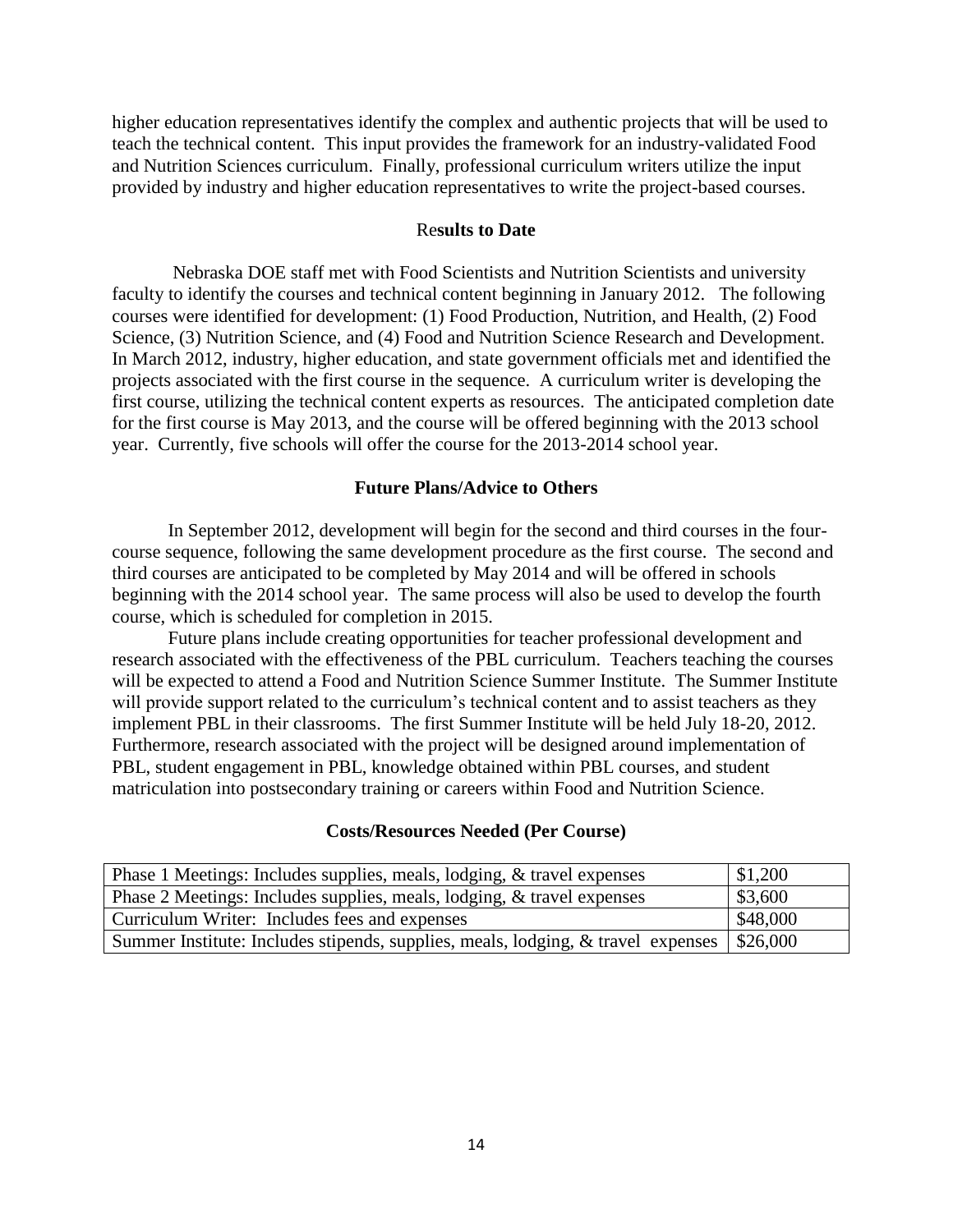higher education representatives identify the complex and authentic projects that will be used to teach the technical content. This input provides the framework for an industry-validated Food and Nutrition Sciences curriculum. Finally, professional curriculum writers utilize the input provided by industry and higher education representatives to write the project-based courses.

### Results to Date

Nebraska DOE staff met with Food Scientists and Nutrition Scientists and university faculty to identify the courses and technical content beginning in January 2012. The following courses were identified for development: (1) Food Production, Nutrition, and Health, (2) Food Science, (3) Nutrition Science, and (4) Food and Nutrition Science Research and Development. In March 2012, industry, higher education, and state government officials met and identified the projects associated with the first course in the sequence. A curriculum writer is developing the first course, utilizing the technical content experts as resources. The anticipated completion date for the first course is May 2013, and the course will be offered beginning with the 2013 school year. Currently, five schools will offer the course for the 2013-2014 school year.

### Future Plans/Advice to Others

In September 2012, development will begin for the second and third courses in the four-course sequence, following the same development procedure as the first course. The second and third courses are anticipated to be completed by May 2014 and will be offered in schools beginning with the 2014 school year. The same process will also be used to develop the fourth course, which is scheduled for completion in 2015.

Future plans include creating opportunities for teacher professional development and research associated with the effectiveness of the PBL curriculum. Teachers teaching the courses will be expected to attend a Food and Nutrition Science Summer Institute. The Summer Institute will provide support related to the curriculum's technical content and to assist teachers as they implement PBL in their classrooms. The first Summer Institute will be held July 18-20, 2012. Furthermore, research associated with the project will be designed around implementation of PBL, student engagement in PBL, knowledge obtained within PBL courses, and student matriculation into postsecondary training or careers within Food and Nutrition Science.

### Costs/Resources Needed (Per Course)

| Item | Cost |
| --- | --- |
| Phase 1 Meetings: Includes supplies, meals, lodging, & travel expenses | $1,200 |
| Phase 2 Meetings: Includes supplies, meals, lodging, & travel expenses | $3,600 |
| Curriculum Writer: Includes fees and expenses | $48,000 |
| Summer Institute: Includes stipends, supplies, meals, lodging, & travel expenses | $26,000 |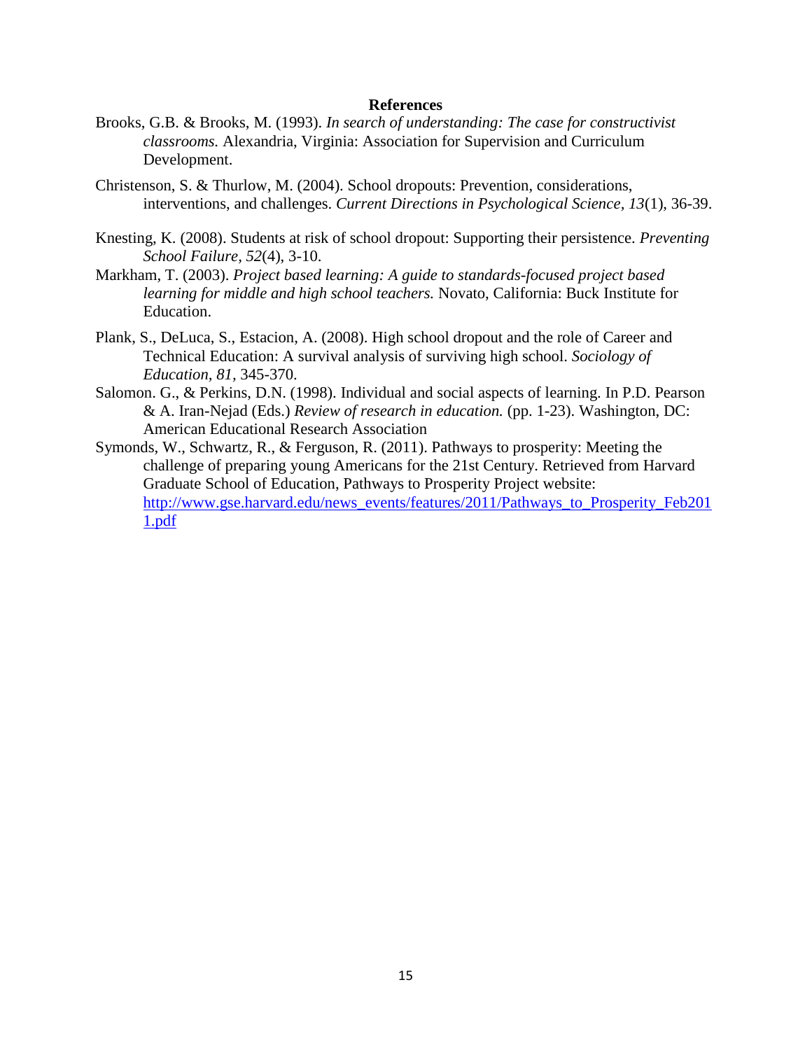## References

Brooks, G.B. & Brooks, M. (1993). *In search of understanding: The case for constructivist classrooms.* Alexandria, Virginia: Association for Supervision and Curriculum Development.

Christenson, S. & Thurlow, M. (2004). School dropouts: Prevention, considerations, interventions, and challenges. *Current Directions in Psychological Science, 13*(1), 36-39.

Knesting, K. (2008). Students at risk of school dropout: Supporting their persistence. *Preventing School Failure, 52*(4), 3-10.

Markham, T. (2003). *Project based learning: A guide to standards-focused project based learning for middle and high school teachers.* Novato, California: Buck Institute for Education.

Plank, S., DeLuca, S., Estacion, A. (2008). High school dropout and the role of Career and Technical Education: A survival analysis of surviving high school. *Sociology of Education, 81*, 345-370.

Salomon. G., & Perkins, D.N. (1998). Individual and social aspects of learning. In P.D. Pearson & A. Iran-Nejad (Eds.) *Review of research in education.* (pp. 1-23). Washington, DC: American Educational Research Association

Symonds, W., Schwartz, R., & Ferguson, R. (2011). Pathways to prosperity: Meeting the challenge of preparing young Americans for the 21st Century. Retrieved from Harvard Graduate School of Education, Pathways to Prosperity Project website: [http://www.gse.harvard.edu/news_events/features/2011/Pathways_to_Prosperity_Feb2011.pdf](http://www.gse.harvard.edu/news_events/features/2011/Pathways_to_Prosperity_Feb2011.pdf)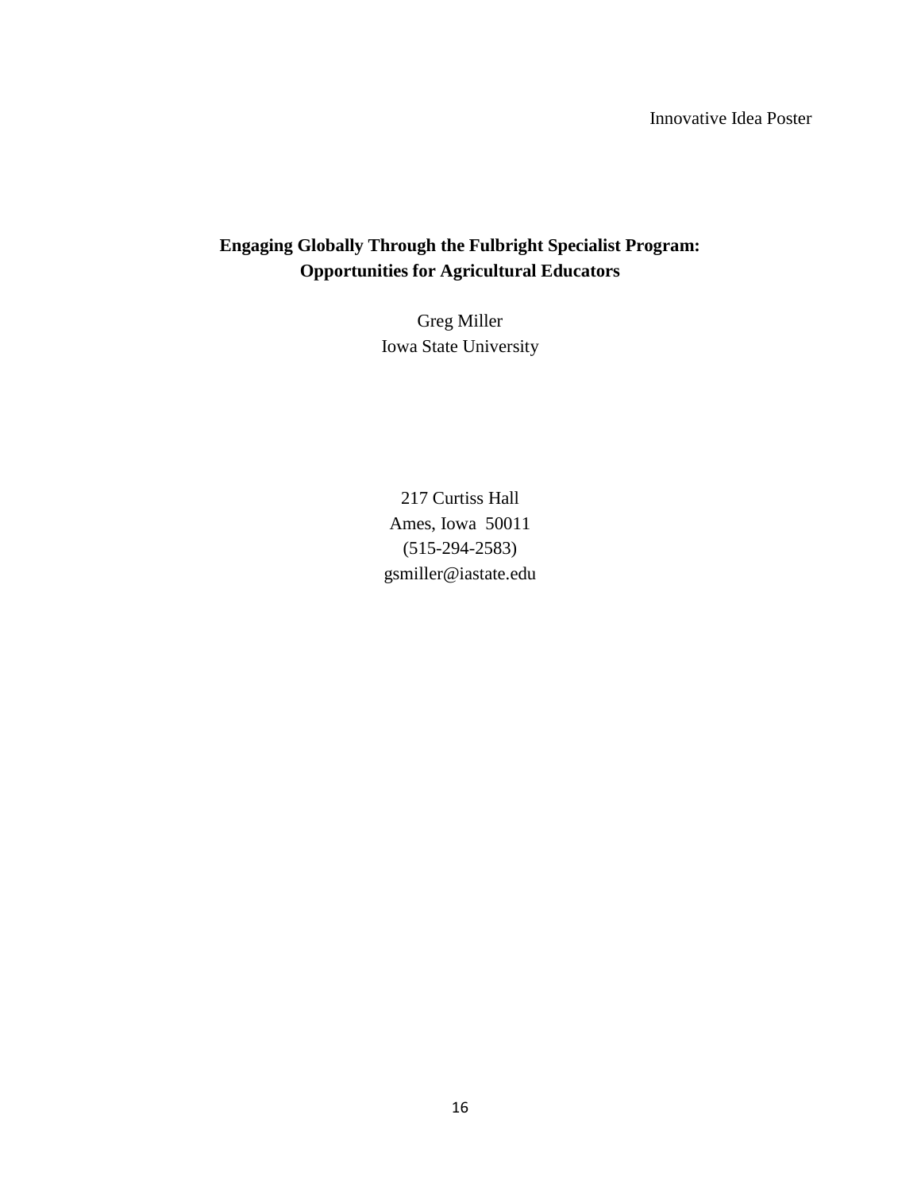Innovative Idea Poster

# Engaging Globally Through the Fulbright Specialist Program: Opportunities for Agricultural Educators

Greg Miller
Iowa State University

217 Curtiss Hall
Ames, Iowa 50011
(515-294-2583)
gsmiller@iastate.edu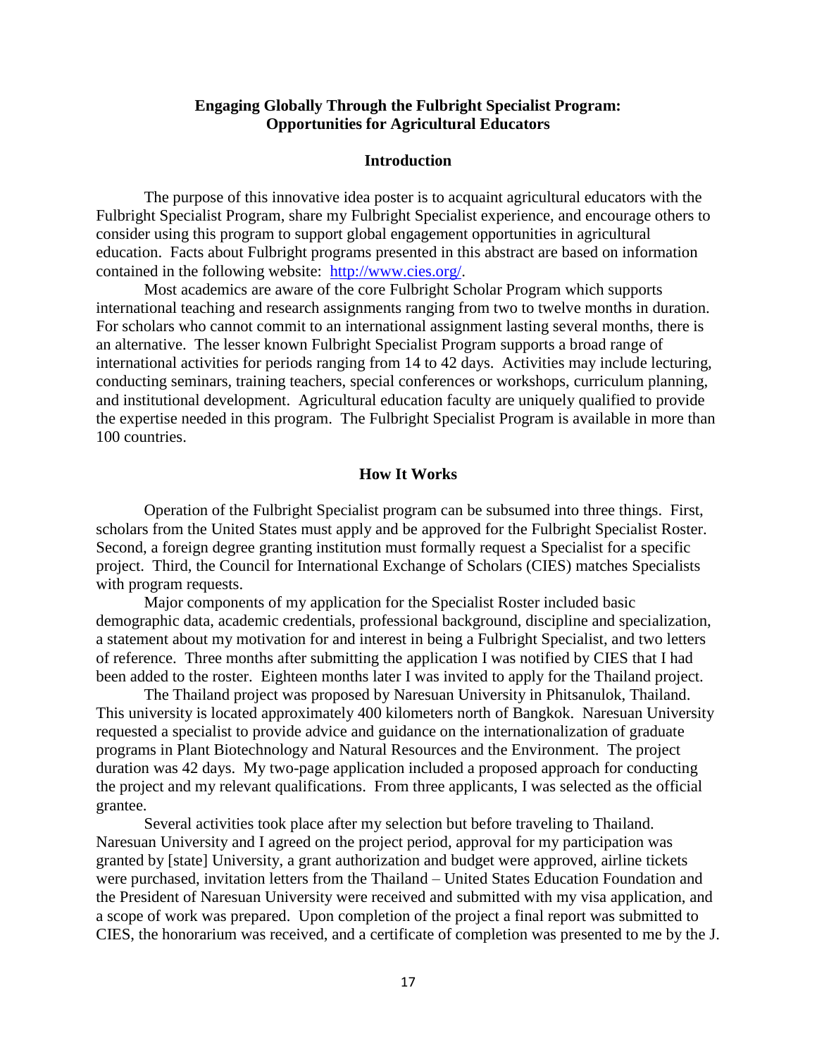**Engaging Globally Through the Fulbright Specialist Program: Opportunities for Agricultural Educators**

**Introduction**

The purpose of this innovative idea poster is to acquaint agricultural educators with the Fulbright Specialist Program, share my Fulbright Specialist experience, and encourage others to consider using this program to support global engagement opportunities in agricultural education. Facts about Fulbright programs presented in this abstract are based on information contained in the following website: [http://www.cies.org/](http://www.cies.org/).

Most academics are aware of the core Fulbright Scholar Program which supports international teaching and research assignments ranging from two to twelve months in duration. For scholars who cannot commit to an international assignment lasting several months, there is an alternative. The lesser known Fulbright Specialist Program supports a broad range of international activities for periods ranging from 14 to 42 days. Activities may include lecturing, conducting seminars, training teachers, special conferences or workshops, curriculum planning, and institutional development. Agricultural education faculty are uniquely qualified to provide the expertise needed in this program. The Fulbright Specialist Program is available in more than 100 countries.

**How It Works**

Operation of the Fulbright Specialist program can be subsumed into three things. First, scholars from the United States must apply and be approved for the Fulbright Specialist Roster. Second, a foreign degree granting institution must formally request a Specialist for a specific project. Third, the Council for International Exchange of Scholars (CIES) matches Specialists with program requests.

Major components of my application for the Specialist Roster included basic demographic data, academic credentials, professional background, discipline and specialization, a statement about my motivation for and interest in being a Fulbright Specialist, and two letters of reference. Three months after submitting the application I was notified by CIES that I had been added to the roster. Eighteen months later I was invited to apply for the Thailand project.

The Thailand project was proposed by Naresuan University in Phitsanulok, Thailand. This university is located approximately 400 kilometers north of Bangkok. Naresuan University requested a specialist to provide advice and guidance on the internationalization of graduate programs in Plant Biotechnology and Natural Resources and the Environment. The project duration was 42 days. My two-page application included a proposed approach for conducting the project and my relevant qualifications. From three applicants, I was selected as the official grantee.

Several activities took place after my selection but before traveling to Thailand. Naresuan University and I agreed on the project period, approval for my participation was granted by [state] University, a grant authorization and budget were approved, airline tickets were purchased, invitation letters from the Thailand – United States Education Foundation and the President of Naresuan University were received and submitted with my visa application, and a scope of work was prepared. Upon completion of the project a final report was submitted to CIES, the honorarium was received, and a certificate of completion was presented to me by the J.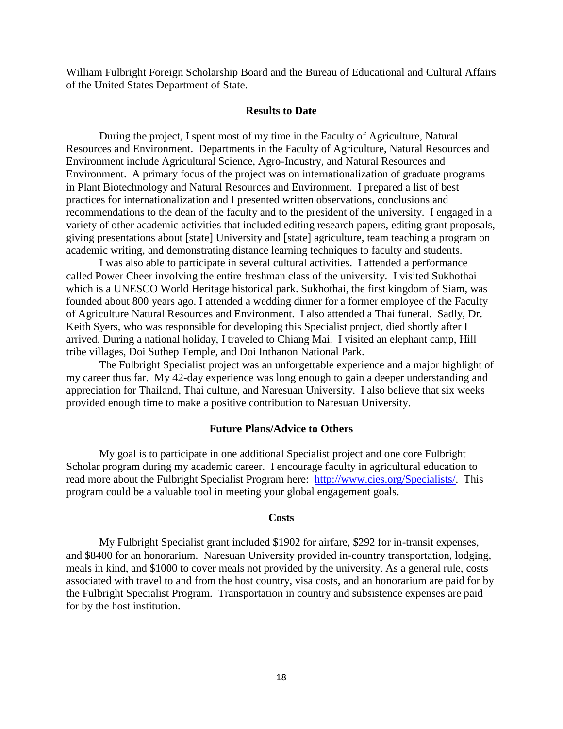William Fulbright Foreign Scholarship Board and the Bureau of Educational and Cultural Affairs of the United States Department of State.

### Results to Date

During the project, I spent most of my time in the Faculty of Agriculture, Natural Resources and Environment. Departments in the Faculty of Agriculture, Natural Resources and Environment include Agricultural Science, Agro-Industry, and Natural Resources and Environment. A primary focus of the project was on internationalization of graduate programs in Plant Biotechnology and Natural Resources and Environment. I prepared a list of best practices for internationalization and I presented written observations, conclusions and recommendations to the dean of the faculty and to the president of the university. I engaged in a variety of other academic activities that included editing research papers, editing grant proposals, giving presentations about [state] University and [state] agriculture, team teaching a program on academic writing, and demonstrating distance learning techniques to faculty and students.

I was also able to participate in several cultural activities. I attended a performance called Power Cheer involving the entire freshman class of the university. I visited Sukhothai which is a UNESCO World Heritage historical park. Sukhothai, the first kingdom of Siam, was founded about 800 years ago. I attended a wedding dinner for a former employee of the Faculty of Agriculture Natural Resources and Environment. I also attended a Thai funeral. Sadly, Dr. Keith Syers, who was responsible for developing this Specialist project, died shortly after I arrived. During a national holiday, I traveled to Chiang Mai. I visited an elephant camp, Hill tribe villages, Doi Suthep Temple, and Doi Inthanon National Park.

The Fulbright Specialist project was an unforgettable experience and a major highlight of my career thus far. My 42-day experience was long enough to gain a deeper understanding and appreciation for Thailand, Thai culture, and Naresuan University. I also believe that six weeks provided enough time to make a positive contribution to Naresuan University.

### Future Plans/Advice to Others

My goal is to participate in one additional Specialist project and one core Fulbright Scholar program during my academic career. I encourage faculty in agricultural education to read more about the Fulbright Specialist Program here: http://www.cies.org/Specialists/. This program could be a valuable tool in meeting your global engagement goals.

### Costs

My Fulbright Specialist grant included $1902 for airfare, $292 for in-transit expenses, and $8400 for an honorarium. Naresuan University provided in-country transportation, lodging, meals in kind, and $1000 to cover meals not provided by the university. As a general rule, costs associated with travel to and from the host country, visa costs, and an honorarium are paid for by the Fulbright Specialist Program. Transportation in country and subsistence expenses are paid for by the host institution.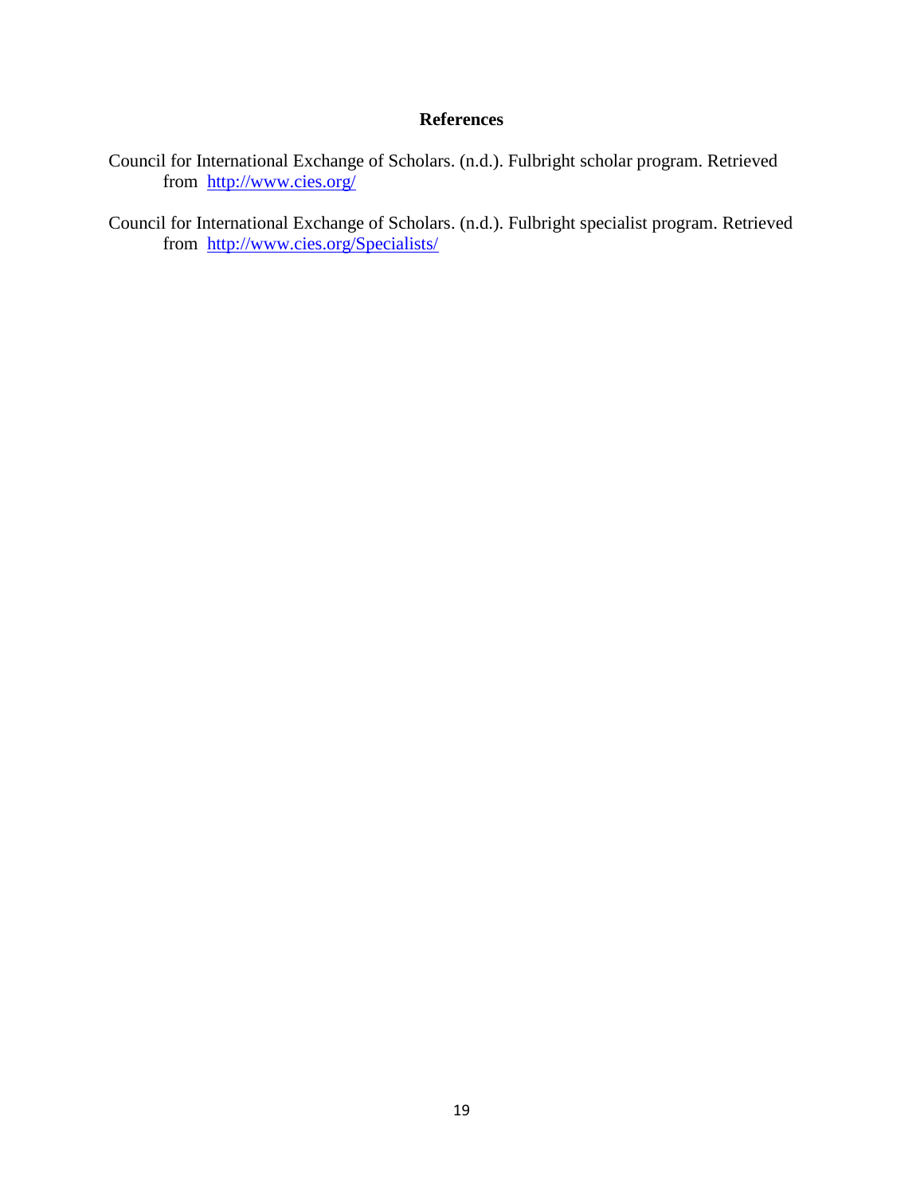## References

Council for International Exchange of Scholars. (n.d.). Fulbright scholar program. Retrieved from http://www.cies.org/

Council for International Exchange of Scholars. (n.d.). Fulbright specialist program. Retrieved from http://www.cies.org/Specialists/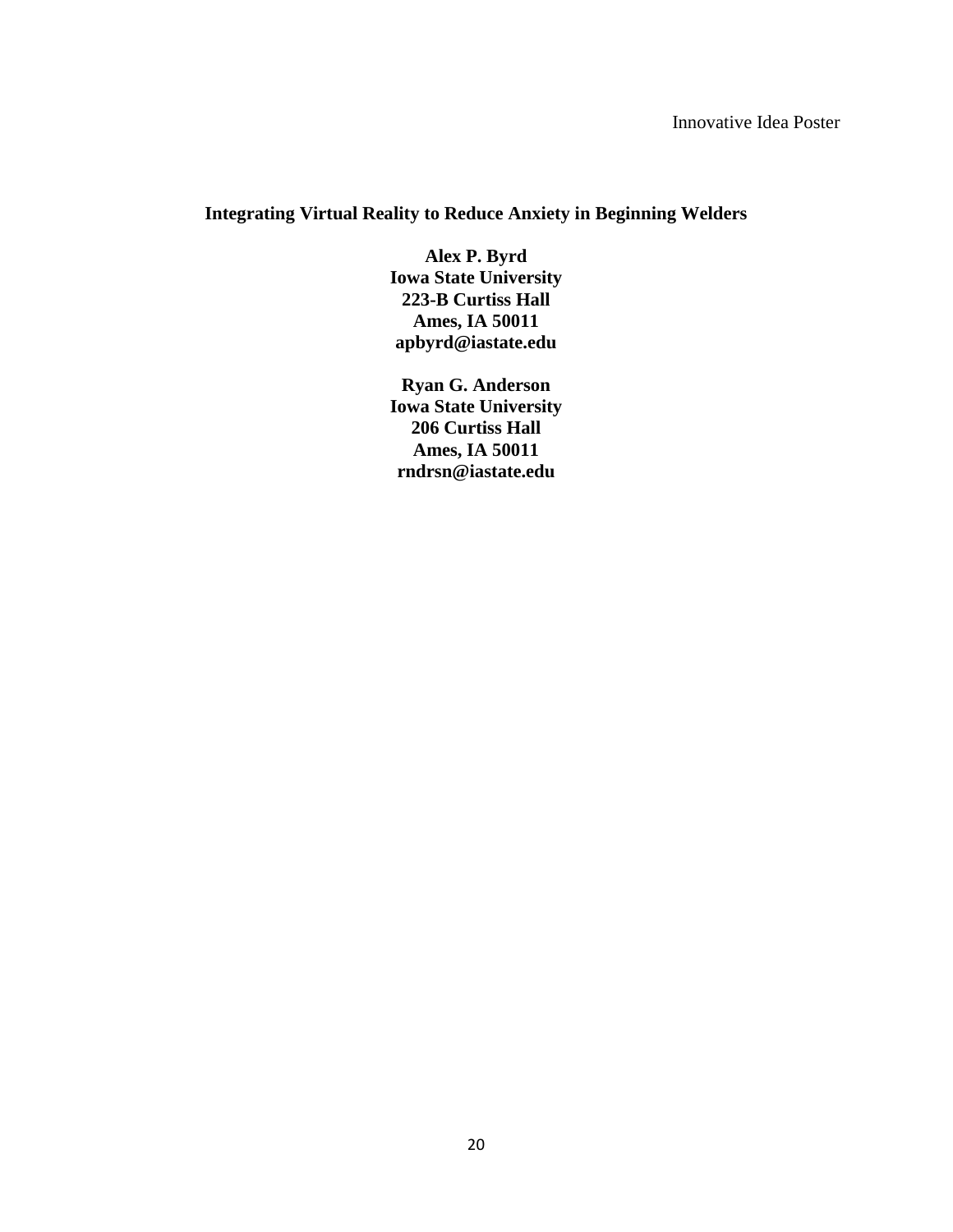Innovative Idea Poster

# Integrating Virtual Reality to Reduce Anxiety in Beginning Welders

**Alex P. Byrd**
**Iowa State University**
**223-B Curtiss Hall**
**Ames, IA 50011**
**apbyrd@iastate.edu**

**Ryan G. Anderson**
**Iowa State University**
**206 Curtiss Hall**
**Ames, IA 50011**
**rndrsn@iastate.edu**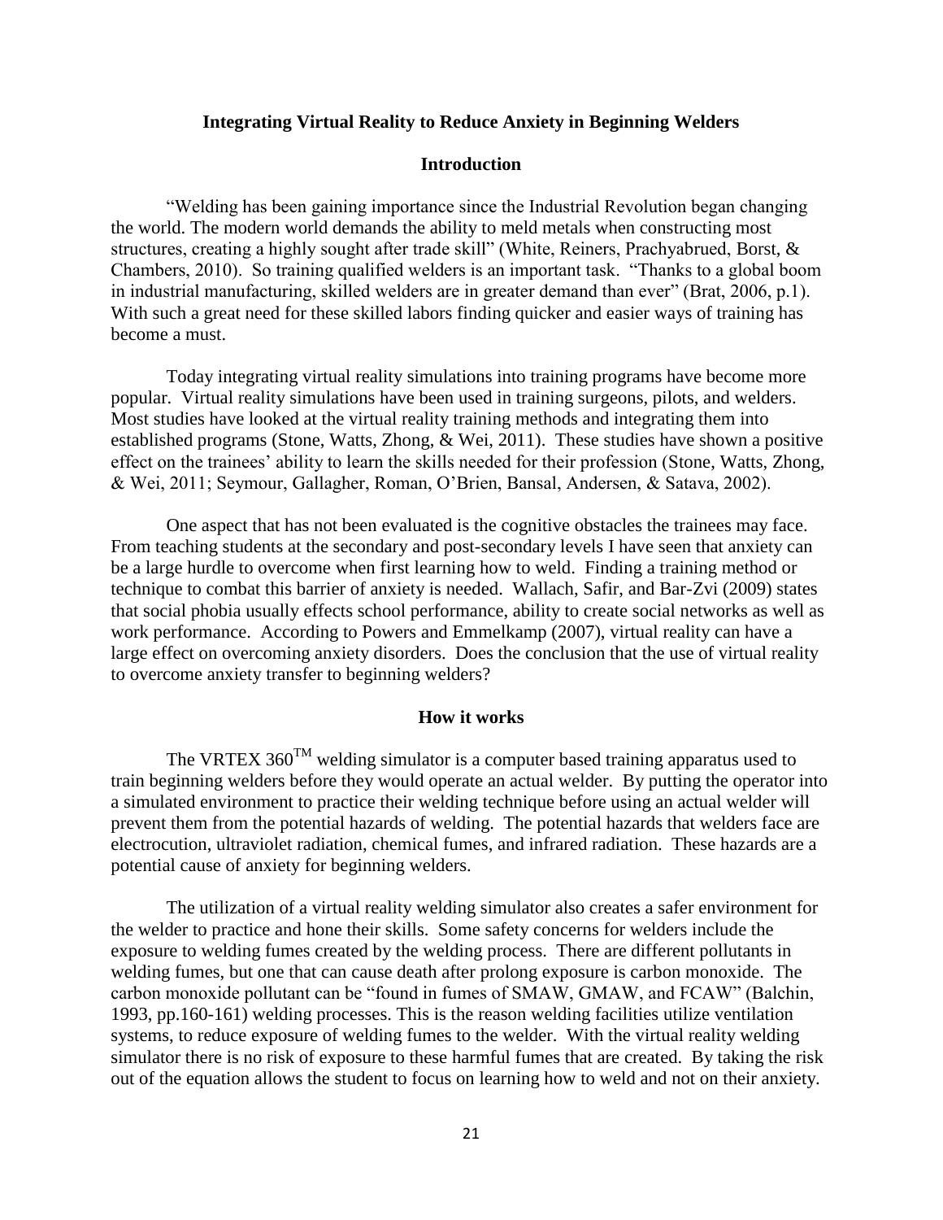**Integrating Virtual Reality to Reduce Anxiety in Beginning Welders**

## Introduction

"Welding has been gaining importance since the Industrial Revolution began changing the world. The modern world demands the ability to meld metals when constructing most structures, creating a highly sought after trade skill" (White, Reiners, Prachyabrued, Borst, & Chambers, 2010). So training qualified welders is an important task. "Thanks to a global boom in industrial manufacturing, skilled welders are in greater demand than ever" (Brat, 2006, p.1). With such a great need for these skilled labors finding quicker and easier ways of training has become a must.

Today integrating virtual reality simulations into training programs have become more popular. Virtual reality simulations have been used in training surgeons, pilots, and welders. Most studies have looked at the virtual reality training methods and integrating them into established programs (Stone, Watts, Zhong, & Wei, 2011). These studies have shown a positive effect on the trainees' ability to learn the skills needed for their profession (Stone, Watts, Zhong, & Wei, 2011; Seymour, Gallagher, Roman, O'Brien, Bansal, Andersen, & Satava, 2002).

One aspect that has not been evaluated is the cognitive obstacles the trainees may face. From teaching students at the secondary and post-secondary levels I have seen that anxiety can be a large hurdle to overcome when first learning how to weld. Finding a training method or technique to combat this barrier of anxiety is needed. Wallach, Safir, and Bar-Zvi (2009) states that social phobia usually effects school performance, ability to create social networks as well as work performance. According to Powers and Emmelkamp (2007), virtual reality can have a large effect on overcoming anxiety disorders. Does the conclusion that the use of virtual reality to overcome anxiety transfer to beginning welders?

## How it works

The VRTEX 360™ welding simulator is a computer based training apparatus used to train beginning welders before they would operate an actual welder. By putting the operator into a simulated environment to practice their welding technique before using an actual welder will prevent them from the potential hazards of welding. The potential hazards that welders face are electrocution, ultraviolet radiation, chemical fumes, and infrared radiation. These hazards are a potential cause of anxiety for beginning welders.

The utilization of a virtual reality welding simulator also creates a safer environment for the welder to practice and hone their skills. Some safety concerns for welders include the exposure to welding fumes created by the welding process. There are different pollutants in welding fumes, but one that can cause death after prolong exposure is carbon monoxide. The carbon monoxide pollutant can be "found in fumes of SMAW, GMAW, and FCAW" (Balchin, 1993, pp.160-161) welding processes. This is the reason welding facilities utilize ventilation systems, to reduce exposure of welding fumes to the welder. With the virtual reality welding simulator there is no risk of exposure to these harmful fumes that are created. By taking the risk out of the equation allows the student to focus on learning how to weld and not on their anxiety.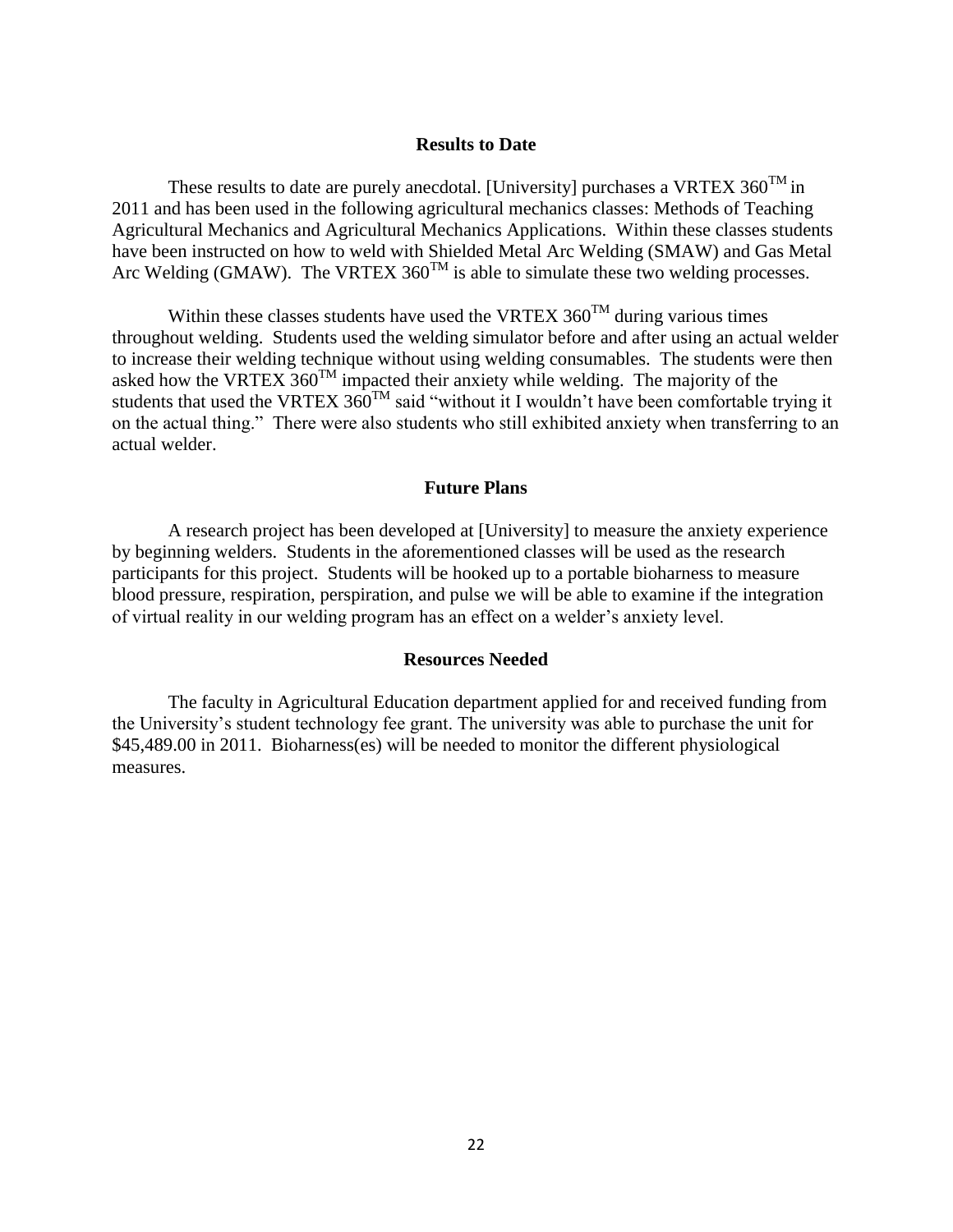## Results to Date

These results to date are purely anecdotal. [University] purchases a VRTEX 360$^{TM}$ in 2011 and has been used in the following agricultural mechanics classes: Methods of Teaching Agricultural Mechanics and Agricultural Mechanics Applications. Within these classes students have been instructed on how to weld with Shielded Metal Arc Welding (SMAW) and Gas Metal Arc Welding (GMAW). The VRTEX 360$^{TM}$ is able to simulate these two welding processes.

Within these classes students have used the VRTEX 360$^{TM}$ during various times throughout welding. Students used the welding simulator before and after using an actual welder to increase their welding technique without using welding consumables. The students were then asked how the VRTEX 360$^{TM}$ impacted their anxiety while welding. The majority of the students that used the VRTEX 360$^{TM}$ said "without it I wouldn't have been comfortable trying it on the actual thing." There were also students who still exhibited anxiety when transferring to an actual welder.

## Future Plans

A research project has been developed at [University] to measure the anxiety experience by beginning welders. Students in the aforementioned classes will be used as the research participants for this project. Students will be hooked up to a portable bioharness to measure blood pressure, respiration, perspiration, and pulse we will be able to examine if the integration of virtual reality in our welding program has an effect on a welder's anxiety level.

## Resources Needed

The faculty in Agricultural Education department applied for and received funding from the University's student technology fee grant. The university was able to purchase the unit for $45,489.00 in 2011. Bioharness(es) will be needed to monitor the different physiological measures.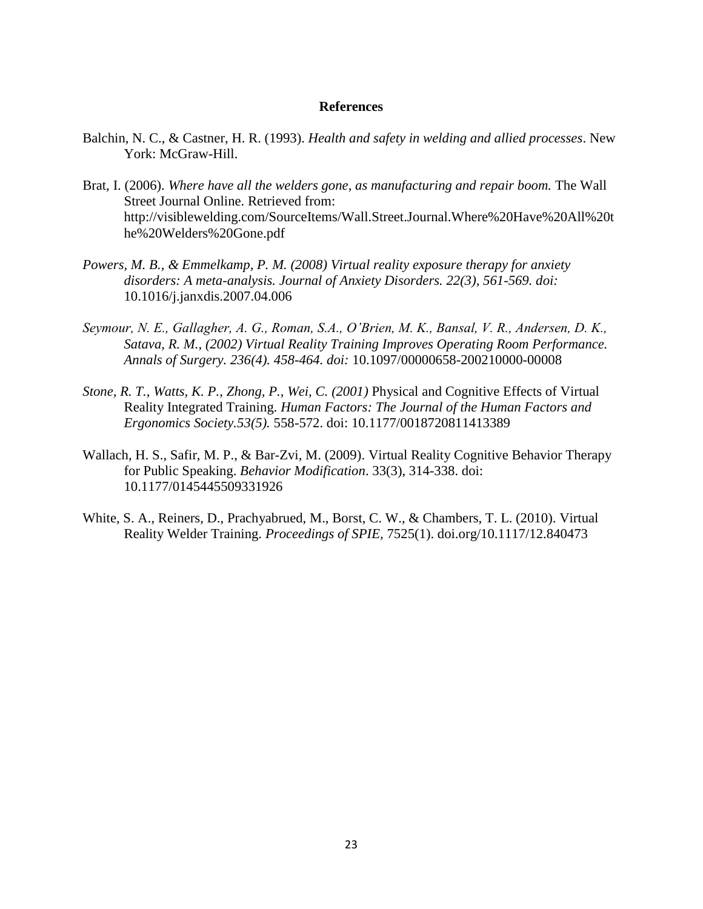## References

Balchin, N. C., & Castner, H. R. (1993). *Health and safety in welding and allied processes*. New York: McGraw-Hill.

Brat, I. (2006). *Where have all the welders gone, as manufacturing and repair boom.* The Wall Street Journal Online. Retrieved from: http://visiblewelding.com/SourceItems/Wall.Street.Journal.Where%20Have%20All%20the%20Welders%20Gone.pdf

*Powers, M. B., & Emmelkamp, P. M. (2008) Virtual reality exposure therapy for anxiety disorders: A meta-analysis. Journal of Anxiety Disorders. 22(3), 561-569. doi:* 10.1016/j.janxdis.2007.04.006

*Seymour, N. E., Gallagher, A. G., Roman, S.A., O'Brien, M. K., Bansal, V. R., Andersen, D. K., Satava, R. M., (2002) Virtual Reality Training Improves Operating Room Performance. Annals of Surgery. 236(4). 458-464. doi:* 10.1097/00000658-200210000-00008

*Stone, R. T., Watts, K. P., Zhong, P., Wei, C. (2001)* Physical and Cognitive Effects of Virtual Reality Integrated Training. *Human Factors: The Journal of the Human Factors and Ergonomics Society.53(5).* 558-572. doi: 10.1177/0018720811413389

Wallach, H. S., Safir, M. P., & Bar-Zvi, M. (2009). Virtual Reality Cognitive Behavior Therapy for Public Speaking. *Behavior Modification*. 33(3), 314-338. doi: 10.1177/0145445509331926

White, S. A., Reiners, D., Prachyabrued, M., Borst, C. W., & Chambers, T. L. (2010). Virtual Reality Welder Training. *Proceedings of SPIE,* 7525(1). doi.org/10.1117/12.840473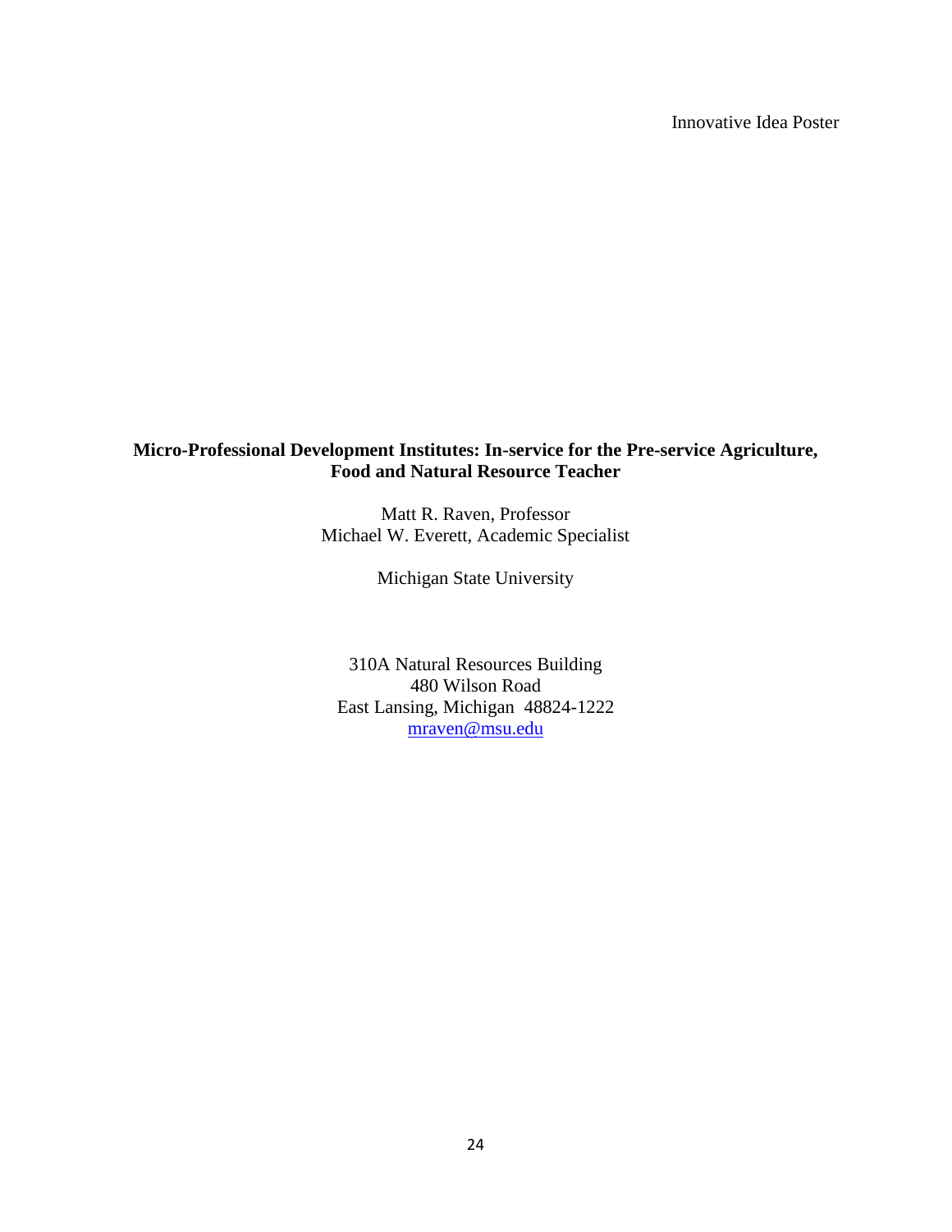Innovative Idea Poster

# Micro-Professional Development Institutes: In-service for the Pre-service Agriculture, Food and Natural Resource Teacher

Matt R. Raven, Professor
Michael W. Everett, Academic Specialist

Michigan State University

310A Natural Resources Building
480 Wilson Road
East Lansing, Michigan 48824-1222
mraven@msu.edu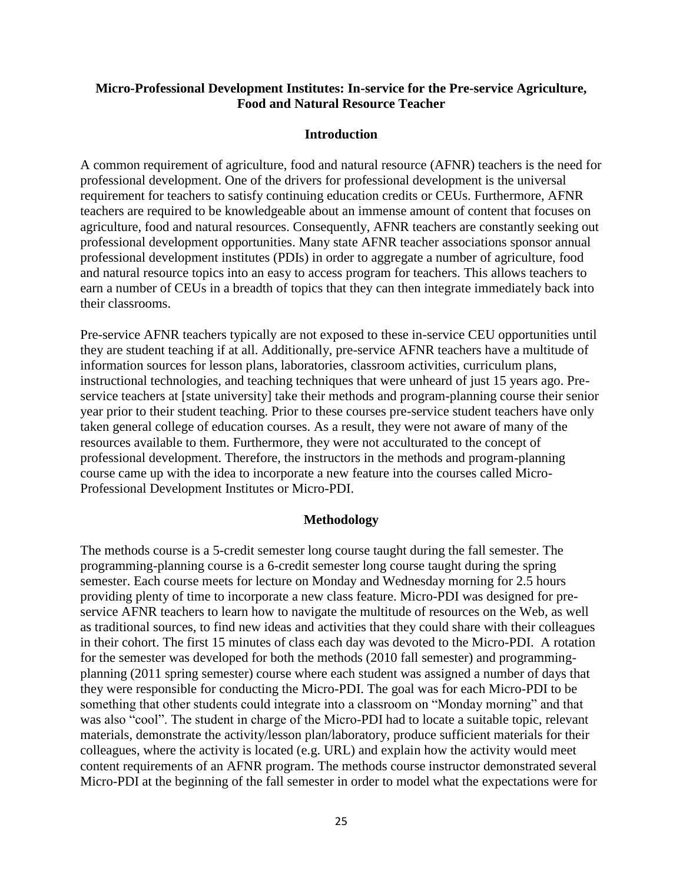**Micro-Professional Development Institutes: In-service for the Pre-service Agriculture, Food and Natural Resource Teacher**

## Introduction

A common requirement of agriculture, food and natural resource (AFNR) teachers is the need for professional development. One of the drivers for professional development is the universal requirement for teachers to satisfy continuing education credits or CEUs. Furthermore, AFNR teachers are required to be knowledgeable about an immense amount of content that focuses on agriculture, food and natural resources. Consequently, AFNR teachers are constantly seeking out professional development opportunities. Many state AFNR teacher associations sponsor annual professional development institutes (PDIs) in order to aggregate a number of agriculture, food and natural resource topics into an easy to access program for teachers. This allows teachers to earn a number of CEUs in a breadth of topics that they can then integrate immediately back into their classrooms.

Pre-service AFNR teachers typically are not exposed to these in-service CEU opportunities until they are student teaching if at all. Additionally, pre-service AFNR teachers have a multitude of information sources for lesson plans, laboratories, classroom activities, curriculum plans, instructional technologies, and teaching techniques that were unheard of just 15 years ago. Pre-service teachers at [state university] take their methods and program-planning course their senior year prior to their student teaching. Prior to these courses pre-service student teachers have only taken general college of education courses. As a result, they were not aware of many of the resources available to them. Furthermore, they were not acculturated to the concept of professional development. Therefore, the instructors in the methods and program-planning course came up with the idea to incorporate a new feature into the courses called Micro-Professional Development Institutes or Micro-PDI.

## Methodology

The methods course is a 5-credit semester long course taught during the fall semester. The programming-planning course is a 6-credit semester long course taught during the spring semester. Each course meets for lecture on Monday and Wednesday morning for 2.5 hours providing plenty of time to incorporate a new class feature. Micro-PDI was designed for pre-service AFNR teachers to learn how to navigate the multitude of resources on the Web, as well as traditional sources, to find new ideas and activities that they could share with their colleagues in their cohort. The first 15 minutes of class each day was devoted to the Micro-PDI. A rotation for the semester was developed for both the methods (2010 fall semester) and programming-planning (2011 spring semester) course where each student was assigned a number of days that they were responsible for conducting the Micro-PDI. The goal was for each Micro-PDI to be something that other students could integrate into a classroom on "Monday morning" and that was also "cool". The student in charge of the Micro-PDI had to locate a suitable topic, relevant materials, demonstrate the activity/lesson plan/laboratory, produce sufficient materials for their colleagues, where the activity is located (e.g. URL) and explain how the activity would meet content requirements of an AFNR program. The methods course instructor demonstrated several Micro-PDI at the beginning of the fall semester in order to model what the expectations were for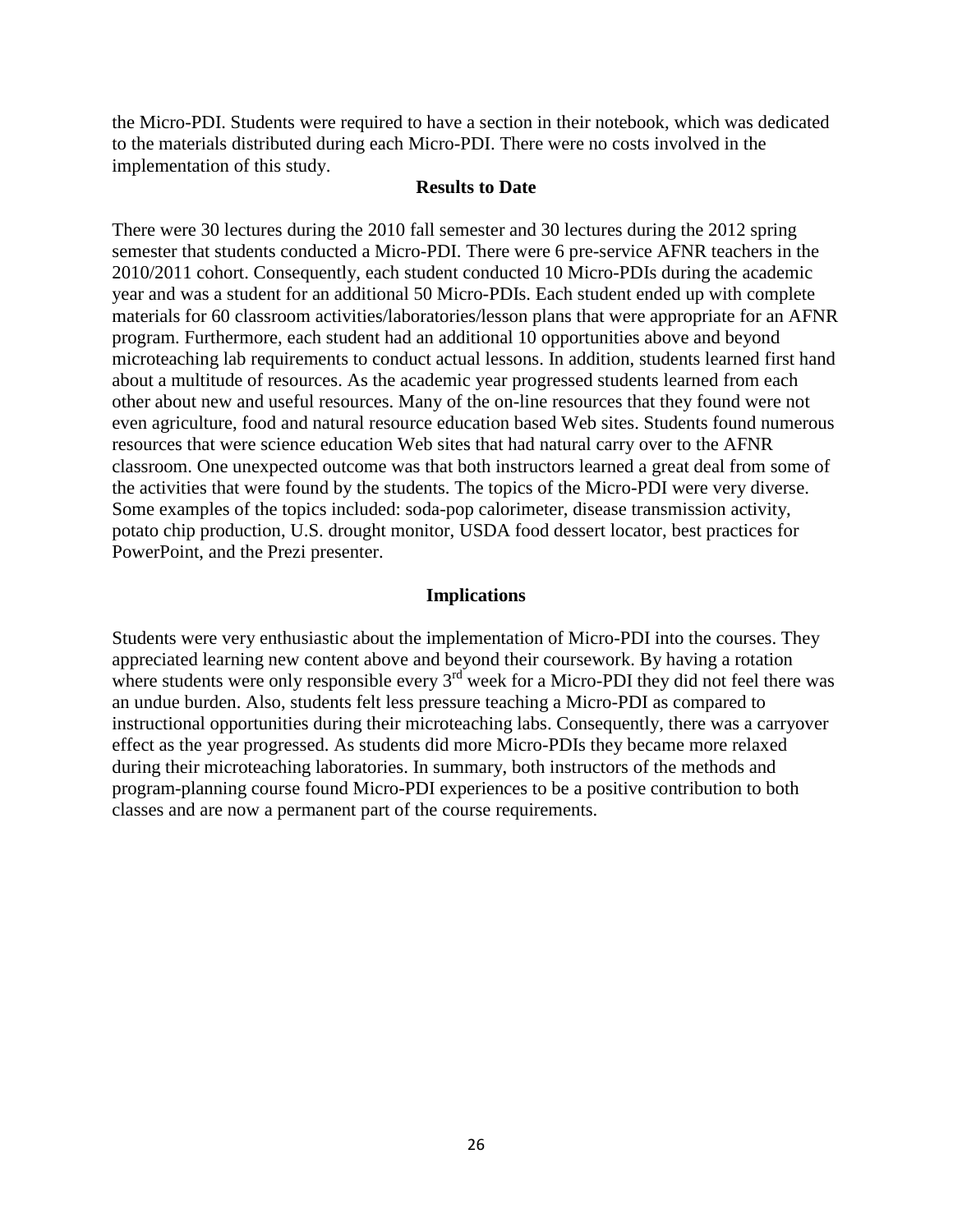the Micro-PDI. Students were required to have a section in their notebook, which was dedicated to the materials distributed during each Micro-PDI. There were no costs involved in the implementation of this study.

## Results to Date

There were 30 lectures during the 2010 fall semester and 30 lectures during the 2012 spring semester that students conducted a Micro-PDI. There were 6 pre-service AFNR teachers in the 2010/2011 cohort. Consequently, each student conducted 10 Micro-PDIs during the academic year and was a student for an additional 50 Micro-PDIs. Each student ended up with complete materials for 60 classroom activities/laboratories/lesson plans that were appropriate for an AFNR program. Furthermore, each student had an additional 10 opportunities above and beyond microteaching lab requirements to conduct actual lessons. In addition, students learned first hand about a multitude of resources. As the academic year progressed students learned from each other about new and useful resources. Many of the on-line resources that they found were not even agriculture, food and natural resource education based Web sites. Students found numerous resources that were science education Web sites that had natural carry over to the AFNR classroom. One unexpected outcome was that both instructors learned a great deal from some of the activities that were found by the students. The topics of the Micro-PDI were very diverse. Some examples of the topics included: soda-pop calorimeter, disease transmission activity, potato chip production, U.S. drought monitor, USDA food dessert locator, best practices for PowerPoint, and the Prezi presenter.

## Implications

Students were very enthusiastic about the implementation of Micro-PDI into the courses. They appreciated learning new content above and beyond their coursework. By having a rotation where students were only responsible every 3rd week for a Micro-PDI they did not feel there was an undue burden. Also, students felt less pressure teaching a Micro-PDI as compared to instructional opportunities during their microteaching labs. Consequently, there was a carryover effect as the year progressed. As students did more Micro-PDIs they became more relaxed during their microteaching laboratories. In summary, both instructors of the methods and program-planning course found Micro-PDI experiences to be a positive contribution to both classes and are now a permanent part of the course requirements.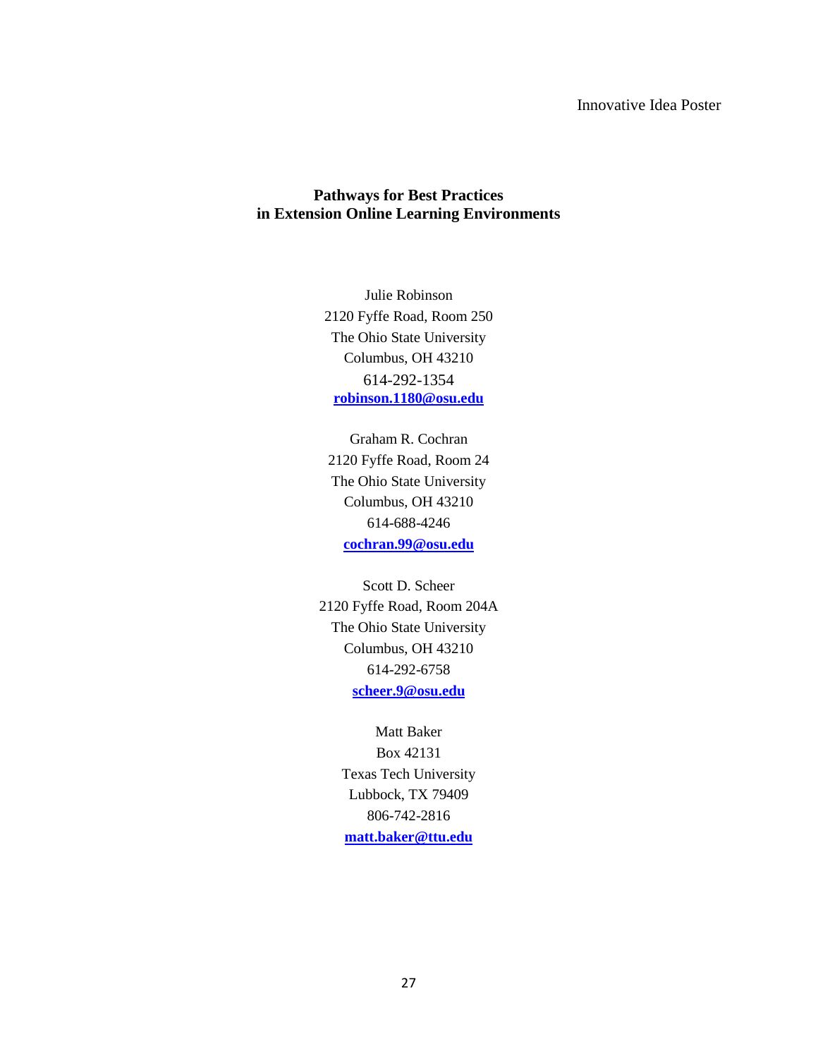Innovative Idea Poster

**Pathways for Best Practices**
**in Extension Online Learning Environments**

Julie Robinson
2120 Fyffe Road, Room 250
The Ohio State University
Columbus, OH 43210
614-292-1354
**robinson.1180@osu.edu**

Graham R. Cochran
2120 Fyffe Road, Room 24
The Ohio State University
Columbus, OH 43210
614-688-4246
**cochran.99@osu.edu**

Scott D. Scheer
2120 Fyffe Road, Room 204A
The Ohio State University
Columbus, OH 43210
614-292-6758
**scheer.9@osu.edu**

Matt Baker
Box 42131
Texas Tech University
Lubbock, TX 79409
806-742-2816
**matt.baker@ttu.edu**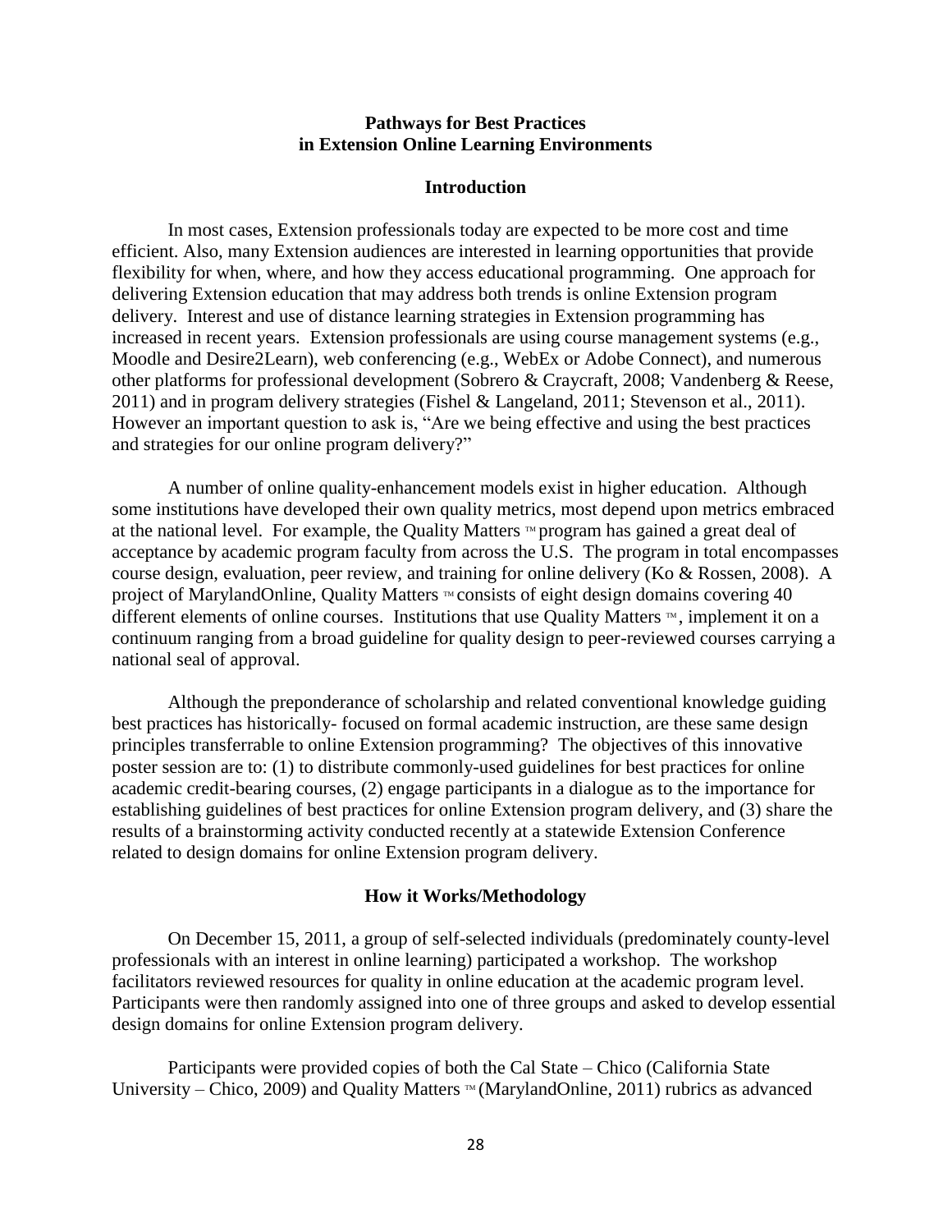**Pathways for Best Practices in Extension Online Learning Environments**

**Introduction**

In most cases, Extension professionals today are expected to be more cost and time efficient. Also, many Extension audiences are interested in learning opportunities that provide flexibility for when, where, and how they access educational programming. One approach for delivering Extension education that may address both trends is online Extension program delivery. Interest and use of distance learning strategies in Extension programming has increased in recent years. Extension professionals are using course management systems (e.g., Moodle and Desire2Learn), web conferencing (e.g., WebEx or Adobe Connect), and numerous other platforms for professional development (Sobrero & Craycraft, 2008; Vandenberg & Reese, 2011) and in program delivery strategies (Fishel & Langeland, 2011; Stevenson et al., 2011). However an important question to ask is, "Are we being effective and using the best practices and strategies for our online program delivery?"

A number of online quality-enhancement models exist in higher education. Although some institutions have developed their own quality metrics, most depend upon metrics embraced at the national level. For example, the Quality Matters ™ program has gained a great deal of acceptance by academic program faculty from across the U.S. The program in total encompasses course design, evaluation, peer review, and training for online delivery (Ko & Rossen, 2008). A project of MarylandOnline, Quality Matters ™ consists of eight design domains covering 40 different elements of online courses. Institutions that use Quality Matters ™, implement it on a continuum ranging from a broad guideline for quality design to peer-reviewed courses carrying a national seal of approval.

Although the preponderance of scholarship and related conventional knowledge guiding best practices has historically- focused on formal academic instruction, are these same design principles transferrable to online Extension programming? The objectives of this innovative poster session are to: (1) to distribute commonly-used guidelines for best practices for online academic credit-bearing courses, (2) engage participants in a dialogue as to the importance for establishing guidelines of best practices for online Extension program delivery, and (3) share the results of a brainstorming activity conducted recently at a statewide Extension Conference related to design domains for online Extension program delivery.

**How it Works/Methodology**

On December 15, 2011, a group of self-selected individuals (predominately county-level professionals with an interest in online learning) participated a workshop. The workshop facilitators reviewed resources for quality in online education at the academic program level. Participants were then randomly assigned into one of three groups and asked to develop essential design domains for online Extension program delivery.

Participants were provided copies of both the Cal State – Chico (California State University – Chico, 2009) and Quality Matters ™ (MarylandOnline, 2011) rubrics as advanced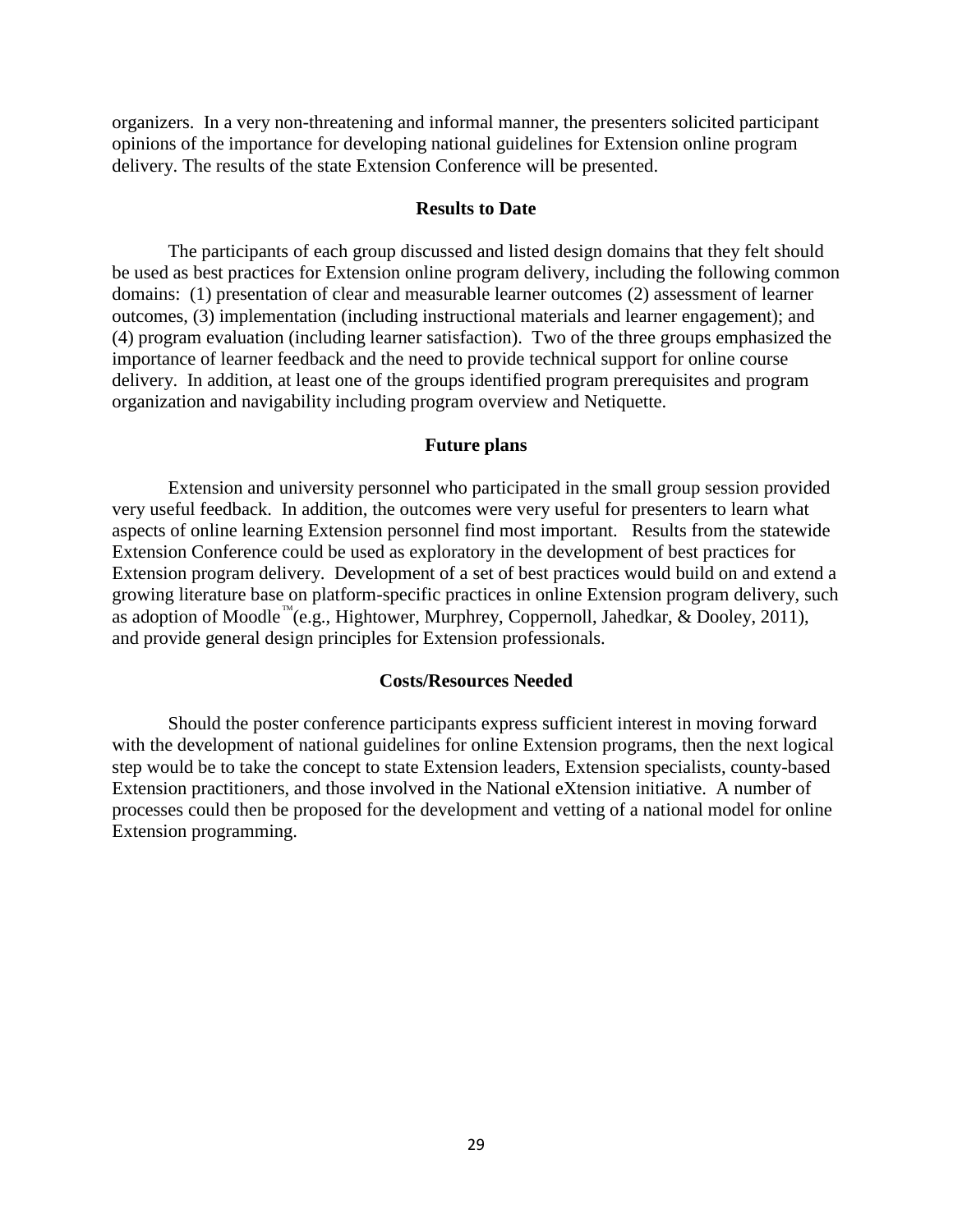organizers. In a very non-threatening and informal manner, the presenters solicited participant opinions of the importance for developing national guidelines for Extension online program delivery. The results of the state Extension Conference will be presented.

## Results to Date

The participants of each group discussed and listed design domains that they felt should be used as best practices for Extension online program delivery, including the following common domains: (1) presentation of clear and measurable learner outcomes (2) assessment of learner outcomes, (3) implementation (including instructional materials and learner engagement); and (4) program evaluation (including learner satisfaction). Two of the three groups emphasized the importance of learner feedback and the need to provide technical support for online course delivery. In addition, at least one of the groups identified program prerequisites and program organization and navigability including program overview and Netiquette.

## Future plans

Extension and university personnel who participated in the small group session provided very useful feedback. In addition, the outcomes were very useful for presenters to learn what aspects of online learning Extension personnel find most important. Results from the statewide Extension Conference could be used as exploratory in the development of best practices for Extension program delivery. Development of a set of best practices would build on and extend a growing literature base on platform-specific practices in online Extension program delivery, such as adoption of Moodle™ (e.g., Hightower, Murphrey, Coppernoll, Jahedkar, & Dooley, 2011), and provide general design principles for Extension professionals.

## Costs/Resources Needed

Should the poster conference participants express sufficient interest in moving forward with the development of national guidelines for online Extension programs, then the next logical step would be to take the concept to state Extension leaders, Extension specialists, county-based Extension practitioners, and those involved in the National eXtension initiative. A number of processes could then be proposed for the development and vetting of a national model for online Extension programming.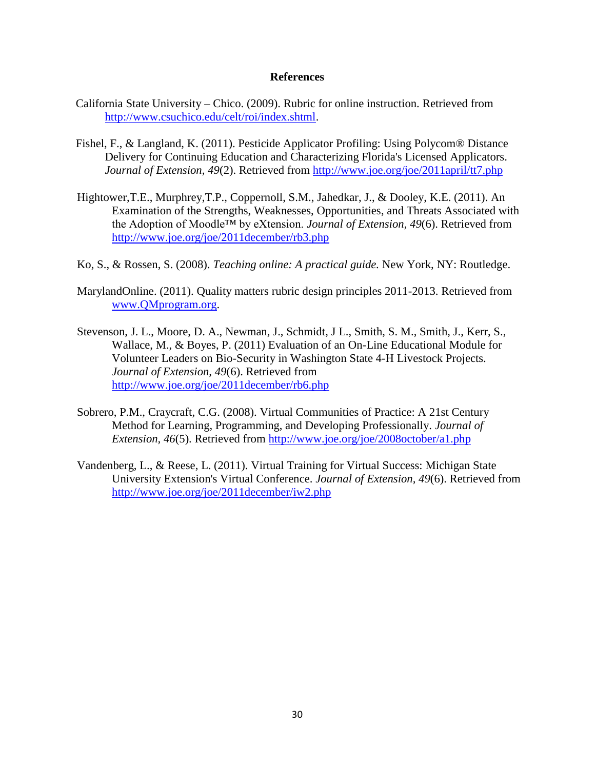# References

California State University – Chico. (2009). Rubric for online instruction. Retrieved from http://www.csuchico.edu/celt/roi/index.shtml.

Fishel, F., & Langland, K. (2011). Pesticide Applicator Profiling: Using Polycom® Distance Delivery for Continuing Education and Characterizing Florida's Licensed Applicators. *Journal of Extension, 49*(2). Retrieved from http://www.joe.org/joe/2011april/tt7.php

Hightower,T.E., Murphrey,T.P., Coppernoll, S.M., Jahedkar, J., & Dooley, K.E. (2011). An Examination of the Strengths, Weaknesses, Opportunities, and Threats Associated with the Adoption of Moodle™ by eXtension. *Journal of Extension, 49*(6). Retrieved from http://www.joe.org/joe/2011december/rb3.php

Ko, S., & Rossen, S. (2008). *Teaching online: A practical guide.* New York, NY: Routledge.

MarylandOnline. (2011). Quality matters rubric design principles 2011-2013. Retrieved from www.QMprogram.org.

Stevenson, J. L., Moore, D. A., Newman, J., Schmidt, J L., Smith, S. M., Smith, J., Kerr, S., Wallace, M., & Boyes, P. (2011) Evaluation of an On-Line Educational Module for Volunteer Leaders on Bio-Security in Washington State 4-H Livestock Projects. *Journal of Extension, 49*(6). Retrieved from http://www.joe.org/joe/2011december/rb6.php

Sobrero, P.M., Craycraft, C.G. (2008). Virtual Communities of Practice: A 21st Century Method for Learning, Programming, and Developing Professionally. *Journal of Extension, 46*(5). Retrieved from http://www.joe.org/joe/2008october/a1.php

Vandenberg, L., & Reese, L. (2011). Virtual Training for Virtual Success: Michigan State University Extension's Virtual Conference. *Journal of Extension, 49*(6). Retrieved from http://www.joe.org/joe/2011december/iw2.php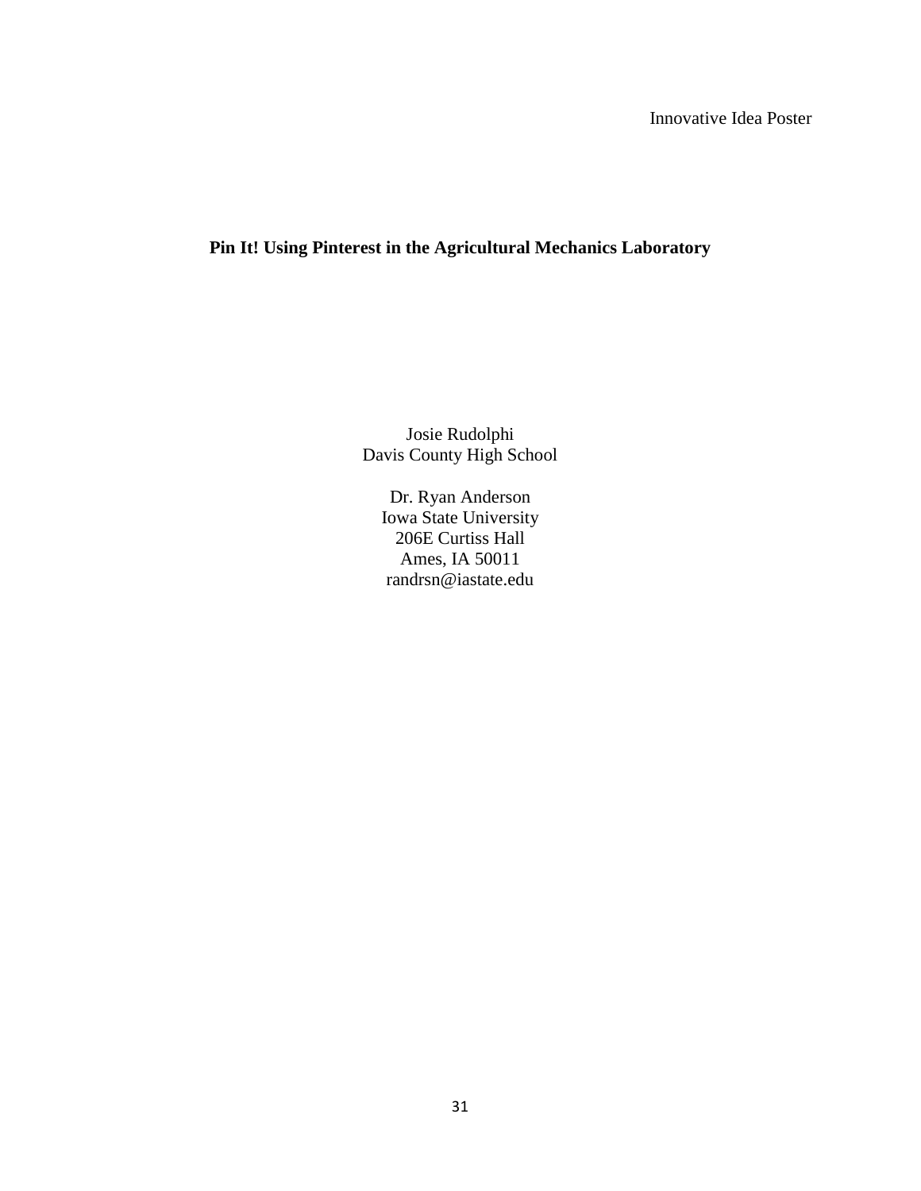Innovative Idea Poster

# Pin It! Using Pinterest in the Agricultural Mechanics Laboratory

Josie Rudolphi
Davis County High School

Dr. Ryan Anderson
Iowa State University
206E Curtiss Hall
Ames, IA 50011
randrsn@iastate.edu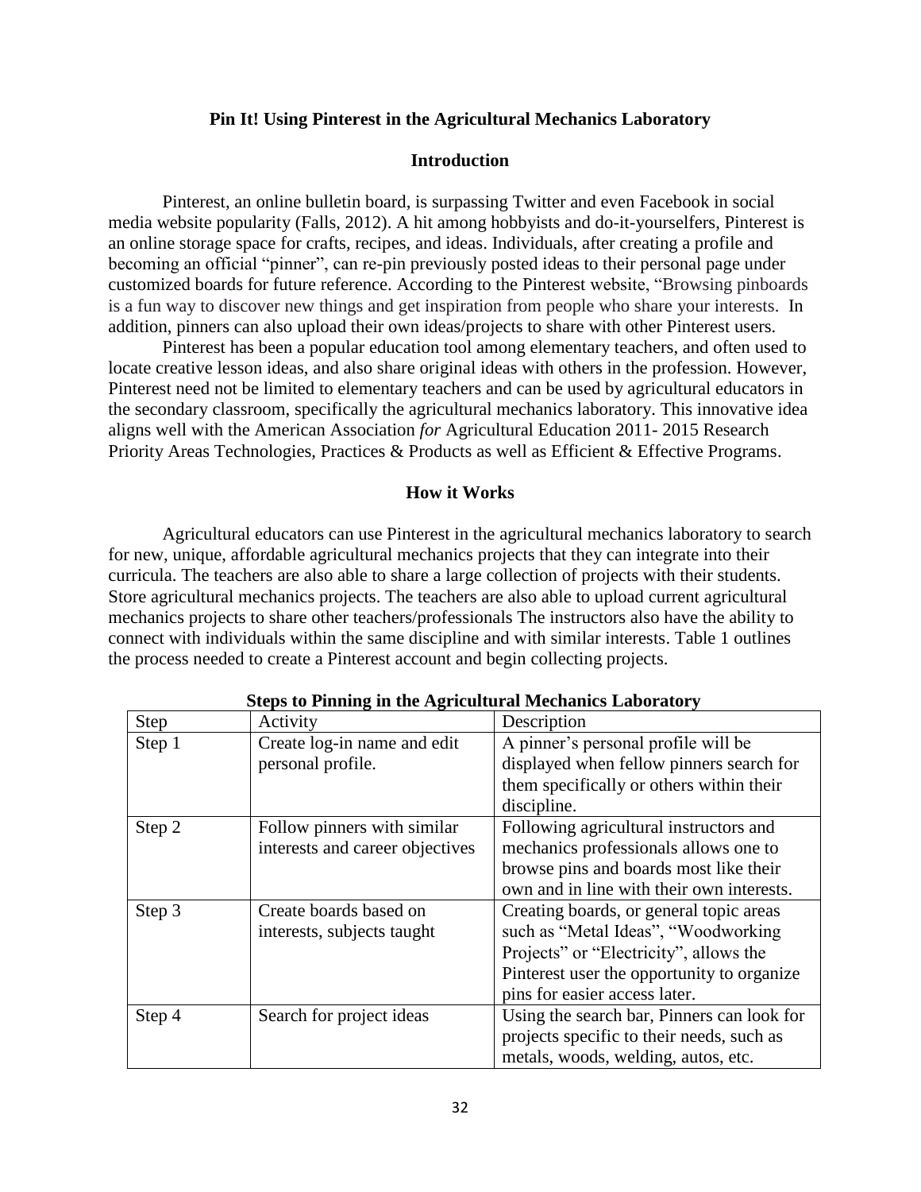## Pin It! Using Pinterest in the Agricultural Mechanics Laboratory

### Introduction

Pinterest, an online bulletin board, is surpassing Twitter and even Facebook in social media website popularity (Falls, 2012). A hit among hobbyists and do-it-yourselfers, Pinterest is an online storage space for crafts, recipes, and ideas. Individuals, after creating a profile and becoming an official "pinner", can re-pin previously posted ideas to their personal page under customized boards for future reference. According to the Pinterest website, "Browsing pinboards is a fun way to discover new things and get inspiration from people who share your interests. In addition, pinners can also upload their own ideas/projects to share with other Pinterest users.

Pinterest has been a popular education tool among elementary teachers, and often used to locate creative lesson ideas, and also share original ideas with others in the profession. However, Pinterest need not be limited to elementary teachers and can be used by agricultural educators in the secondary classroom, specifically the agricultural mechanics laboratory. This innovative idea aligns well with the American Association *for* Agricultural Education 2011- 2015 Research Priority Areas Technologies, Practices & Products as well as Efficient & Effective Programs.

### How it Works

Agricultural educators can use Pinterest in the agricultural mechanics laboratory to search for new, unique, affordable agricultural mechanics projects that they can integrate into their curricula. The teachers are also able to share a large collection of projects with their students. Store agricultural mechanics projects. The teachers are also able to upload current agricultural mechanics projects to share other teachers/professionals The instructors also have the ability to connect with individuals within the same discipline and with similar interests. Table 1 outlines the process needed to create a Pinterest account and begin collecting projects.

**Steps to Pinning in the Agricultural Mechanics Laboratory**

| Step | Activity | Description |
|---|---|---|
| Step 1 | Create log-in name and edit personal profile. | A pinner's personal profile will be displayed when fellow pinners search for them specifically or others within their discipline. |
| Step 2 | Follow pinners with similar interests and career objectives | Following agricultural instructors and mechanics professionals allows one to browse pins and boards most like their own and in line with their own interests. |
| Step 3 | Create boards based on interests, subjects taught | Creating boards, or general topic areas such as "Metal Ideas", "Woodworking Projects" or "Electricity", allows the Pinterest user the opportunity to organize pins for easier access later. |
| Step 4 | Search for project ideas | Using the search bar, Pinners can look for projects specific to their needs, such as metals, woods, welding, autos, etc. |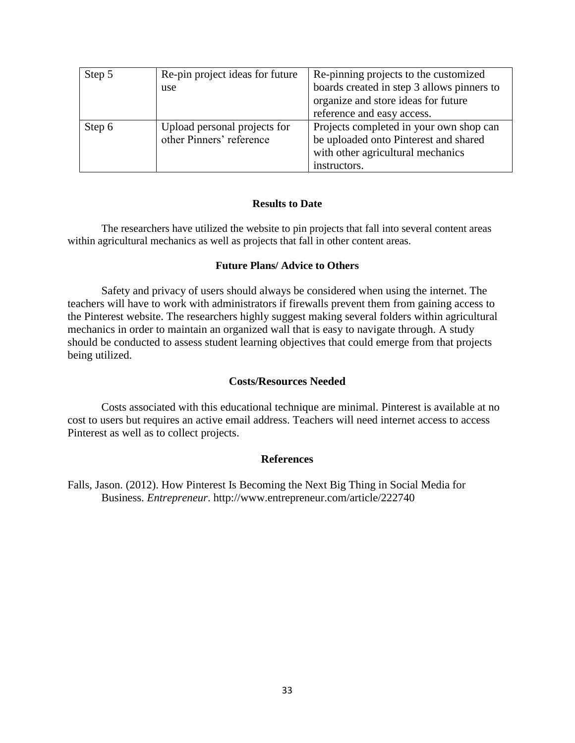| Step 5 | Re-pin project ideas for future use | Re-pinning projects to the customized boards created in step 3 allows pinners to organize and store ideas for future reference and easy access. |
|---|---|---|
| Step 6 | Upload personal projects for other Pinners' reference | Projects completed in your own shop can be uploaded onto Pinterest and shared with other agricultural mechanics instructors. |

## Results to Date

The researchers have utilized the website to pin projects that fall into several content areas within agricultural mechanics as well as projects that fall in other content areas.

## Future Plans/ Advice to Others

Safety and privacy of users should always be considered when using the internet. The teachers will have to work with administrators if firewalls prevent them from gaining access to the Pinterest website. The researchers highly suggest making several folders within agricultural mechanics in order to maintain an organized wall that is easy to navigate through. A study should be conducted to assess student learning objectives that could emerge from that projects being utilized.

## Costs/Resources Needed

Costs associated with this educational technique are minimal. Pinterest is available at no cost to users but requires an active email address. Teachers will need internet access to access Pinterest as well as to collect projects.

## References

Falls, Jason. (2012). How Pinterest Is Becoming the Next Big Thing in Social Media for Business. *Entrepreneur*. http://www.entrepreneur.com/article/222740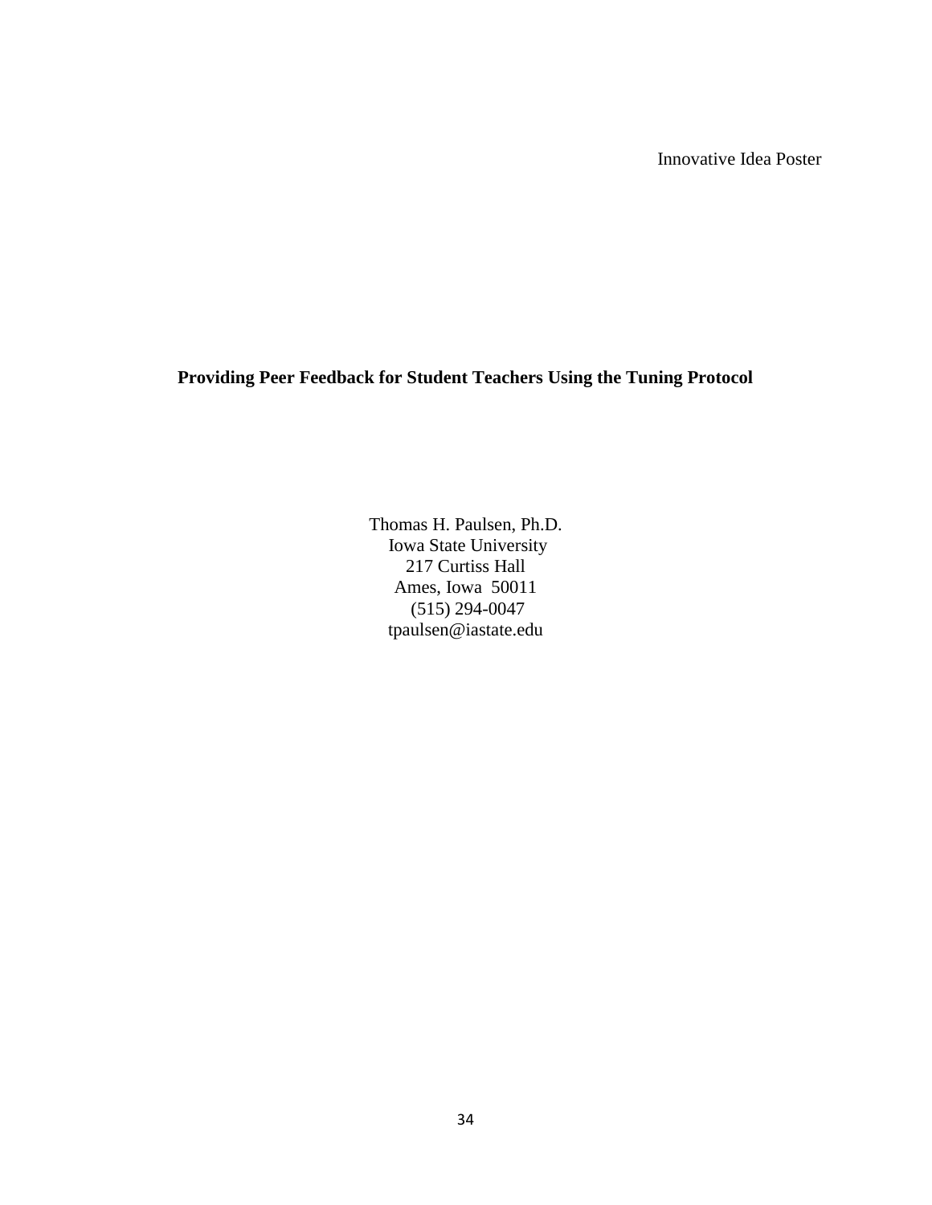Innovative Idea Poster

# Providing Peer Feedback for Student Teachers Using the Tuning Protocol

Thomas H. Paulsen, Ph.D.
Iowa State University
217 Curtiss Hall
Ames, Iowa 50011
(515) 294-0047
tpaulsen@iastate.edu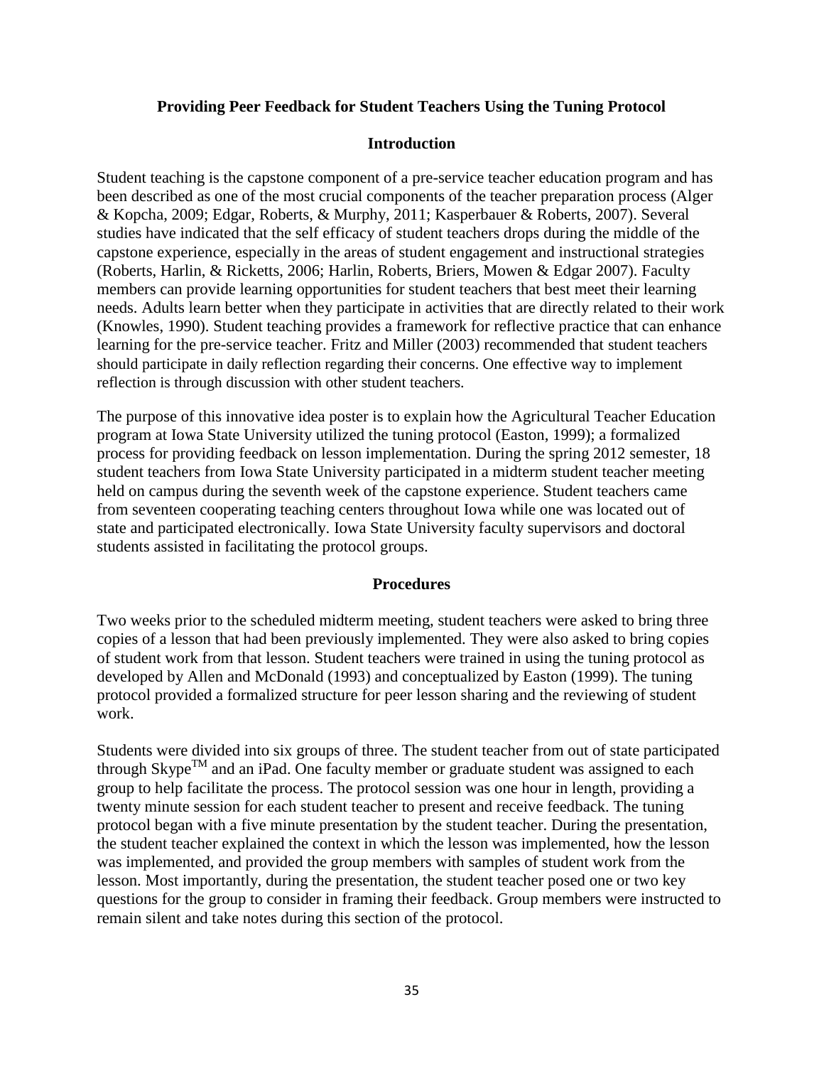## Providing Peer Feedback for Student Teachers Using the Tuning Protocol

### Introduction

Student teaching is the capstone component of a pre-service teacher education program and has been described as one of the most crucial components of the teacher preparation process (Alger & Kopcha, 2009; Edgar, Roberts, & Murphy, 2011; Kasperbauer & Roberts, 2007). Several studies have indicated that the self efficacy of student teachers drops during the middle of the capstone experience, especially in the areas of student engagement and instructional strategies (Roberts, Harlin, & Ricketts, 2006; Harlin, Roberts, Briers, Mowen & Edgar 2007). Faculty members can provide learning opportunities for student teachers that best meet their learning needs. Adults learn better when they participate in activities that are directly related to their work (Knowles, 1990). Student teaching provides a framework for reflective practice that can enhance learning for the pre-service teacher. Fritz and Miller (2003) recommended that student teachers should participate in daily reflection regarding their concerns. One effective way to implement reflection is through discussion with other student teachers.

The purpose of this innovative idea poster is to explain how the Agricultural Teacher Education program at Iowa State University utilized the tuning protocol (Easton, 1999); a formalized process for providing feedback on lesson implementation. During the spring 2012 semester, 18 student teachers from Iowa State University participated in a midterm student teacher meeting held on campus during the seventh week of the capstone experience. Student teachers came from seventeen cooperating teaching centers throughout Iowa while one was located out of state and participated electronically. Iowa State University faculty supervisors and doctoral students assisted in facilitating the protocol groups.

### Procedures

Two weeks prior to the scheduled midterm meeting, student teachers were asked to bring three copies of a lesson that had been previously implemented. They were also asked to bring copies of student work from that lesson. Student teachers were trained in using the tuning protocol as developed by Allen and McDonald (1993) and conceptualized by Easton (1999). The tuning protocol provided a formalized structure for peer lesson sharing and the reviewing of student work.

Students were divided into six groups of three. The student teacher from out of state participated through Skype™ and an iPad. One faculty member or graduate student was assigned to each group to help facilitate the process. The protocol session was one hour in length, providing a twenty minute session for each student teacher to present and receive feedback. The tuning protocol began with a five minute presentation by the student teacher. During the presentation, the student teacher explained the context in which the lesson was implemented, how the lesson was implemented, and provided the group members with samples of student work from the lesson. Most importantly, during the presentation, the student teacher posed one or two key questions for the group to consider in framing their feedback. Group members were instructed to remain silent and take notes during this section of the protocol.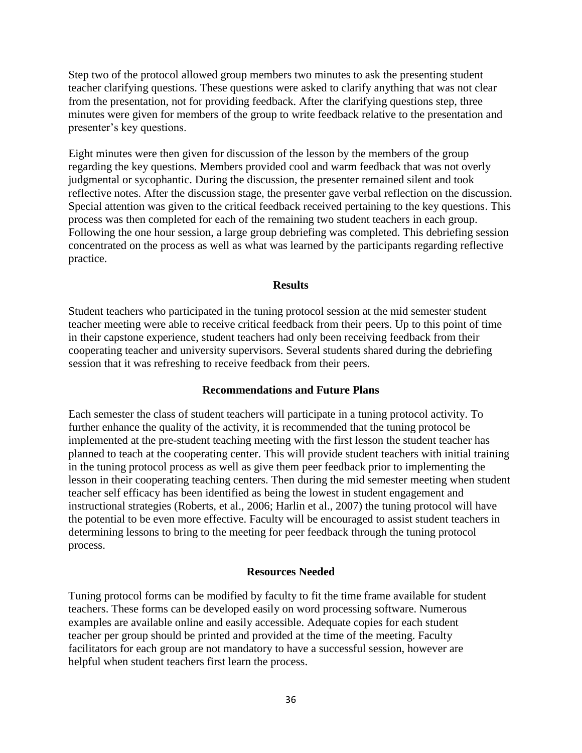Step two of the protocol allowed group members two minutes to ask the presenting student teacher clarifying questions. These questions were asked to clarify anything that was not clear from the presentation, not for providing feedback. After the clarifying questions step, three minutes were given for members of the group to write feedback relative to the presentation and presenter's key questions.

Eight minutes were then given for discussion of the lesson by the members of the group regarding the key questions. Members provided cool and warm feedback that was not overly judgmental or sycophantic. During the discussion, the presenter remained silent and took reflective notes. After the discussion stage, the presenter gave verbal reflection on the discussion. Special attention was given to the critical feedback received pertaining to the key questions. This process was then completed for each of the remaining two student teachers in each group. Following the one hour session, a large group debriefing was completed. This debriefing session concentrated on the process as well as what was learned by the participants regarding reflective practice.

## Results

Student teachers who participated in the tuning protocol session at the mid semester student teacher meeting were able to receive critical feedback from their peers. Up to this point of time in their capstone experience, student teachers had only been receiving feedback from their cooperating teacher and university supervisors. Several students shared during the debriefing session that it was refreshing to receive feedback from their peers.

## Recommendations and Future Plans

Each semester the class of student teachers will participate in a tuning protocol activity. To further enhance the quality of the activity, it is recommended that the tuning protocol be implemented at the pre-student teaching meeting with the first lesson the student teacher has planned to teach at the cooperating center. This will provide student teachers with initial training in the tuning protocol process as well as give them peer feedback prior to implementing the lesson in their cooperating teaching centers. Then during the mid semester meeting when student teacher self efficacy has been identified as being the lowest in student engagement and instructional strategies (Roberts, et al., 2006; Harlin et al., 2007) the tuning protocol will have the potential to be even more effective. Faculty will be encouraged to assist student teachers in determining lessons to bring to the meeting for peer feedback through the tuning protocol process.

## Resources Needed

Tuning protocol forms can be modified by faculty to fit the time frame available for student teachers. These forms can be developed easily on word processing software. Numerous examples are available online and easily accessible. Adequate copies for each student teacher per group should be printed and provided at the time of the meeting. Faculty facilitators for each group are not mandatory to have a successful session, however are helpful when student teachers first learn the process.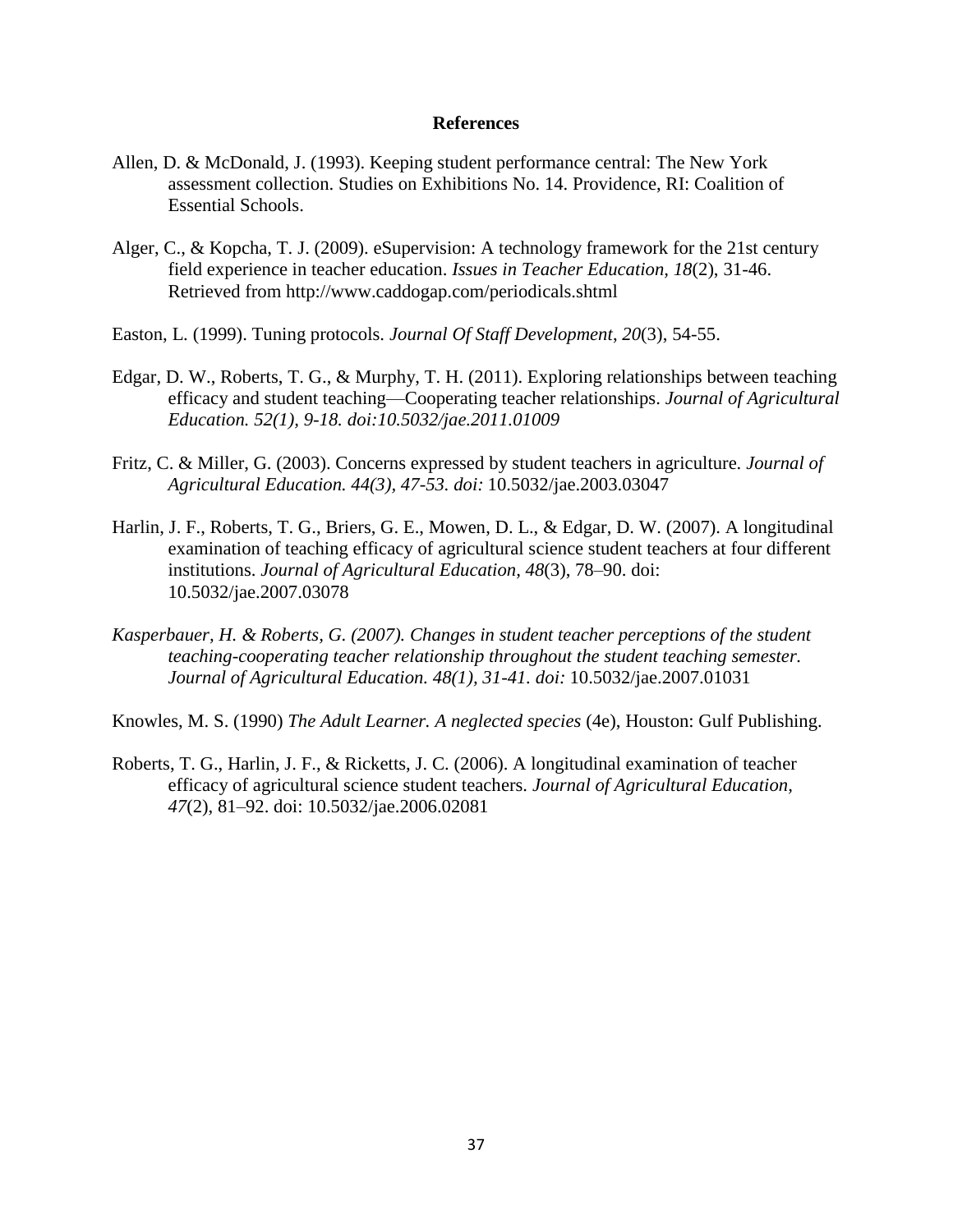# References

Allen, D. & McDonald, J. (1993). Keeping student performance central: The New York assessment collection. Studies on Exhibitions No. 14. Providence, RI: Coalition of Essential Schools.

Alger, C., & Kopcha, T. J. (2009). eSupervision: A technology framework for the 21st century field experience in teacher education. *Issues in Teacher Education, 18*(2), 31-46. Retrieved from http://www.caddogap.com/periodicals.shtml

Easton, L. (1999). Tuning protocols. *Journal Of Staff Development*, *20*(3), 54-55.

Edgar, D. W., Roberts, T. G., & Murphy, T. H. (2011). Exploring relationships between teaching efficacy and student teaching—Cooperating teacher relationships. *Journal of Agricultural Education. 52(1), 9-18. doi:10.5032/jae.2011.01009*

Fritz, C. & Miller, G. (2003). Concerns expressed by student teachers in agriculture. *Journal of Agricultural Education. 44(3), 47-53. doi:* 10.5032/jae.2003.03047

Harlin, J. F., Roberts, T. G., Briers, G. E., Mowen, D. L., & Edgar, D. W. (2007). A longitudinal examination of teaching efficacy of agricultural science student teachers at four different institutions. *Journal of Agricultural Education, 48*(3), 78–90. doi: 10.5032/jae.2007.03078

*Kasperbauer, H. & Roberts, G. (2007). Changes in student teacher perceptions of the student teaching-cooperating teacher relationship throughout the student teaching semester. Journal of Agricultural Education. 48(1), 31-41. doi:* 10.5032/jae.2007.01031

Knowles, M. S. (1990) *The Adult Learner. A neglected species* (4e), Houston: Gulf Publishing.

Roberts, T. G., Harlin, J. F., & Ricketts, J. C. (2006). A longitudinal examination of teacher efficacy of agricultural science student teachers. *Journal of Agricultural Education, 47*(2), 81–92. doi: 10.5032/jae.2006.02081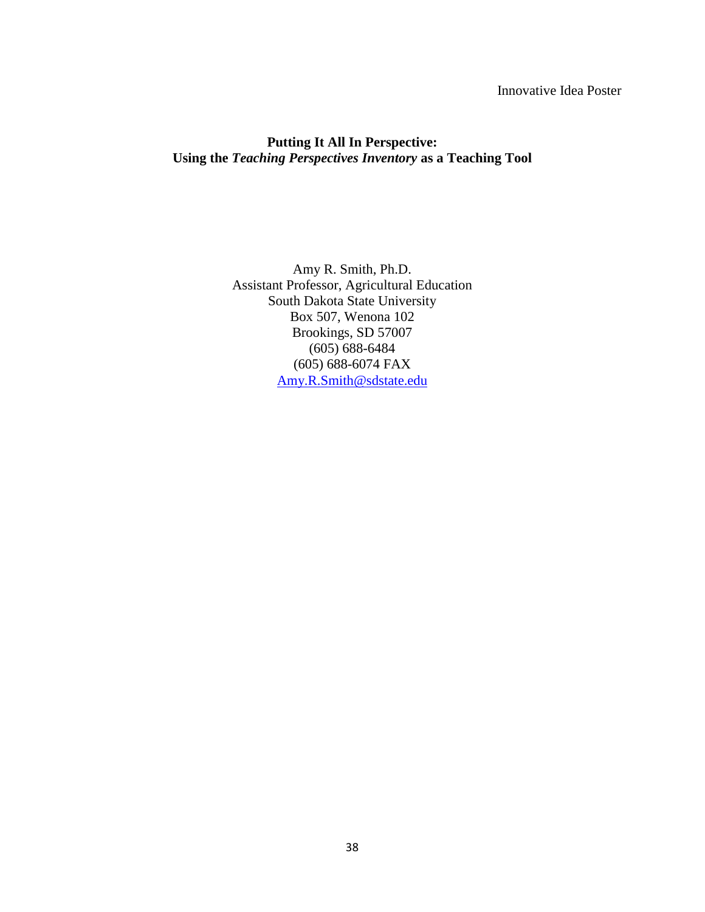Innovative Idea Poster

**Putting It All In Perspective:**
**Using the *Teaching Perspectives Inventory* as a Teaching Tool**

Amy R. Smith, Ph.D.
Assistant Professor, Agricultural Education
South Dakota State University
Box 507, Wenona 102
Brookings, SD 57007
(605) 688-6484
(605) 688-6074 FAX
Amy.R.Smith@sdstate.edu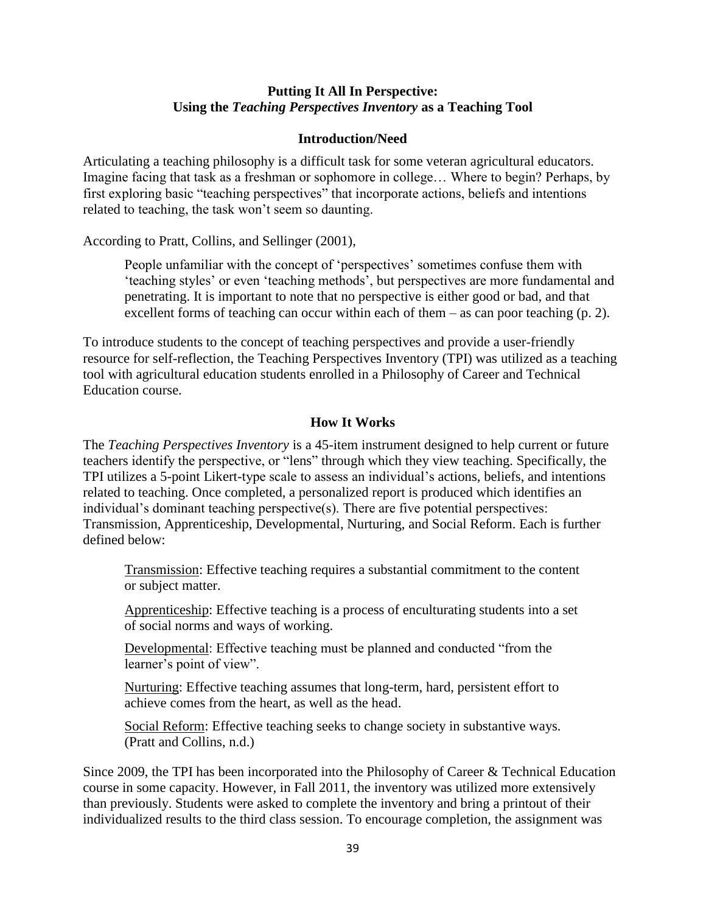# Putting It All In Perspective: Using the *Teaching Perspectives Inventory* as a Teaching Tool

## Introduction/Need

Articulating a teaching philosophy is a difficult task for some veteran agricultural educators. Imagine facing that task as a freshman or sophomore in college… Where to begin? Perhaps, by first exploring basic "teaching perspectives" that incorporate actions, beliefs and intentions related to teaching, the task won't seem so daunting.

According to Pratt, Collins, and Sellinger (2001),

> People unfamiliar with the concept of 'perspectives' sometimes confuse them with 'teaching styles' or even 'teaching methods', but perspectives are more fundamental and penetrating. It is important to note that no perspective is either good or bad, and that excellent forms of teaching can occur within each of them – as can poor teaching (p. 2).

To introduce students to the concept of teaching perspectives and provide a user-friendly resource for self-reflection, the Teaching Perspectives Inventory (TPI) was utilized as a teaching tool with agricultural education students enrolled in a Philosophy of Career and Technical Education course.

## How It Works

The *Teaching Perspectives Inventory* is a 45-item instrument designed to help current or future teachers identify the perspective, or "lens" through which they view teaching. Specifically, the TPI utilizes a 5-point Likert-type scale to assess an individual's actions, beliefs, and intentions related to teaching. Once completed, a personalized report is produced which identifies an individual's dominant teaching perspective(s). There are five potential perspectives: Transmission, Apprenticeship, Developmental, Nurturing, and Social Reform. Each is further defined below:

> <u>Transmission</u>: Effective teaching requires a substantial commitment to the content or subject matter.
>
> <u>Apprenticeship</u>: Effective teaching is a process of enculturating students into a set of social norms and ways of working.
>
> <u>Developmental</u>: Effective teaching must be planned and conducted "from the learner's point of view".
>
> <u>Nurturing</u>: Effective teaching assumes that long-term, hard, persistent effort to achieve comes from the heart, as well as the head.
>
> <u>Social Reform</u>: Effective teaching seeks to change society in substantive ways. (Pratt and Collins, n.d.)

Since 2009, the TPI has been incorporated into the Philosophy of Career & Technical Education course in some capacity. However, in Fall 2011, the inventory was utilized more extensively than previously. Students were asked to complete the inventory and bring a printout of their individualized results to the third class session. To encourage completion, the assignment was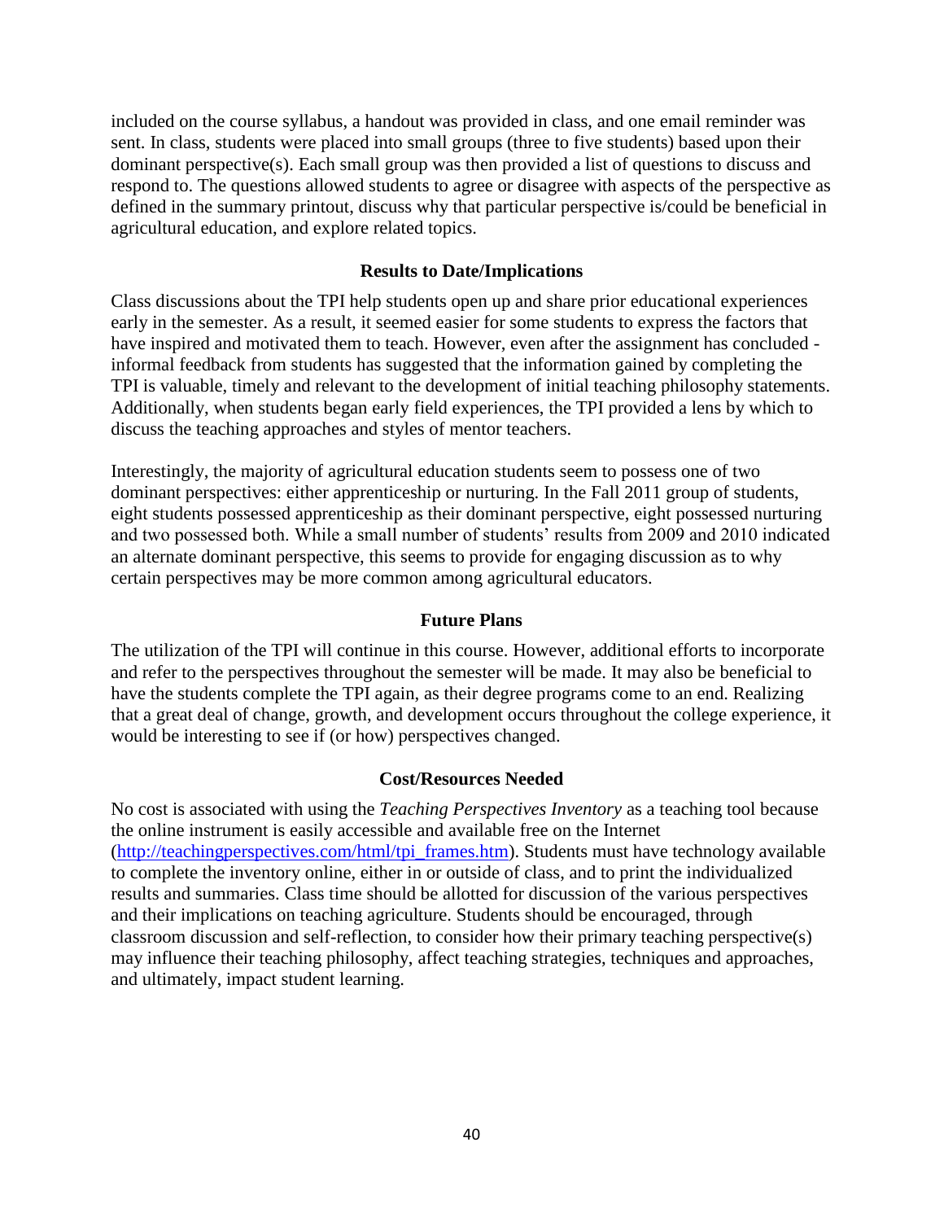included on the course syllabus, a handout was provided in class, and one email reminder was sent. In class, students were placed into small groups (three to five students) based upon their dominant perspective(s). Each small group was then provided a list of questions to discuss and respond to. The questions allowed students to agree or disagree with aspects of the perspective as defined in the summary printout, discuss why that particular perspective is/could be beneficial in agricultural education, and explore related topics.

## Results to Date/Implications

Class discussions about the TPI help students open up and share prior educational experiences early in the semester. As a result, it seemed easier for some students to express the factors that have inspired and motivated them to teach. However, even after the assignment has concluded - informal feedback from students has suggested that the information gained by completing the TPI is valuable, timely and relevant to the development of initial teaching philosophy statements. Additionally, when students began early field experiences, the TPI provided a lens by which to discuss the teaching approaches and styles of mentor teachers.

Interestingly, the majority of agricultural education students seem to possess one of two dominant perspectives: either apprenticeship or nurturing. In the Fall 2011 group of students, eight students possessed apprenticeship as their dominant perspective, eight possessed nurturing and two possessed both. While a small number of students' results from 2009 and 2010 indicated an alternate dominant perspective, this seems to provide for engaging discussion as to why certain perspectives may be more common among agricultural educators.

## Future Plans

The utilization of the TPI will continue in this course. However, additional efforts to incorporate and refer to the perspectives throughout the semester will be made. It may also be beneficial to have the students complete the TPI again, as their degree programs come to an end. Realizing that a great deal of change, growth, and development occurs throughout the college experience, it would be interesting to see if (or how) perspectives changed.

## Cost/Resources Needed

No cost is associated with using the *Teaching Perspectives Inventory* as a teaching tool because the online instrument is easily accessible and available free on the Internet (http://teachingperspectives.com/html/tpi_frames.htm). Students must have technology available to complete the inventory online, either in or outside of class, and to print the individualized results and summaries. Class time should be allotted for discussion of the various perspectives and their implications on teaching agriculture. Students should be encouraged, through classroom discussion and self-reflection, to consider how their primary teaching perspective(s) may influence their teaching philosophy, affect teaching strategies, techniques and approaches, and ultimately, impact student learning.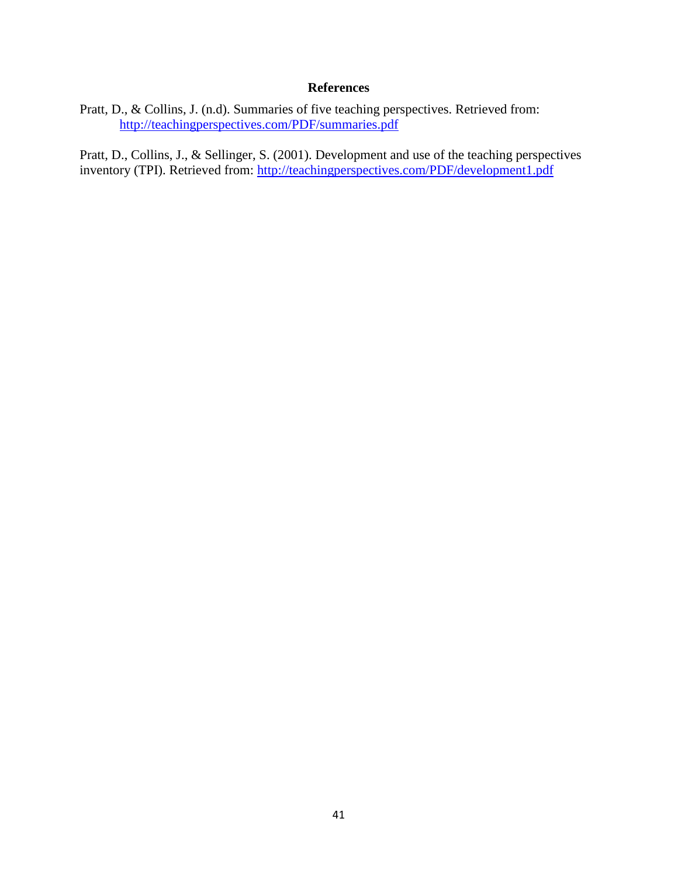## References

Pratt, D., & Collins, J. (n.d). Summaries of five teaching perspectives. Retrieved from: http://teachingperspectives.com/PDF/summaries.pdf

Pratt, D., Collins, J., & Sellinger, S. (2001). Development and use of the teaching perspectives inventory (TPI). Retrieved from: http://teachingperspectives.com/PDF/development1.pdf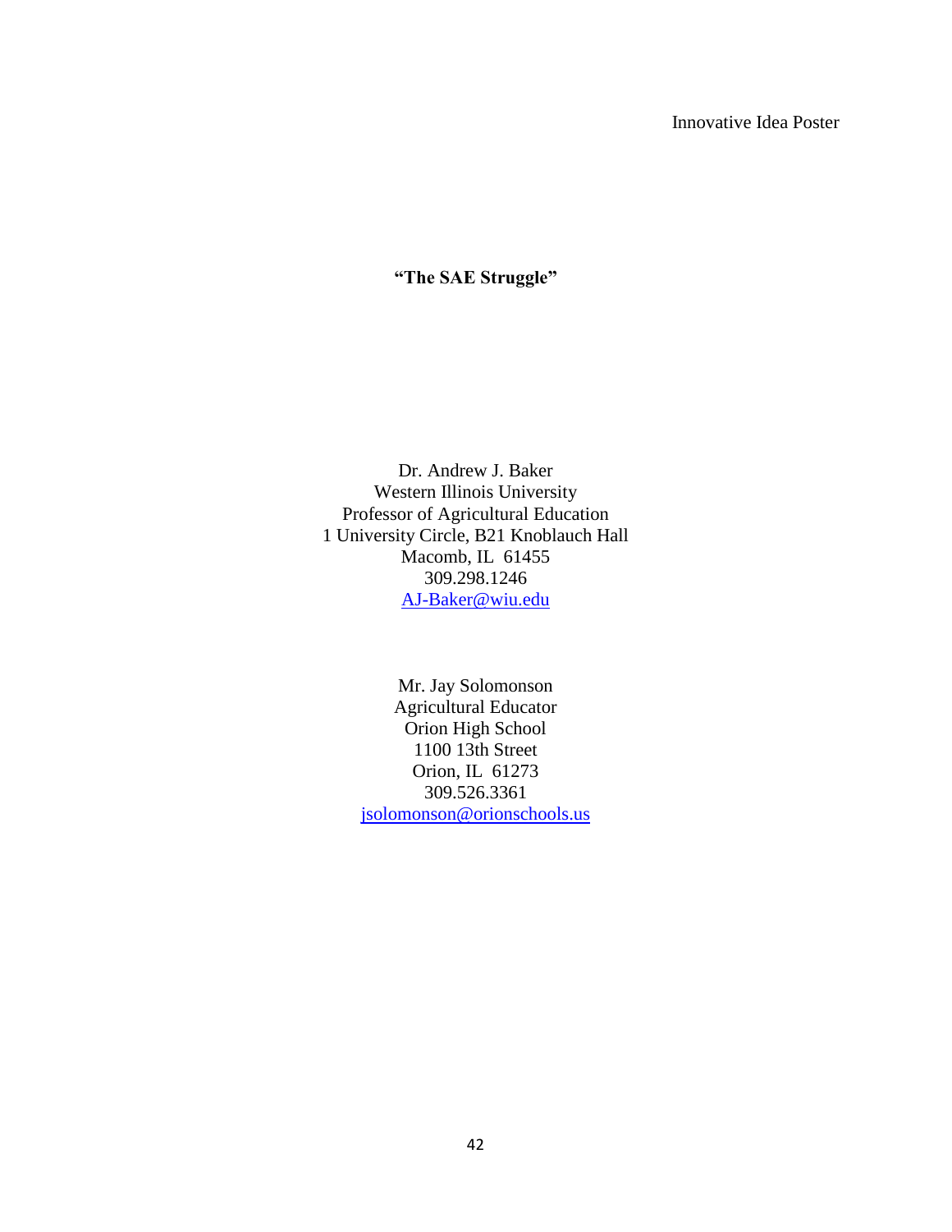Innovative Idea Poster

# "The SAE Struggle"

Dr. Andrew J. Baker
Western Illinois University
Professor of Agricultural Education
1 University Circle, B21 Knoblauch Hall
Macomb, IL 61455
309.298.1246
AJ-Baker@wiu.edu

Mr. Jay Solomonson
Agricultural Educator
Orion High School
1100 13th Street
Orion, IL 61273
309.526.3361
jsolomonson@orionschools.us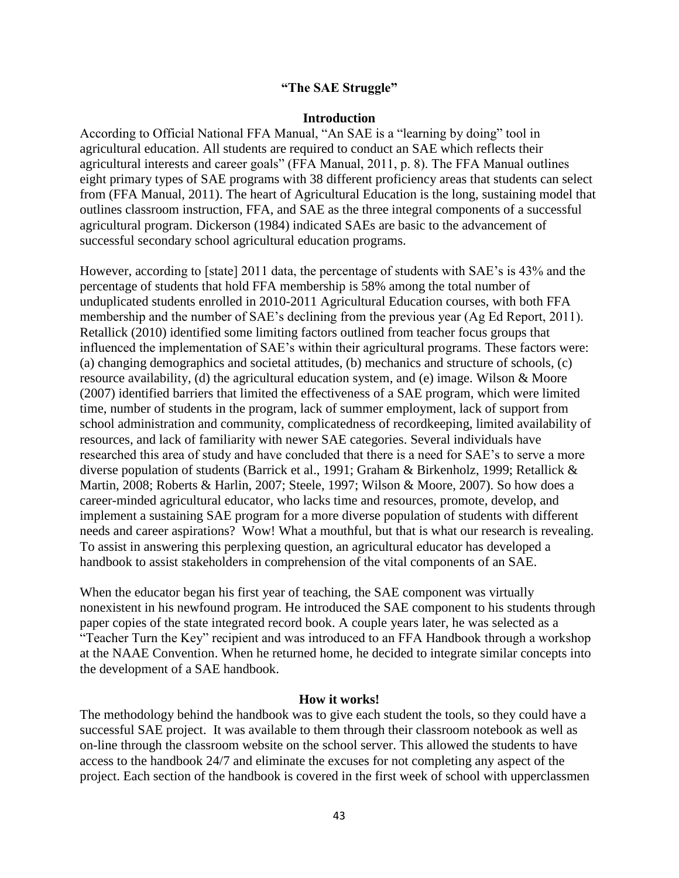## "The SAE Struggle"

### Introduction

According to Official National FFA Manual, "An SAE is a "learning by doing" tool in agricultural education. All students are required to conduct an SAE which reflects their agricultural interests and career goals" (FFA Manual, 2011, p. 8). The FFA Manual outlines eight primary types of SAE programs with 38 different proficiency areas that students can select from (FFA Manual, 2011). The heart of Agricultural Education is the long, sustaining model that outlines classroom instruction, FFA, and SAE as the three integral components of a successful agricultural program. Dickerson (1984) indicated SAEs are basic to the advancement of successful secondary school agricultural education programs.

However, according to [state] 2011 data, the percentage of students with SAE's is 43% and the percentage of students that hold FFA membership is 58% among the total number of unduplicated students enrolled in 2010-2011 Agricultural Education courses, with both FFA membership and the number of SAE's declining from the previous year (Ag Ed Report, 2011). Retallick (2010) identified some limiting factors outlined from teacher focus groups that influenced the implementation of SAE's within their agricultural programs. These factors were: (a) changing demographics and societal attitudes, (b) mechanics and structure of schools, (c) resource availability, (d) the agricultural education system, and (e) image. Wilson & Moore (2007) identified barriers that limited the effectiveness of a SAE program, which were limited time, number of students in the program, lack of summer employment, lack of support from school administration and community, complicatedness of recordkeeping, limited availability of resources, and lack of familiarity with newer SAE categories. Several individuals have researched this area of study and have concluded that there is a need for SAE's to serve a more diverse population of students (Barrick et al., 1991; Graham & Birkenholz, 1999; Retallick & Martin, 2008; Roberts & Harlin, 2007; Steele, 1997; Wilson & Moore, 2007). So how does a career-minded agricultural educator, who lacks time and resources, promote, develop, and implement a sustaining SAE program for a more diverse population of students with different needs and career aspirations? Wow! What a mouthful, but that is what our research is revealing. To assist in answering this perplexing question, an agricultural educator has developed a handbook to assist stakeholders in comprehension of the vital components of an SAE.

When the educator began his first year of teaching, the SAE component was virtually nonexistent in his newfound program. He introduced the SAE component to his students through paper copies of the state integrated record book. A couple years later, he was selected as a "Teacher Turn the Key" recipient and was introduced to an FFA Handbook through a workshop at the NAAE Convention. When he returned home, he decided to integrate similar concepts into the development of a SAE handbook.

### How it works!

The methodology behind the handbook was to give each student the tools, so they could have a successful SAE project. It was available to them through their classroom notebook as well as on-line through the classroom website on the school server. This allowed the students to have access to the handbook 24/7 and eliminate the excuses for not completing any aspect of the project. Each section of the handbook is covered in the first week of school with upperclassmen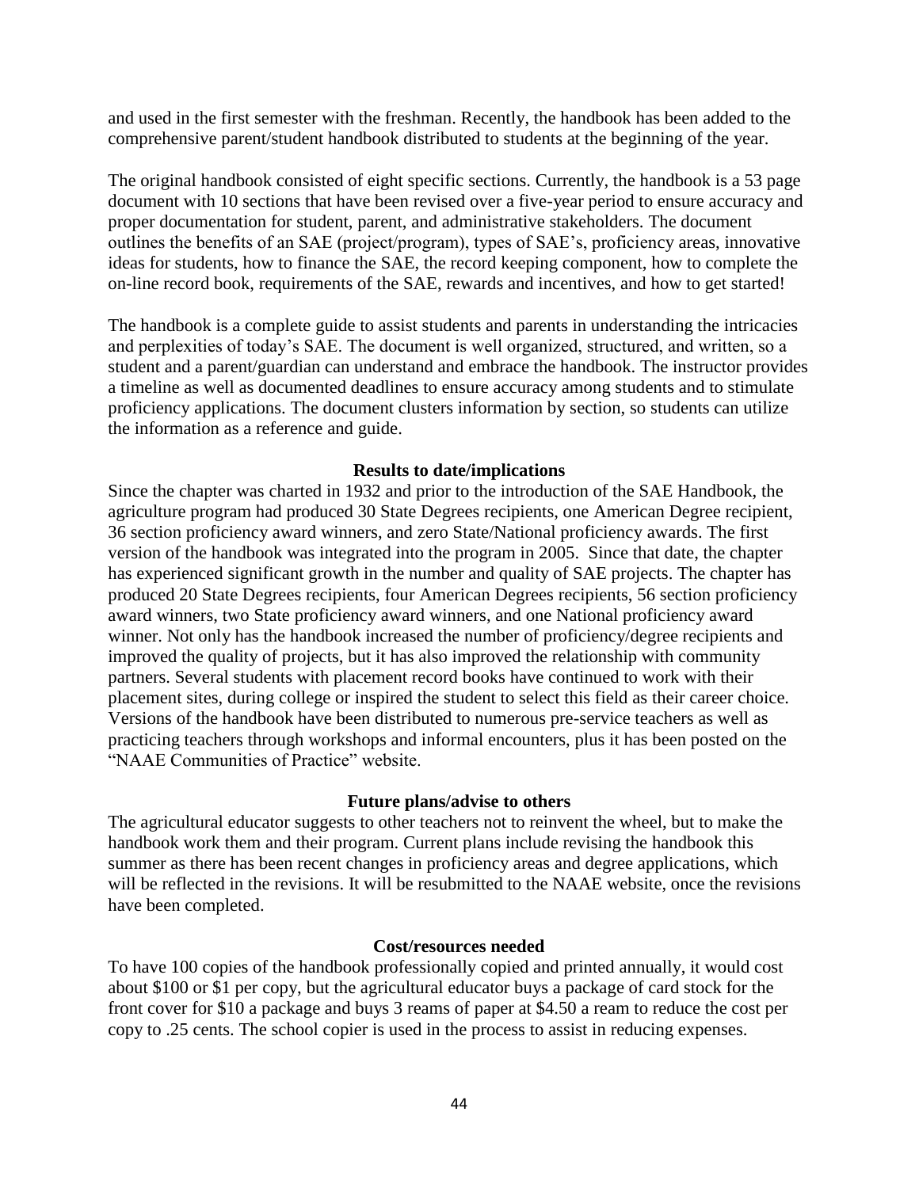and used in the first semester with the freshman. Recently, the handbook has been added to the comprehensive parent/student handbook distributed to students at the beginning of the year.

The original handbook consisted of eight specific sections. Currently, the handbook is a 53 page document with 10 sections that have been revised over a five-year period to ensure accuracy and proper documentation for student, parent, and administrative stakeholders. The document outlines the benefits of an SAE (project/program), types of SAE's, proficiency areas, innovative ideas for students, how to finance the SAE, the record keeping component, how to complete the on-line record book, requirements of the SAE, rewards and incentives, and how to get started!

The handbook is a complete guide to assist students and parents in understanding the intricacies and perplexities of today's SAE. The document is well organized, structured, and written, so a student and a parent/guardian can understand and embrace the handbook. The instructor provides a timeline as well as documented deadlines to ensure accuracy among students and to stimulate proficiency applications. The document clusters information by section, so students can utilize the information as a reference and guide.

**Results to date/implications**

Since the chapter was charted in 1932 and prior to the introduction of the SAE Handbook, the agriculture program had produced 30 State Degrees recipients, one American Degree recipient, 36 section proficiency award winners, and zero State/National proficiency awards. The first version of the handbook was integrated into the program in 2005. Since that date, the chapter has experienced significant growth in the number and quality of SAE projects. The chapter has produced 20 State Degrees recipients, four American Degrees recipients, 56 section proficiency award winners, two State proficiency award winners, and one National proficiency award winner. Not only has the handbook increased the number of proficiency/degree recipients and improved the quality of projects, but it has also improved the relationship with community partners. Several students with placement record books have continued to work with their placement sites, during college or inspired the student to select this field as their career choice. Versions of the handbook have been distributed to numerous pre-service teachers as well as practicing teachers through workshops and informal encounters, plus it has been posted on the "NAAE Communities of Practice" website.

**Future plans/advise to others**

The agricultural educator suggests to other teachers not to reinvent the wheel, but to make the handbook work them and their program. Current plans include revising the handbook this summer as there has been recent changes in proficiency areas and degree applications, which will be reflected in the revisions. It will be resubmitted to the NAAE website, once the revisions have been completed.

**Cost/resources needed**

To have 100 copies of the handbook professionally copied and printed annually, it would cost about $100 or $1 per copy, but the agricultural educator buys a package of card stock for the front cover for $10 a package and buys 3 reams of paper at $4.50 a ream to reduce the cost per copy to .25 cents. The school copier is used in the process to assist in reducing expenses.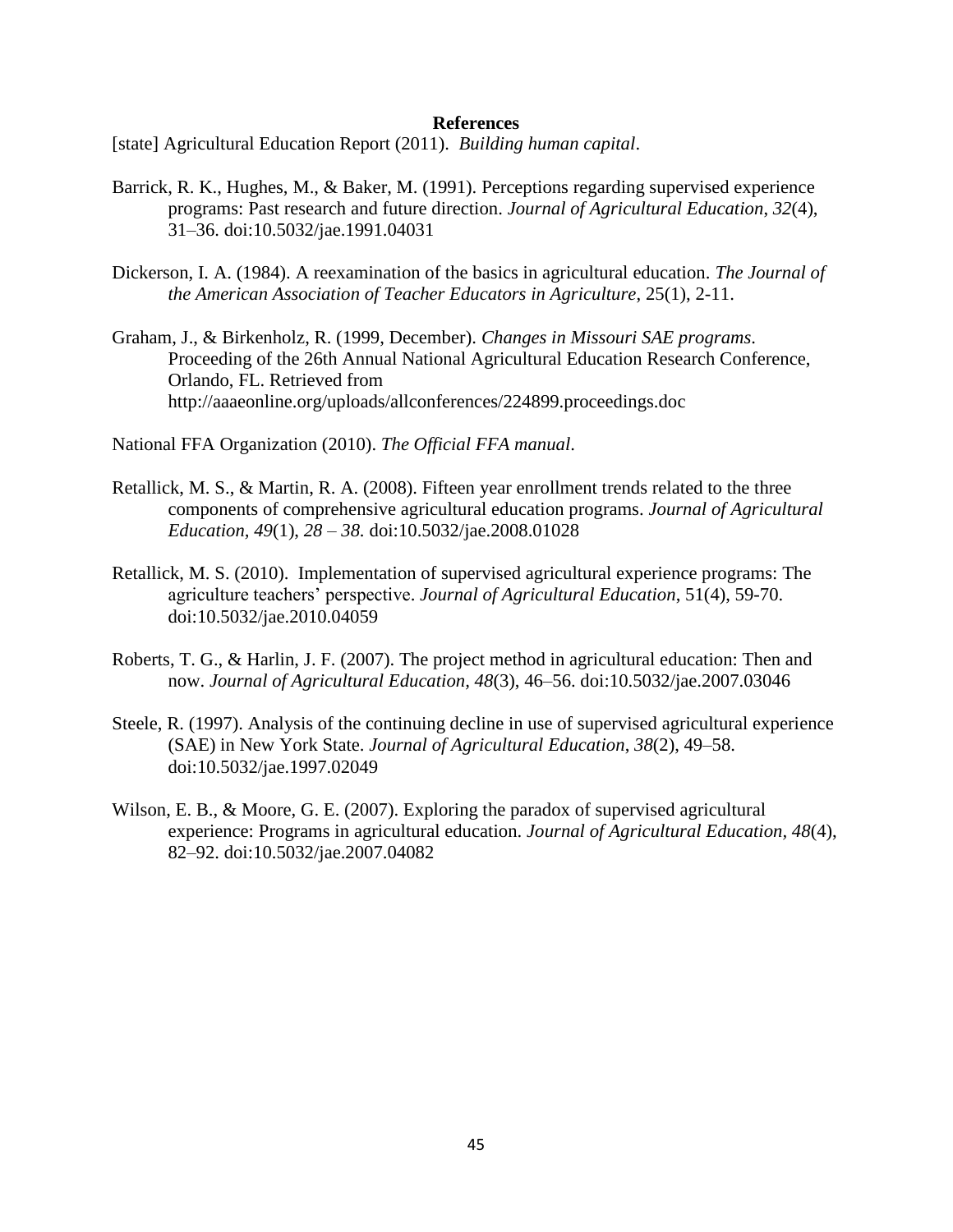# References

[state] Agricultural Education Report (2011). *Building human capital*.

Barrick, R. K., Hughes, M., & Baker, M. (1991). Perceptions regarding supervised experience programs: Past research and future direction. *Journal of Agricultural Education*, *32*(4), 31–36. doi:10.5032/jae.1991.04031

Dickerson, I. A. (1984). A reexamination of the basics in agricultural education. *The Journal of the American Association of Teacher Educators in Agriculture*, 25(1), 2-11.

Graham, J., & Birkenholz, R. (1999, December). *Changes in Missouri SAE programs*. Proceeding of the 26th Annual National Agricultural Education Research Conference, Orlando, FL. Retrieved from http://aaaeonline.org/uploads/allconferences/224899.proceedings.doc

National FFA Organization (2010). *The Official FFA manual*.

Retallick, M. S., & Martin, R. A. (2008). Fifteen year enrollment trends related to the three components of comprehensive agricultural education programs. *Journal of Agricultural Education*, *49*(1), *28 – 38.* doi:10.5032/jae.2008.01028

Retallick, M. S. (2010). Implementation of supervised agricultural experience programs: The agriculture teachers' perspective. *Journal of Agricultural Education*, 51(4), 59-70. doi:10.5032/jae.2010.04059

Roberts, T. G., & Harlin, J. F. (2007). The project method in agricultural education: Then and now. *Journal of Agricultural Education*, *48*(3), 46–56. doi:10.5032/jae.2007.03046

Steele, R. (1997). Analysis of the continuing decline in use of supervised agricultural experience (SAE) in New York State. *Journal of Agricultural Education*, *38*(2), 49–58. doi:10.5032/jae.1997.02049

Wilson, E. B., & Moore, G. E. (2007). Exploring the paradox of supervised agricultural experience: Programs in agricultural education. *Journal of Agricultural Education*, *48*(4), 82–92. doi:10.5032/jae.2007.04082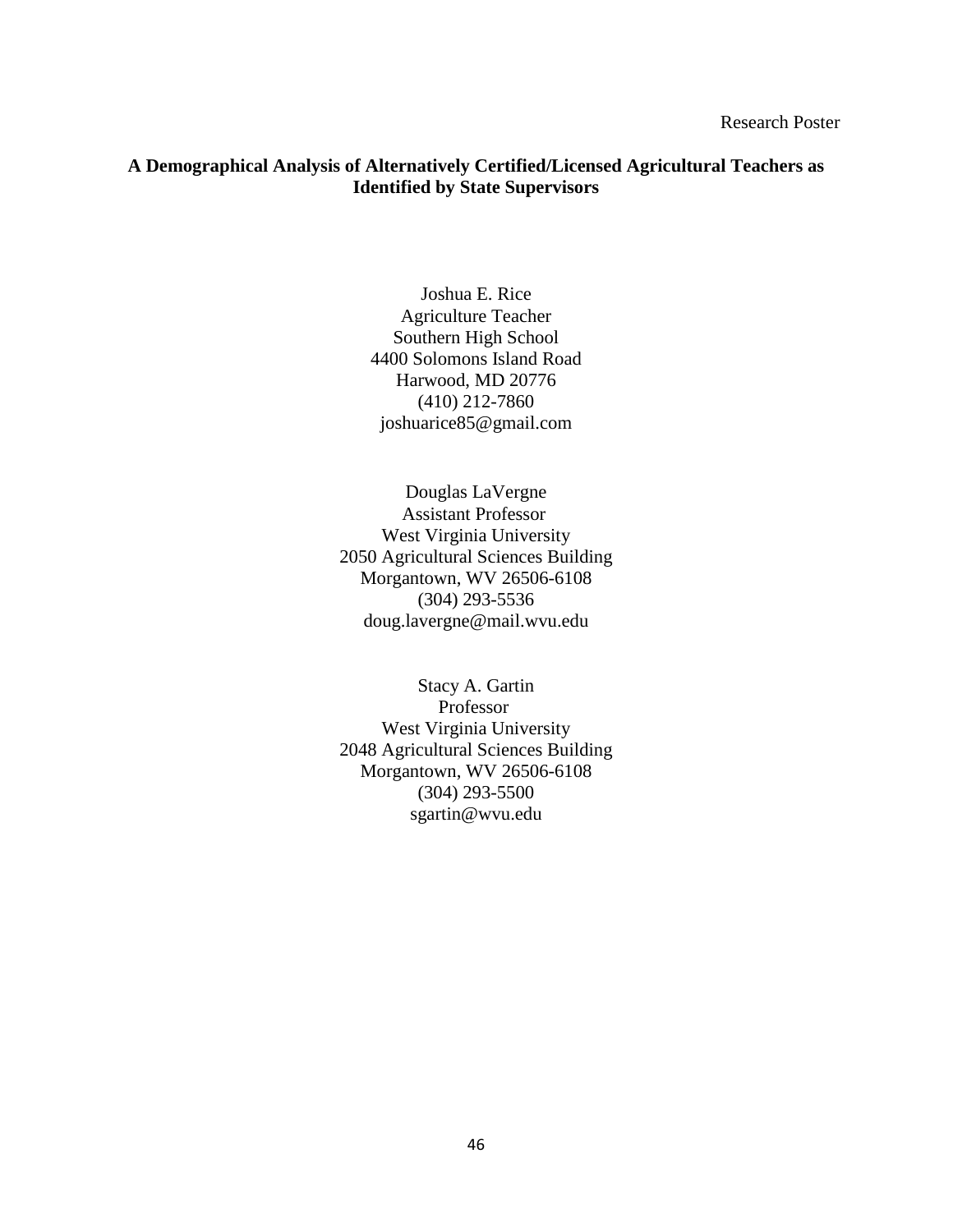Research Poster

# A Demographical Analysis of Alternatively Certified/Licensed Agricultural Teachers as Identified by State Supervisors

Joshua E. Rice
Agriculture Teacher
Southern High School
4400 Solomons Island Road
Harwood, MD 20776
(410) 212-7860
joshuarice85@gmail.com

Douglas LaVergne
Assistant Professor
West Virginia University
2050 Agricultural Sciences Building
Morgantown, WV 26506-6108
(304) 293-5536
doug.lavergne@mail.wvu.edu

Stacy A. Gartin
Professor
West Virginia University
2048 Agricultural Sciences Building
Morgantown, WV 26506-6108
(304) 293-5500
sgartin@wvu.edu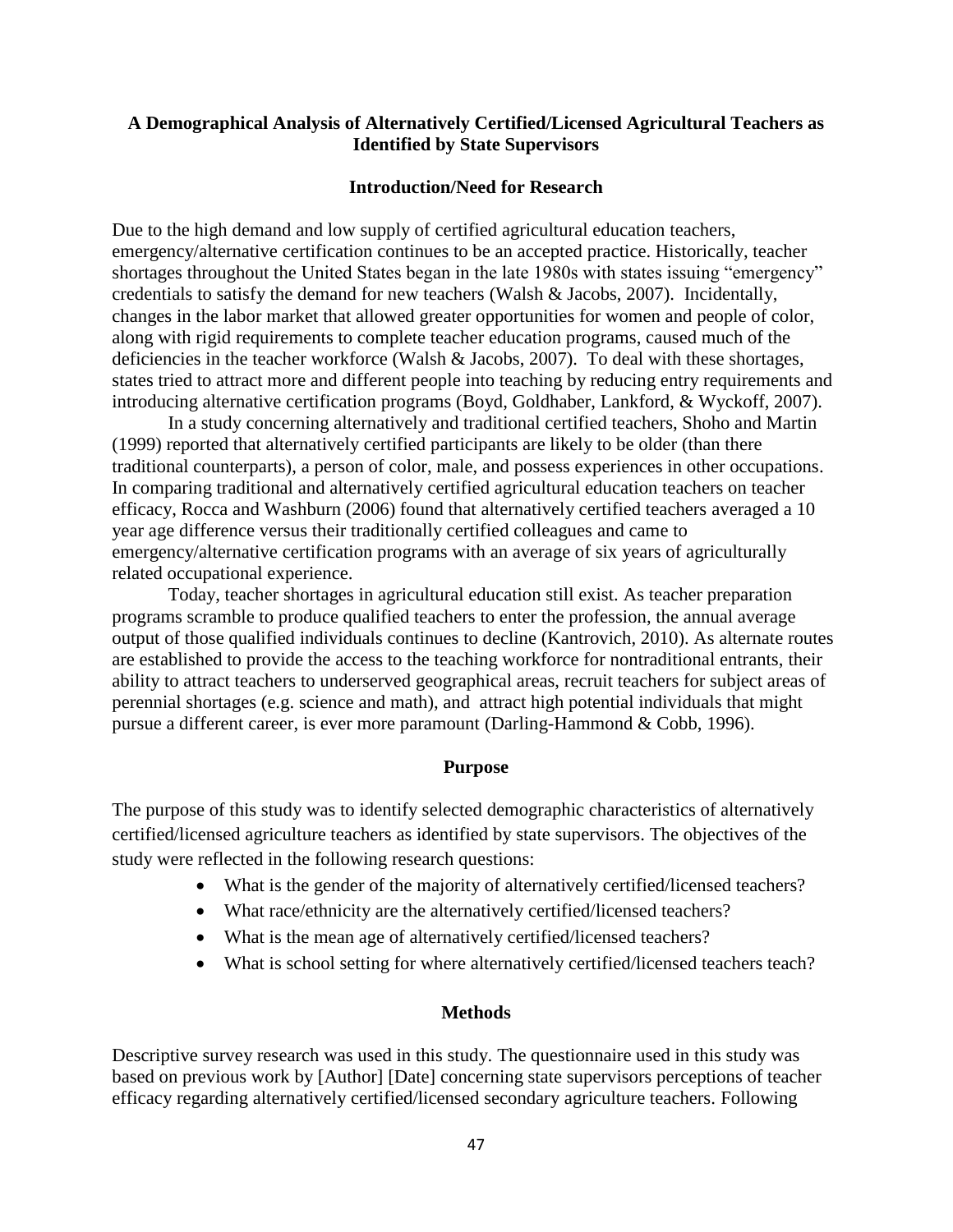**A Demographical Analysis of Alternatively Certified/Licensed Agricultural Teachers as Identified by State Supervisors**

## Introduction/Need for Research

Due to the high demand and low supply of certified agricultural education teachers, emergency/alternative certification continues to be an accepted practice. Historically, teacher shortages throughout the United States began in the late 1980s with states issuing "emergency" credentials to satisfy the demand for new teachers (Walsh & Jacobs, 2007). Incidentally, changes in the labor market that allowed greater opportunities for women and people of color, along with rigid requirements to complete teacher education programs, caused much of the deficiencies in the teacher workforce (Walsh & Jacobs, 2007). To deal with these shortages, states tried to attract more and different people into teaching by reducing entry requirements and introducing alternative certification programs (Boyd, Goldhaber, Lankford, & Wyckoff, 2007).

In a study concerning alternatively and traditional certified teachers, Shoho and Martin (1999) reported that alternatively certified participants are likely to be older (than there traditional counterparts), a person of color, male, and possess experiences in other occupations. In comparing traditional and alternatively certified agricultural education teachers on teacher efficacy, Rocca and Washburn (2006) found that alternatively certified teachers averaged a 10 year age difference versus their traditionally certified colleagues and came to emergency/alternative certification programs with an average of six years of agriculturally related occupational experience.

Today, teacher shortages in agricultural education still exist. As teacher preparation programs scramble to produce qualified teachers to enter the profession, the annual average output of those qualified individuals continues to decline (Kantrovich, 2010). As alternate routes are established to provide the access to the teaching workforce for nontraditional entrants, their ability to attract teachers to underserved geographical areas, recruit teachers for subject areas of perennial shortages (e.g. science and math), and attract high potential individuals that might pursue a different career, is ever more paramount (Darling-Hammond & Cobb, 1996).

## Purpose

The purpose of this study was to identify selected demographic characteristics of alternatively certified/licensed agriculture teachers as identified by state supervisors. The objectives of the study were reflected in the following research questions:

- What is the gender of the majority of alternatively certified/licensed teachers?
- What race/ethnicity are the alternatively certified/licensed teachers?
- What is the mean age of alternatively certified/licensed teachers?
- What is school setting for where alternatively certified/licensed teachers teach?

## Methods

Descriptive survey research was used in this study. The questionnaire used in this study was based on previous work by [Author] [Date] concerning state supervisors perceptions of teacher efficacy regarding alternatively certified/licensed secondary agriculture teachers. Following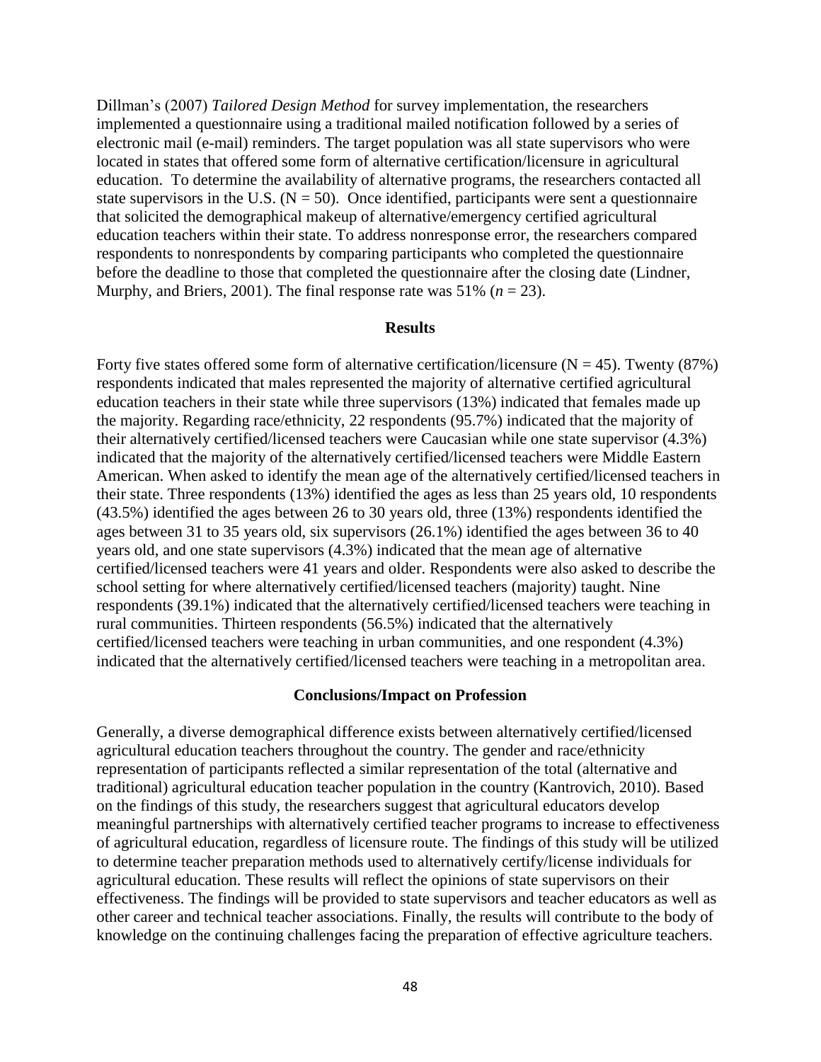Dillman's (2007) *Tailored Design Method* for survey implementation, the researchers implemented a questionnaire using a traditional mailed notification followed by a series of electronic mail (e-mail) reminders. The target population was all state supervisors who were located in states that offered some form of alternative certification/licensure in agricultural education. To determine the availability of alternative programs, the researchers contacted all state supervisors in the U.S. (N = 50). Once identified, participants were sent a questionnaire that solicited the demographical makeup of alternative/emergency certified agricultural education teachers within their state. To address nonresponse error, the researchers compared respondents to nonrespondents by comparing participants who completed the questionnaire before the deadline to those that completed the questionnaire after the closing date (Lindner, Murphy, and Briers, 2001). The final response rate was 51% (*n* = 23).

## Results

Forty five states offered some form of alternative certification/licensure (N = 45). Twenty (87%) respondents indicated that males represented the majority of alternative certified agricultural education teachers in their state while three supervisors (13%) indicated that females made up the majority. Regarding race/ethnicity, 22 respondents (95.7%) indicated that the majority of their alternatively certified/licensed teachers were Caucasian while one state supervisor (4.3%) indicated that the majority of the alternatively certified/licensed teachers were Middle Eastern American. When asked to identify the mean age of the alternatively certified/licensed teachers in their state. Three respondents (13%) identified the ages as less than 25 years old, 10 respondents (43.5%) identified the ages between 26 to 30 years old, three (13%) respondents identified the ages between 31 to 35 years old, six supervisors (26.1%) identified the ages between 36 to 40 years old, and one state supervisors (4.3%) indicated that the mean age of alternative certified/licensed teachers were 41 years and older. Respondents were also asked to describe the school setting for where alternatively certified/licensed teachers (majority) taught. Nine respondents (39.1%) indicated that the alternatively certified/licensed teachers were teaching in rural communities. Thirteen respondents (56.5%) indicated that the alternatively certified/licensed teachers were teaching in urban communities, and one respondent (4.3%) indicated that the alternatively certified/licensed teachers were teaching in a metropolitan area.

## Conclusions/Impact on Profession

Generally, a diverse demographical difference exists between alternatively certified/licensed agricultural education teachers throughout the country. The gender and race/ethnicity representation of participants reflected a similar representation of the total (alternative and traditional) agricultural education teacher population in the country (Kantrovich, 2010). Based on the findings of this study, the researchers suggest that agricultural educators develop meaningful partnerships with alternatively certified teacher programs to increase to effectiveness of agricultural education, regardless of licensure route. The findings of this study will be utilized to determine teacher preparation methods used to alternatively certify/license individuals for agricultural education. These results will reflect the opinions of state supervisors on their effectiveness. The findings will be provided to state supervisors and teacher educators as well as other career and technical teacher associations. Finally, the results will contribute to the body of knowledge on the continuing challenges facing the preparation of effective agriculture teachers.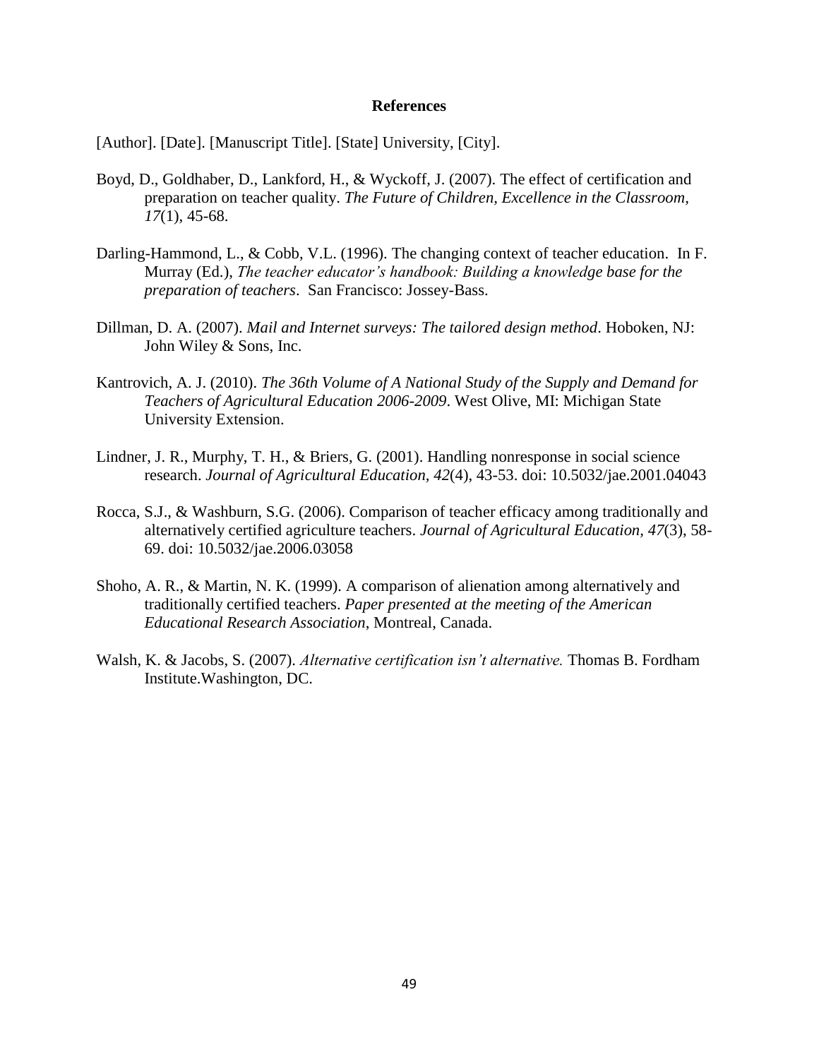# References

[Author]. [Date]. [Manuscript Title]. [State] University, [City].

Boyd, D., Goldhaber, D., Lankford, H., & Wyckoff, J. (2007). The effect of certification and preparation on teacher quality. *The Future of Children, Excellence in the Classroom, 17*(1), 45-68.

Darling-Hammond, L., & Cobb, V.L. (1996). The changing context of teacher education. In F. Murray (Ed.), *The teacher educator's handbook: Building a knowledge base for the preparation of teachers*. San Francisco: Jossey-Bass.

Dillman, D. A. (2007). *Mail and Internet surveys: The tailored design method*. Hoboken, NJ: John Wiley & Sons, Inc.

Kantrovich, A. J. (2010). *The 36th Volume of A National Study of the Supply and Demand for Teachers of Agricultural Education 2006-2009*. West Olive, MI: Michigan State University Extension.

Lindner, J. R., Murphy, T. H., & Briers, G. (2001). Handling nonresponse in social science research. *Journal of Agricultural Education, 42*(4), 43-53. doi: 10.5032/jae.2001.04043

Rocca, S.J., & Washburn, S.G. (2006). Comparison of teacher efficacy among traditionally and alternatively certified agriculture teachers. *Journal of Agricultural Education, 47*(3), 58-69. doi: 10.5032/jae.2006.03058

Shoho, A. R., & Martin, N. K. (1999). A comparison of alienation among alternatively and traditionally certified teachers. *Paper presented at the meeting of the American Educational Research Association*, Montreal, Canada.

Walsh, K. & Jacobs, S. (2007). *Alternative certification isn't alternative.* Thomas B. Fordham Institute.Washington, DC.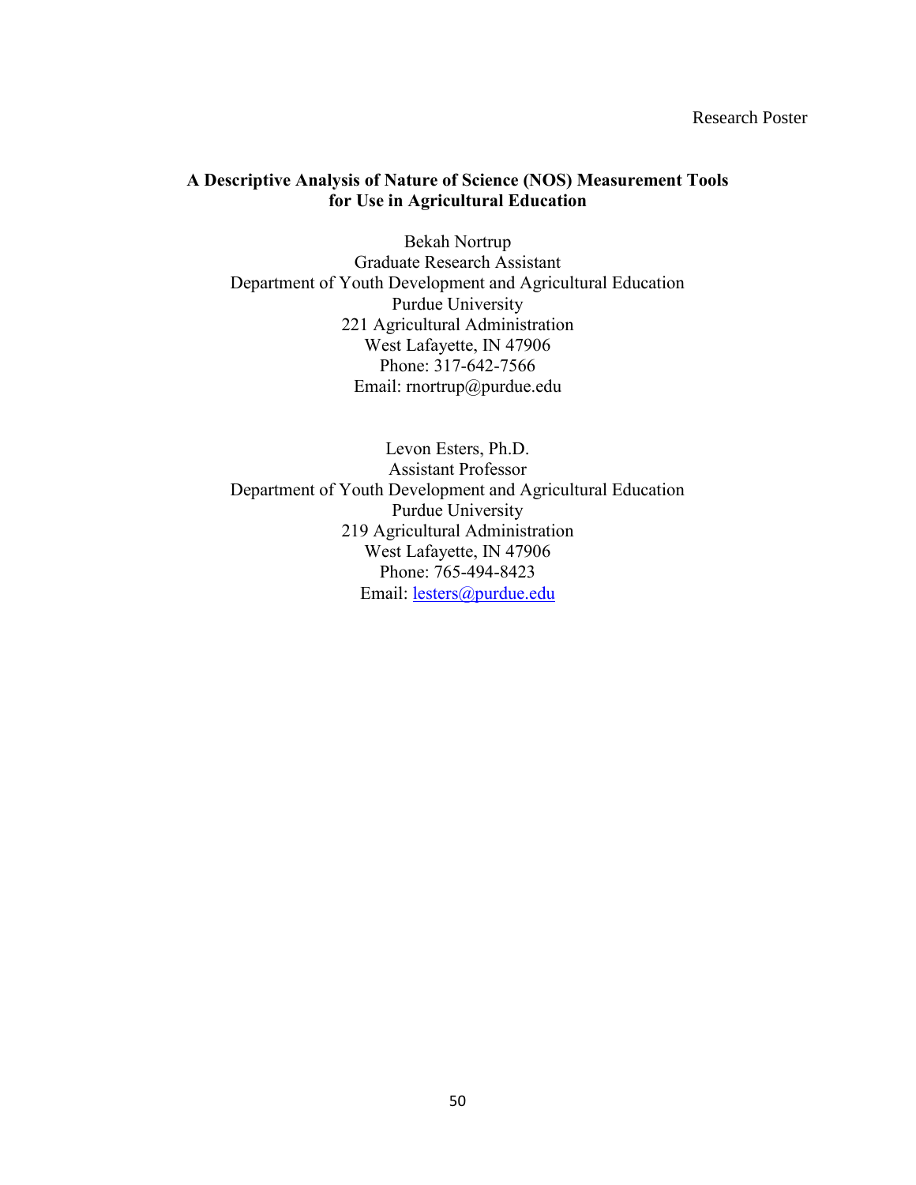Research Poster

**A Descriptive Analysis of Nature of Science (NOS) Measurement Tools for Use in Agricultural Education**

Bekah Nortrup
Graduate Research Assistant
Department of Youth Development and Agricultural Education
Purdue University
221 Agricultural Administration
West Lafayette, IN 47906
Phone: 317-642-7566
Email: rnortrup@purdue.edu

Levon Esters, Ph.D.
Assistant Professor
Department of Youth Development and Agricultural Education
Purdue University
219 Agricultural Administration
West Lafayette, IN 47906
Phone: 765-494-8423
Email: lesters@purdue.edu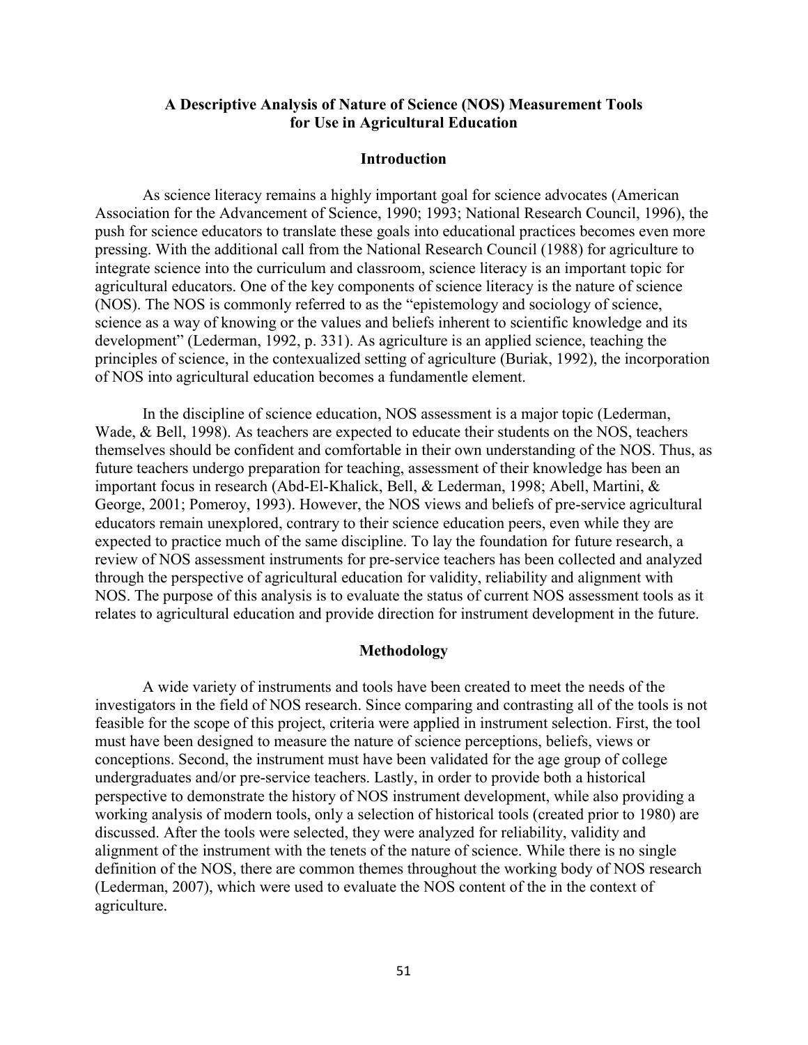# A Descriptive Analysis of Nature of Science (NOS) Measurement Tools for Use in Agricultural Education

## Introduction

As science literacy remains a highly important goal for science advocates (American Association for the Advancement of Science, 1990; 1993; National Research Council, 1996), the push for science educators to translate these goals into educational practices becomes even more pressing. With the additional call from the National Research Council (1988) for agriculture to integrate science into the curriculum and classroom, science literacy is an important topic for agricultural educators. One of the key components of science literacy is the nature of science (NOS). The NOS is commonly referred to as the "epistemology and sociology of science, science as a way of knowing or the values and beliefs inherent to scientific knowledge and its development" (Lederman, 1992, p. 331). As agriculture is an applied science, teaching the principles of science, in the contexualized setting of agriculture (Buriak, 1992), the incorporation of NOS into agricultural education becomes a fundamentle element.

In the discipline of science education, NOS assessment is a major topic (Lederman, Wade, & Bell, 1998). As teachers are expected to educate their students on the NOS, teachers themselves should be confident and comfortable in their own understanding of the NOS. Thus, as future teachers undergo preparation for teaching, assessment of their knowledge has been an important focus in research (Abd-El-Khalick, Bell, & Lederman, 1998; Abell, Martini, & George, 2001; Pomeroy, 1993). However, the NOS views and beliefs of pre-service agricultural educators remain unexplored, contrary to their science education peers, even while they are expected to practice much of the same discipline. To lay the foundation for future research, a review of NOS assessment instruments for pre-service teachers has been collected and analyzed through the perspective of agricultural education for validity, reliability and alignment with NOS. The purpose of this analysis is to evaluate the status of current NOS assessment tools as it relates to agricultural education and provide direction for instrument development in the future.

## Methodology

A wide variety of instruments and tools have been created to meet the needs of the investigators in the field of NOS research. Since comparing and contrasting all of the tools is not feasible for the scope of this project, criteria were applied in instrument selection. First, the tool must have been designed to measure the nature of science perceptions, beliefs, views or conceptions. Second, the instrument must have been validated for the age group of college undergraduates and/or pre-service teachers. Lastly, in order to provide both a historical perspective to demonstrate the history of NOS instrument development, while also providing a working analysis of modern tools, only a selection of historical tools (created prior to 1980) are discussed. After the tools were selected, they were analyzed for reliability, validity and alignment of the instrument with the tenets of the nature of science. While there is no single definition of the NOS, there are common themes throughout the working body of NOS research (Lederman, 2007), which were used to evaluate the NOS content of the in the context of agriculture.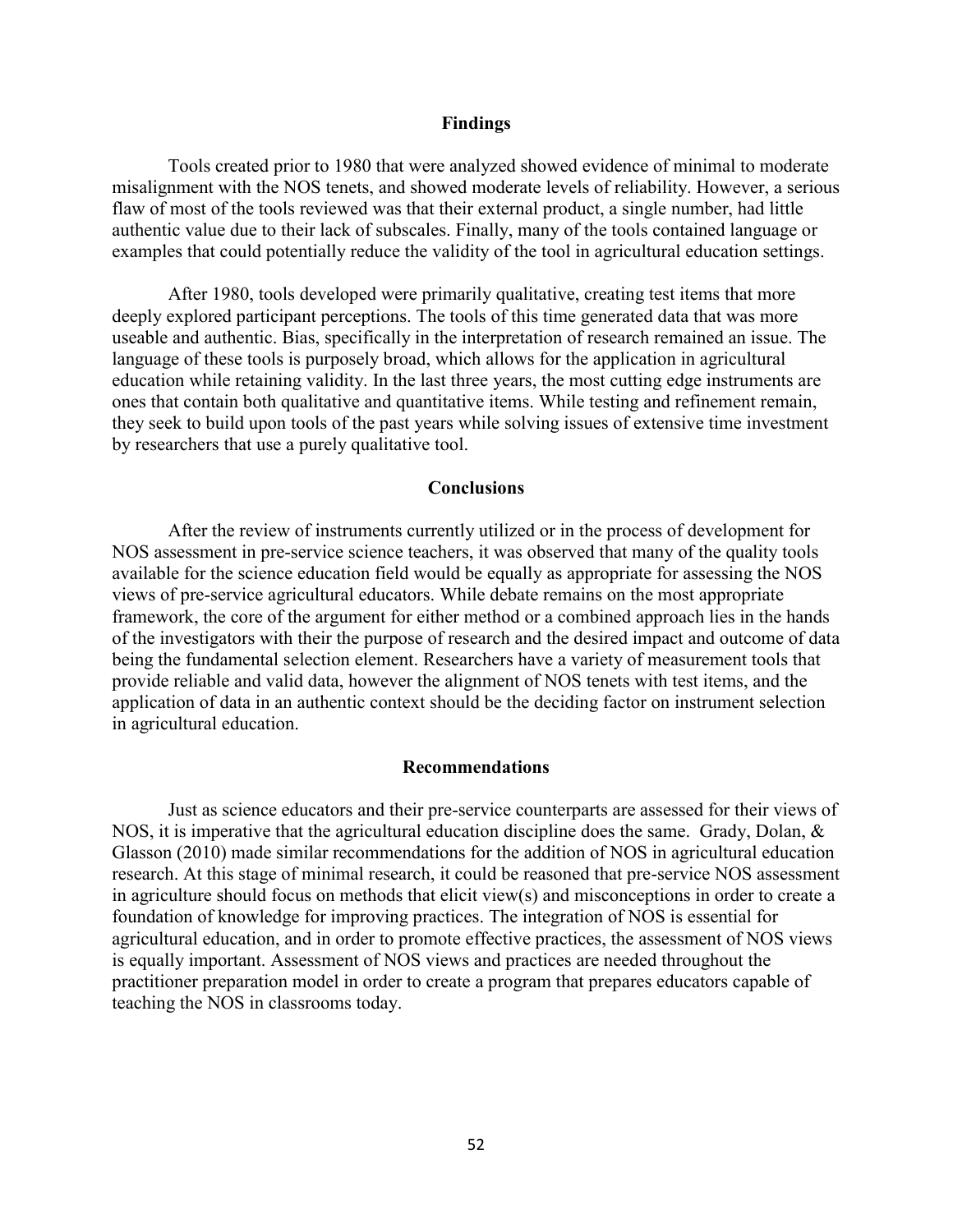## Findings

Tools created prior to 1980 that were analyzed showed evidence of minimal to moderate misalignment with the NOS tenets, and showed moderate levels of reliability. However, a serious flaw of most of the tools reviewed was that their external product, a single number, had little authentic value due to their lack of subscales. Finally, many of the tools contained language or examples that could potentially reduce the validity of the tool in agricultural education settings.

After 1980, tools developed were primarily qualitative, creating test items that more deeply explored participant perceptions. The tools of this time generated data that was more useable and authentic. Bias, specifically in the interpretation of research remained an issue. The language of these tools is purposely broad, which allows for the application in agricultural education while retaining validity. In the last three years, the most cutting edge instruments are ones that contain both qualitative and quantitative items. While testing and refinement remain, they seek to build upon tools of the past years while solving issues of extensive time investment by researchers that use a purely qualitative tool.

## Conclusions

After the review of instruments currently utilized or in the process of development for NOS assessment in pre-service science teachers, it was observed that many of the quality tools available for the science education field would be equally as appropriate for assessing the NOS views of pre-service agricultural educators. While debate remains on the most appropriate framework, the core of the argument for either method or a combined approach lies in the hands of the investigators with their the purpose of research and the desired impact and outcome of data being the fundamental selection element. Researchers have a variety of measurement tools that provide reliable and valid data, however the alignment of NOS tenets with test items, and the application of data in an authentic context should be the deciding factor on instrument selection in agricultural education.

## Recommendations

Just as science educators and their pre-service counterparts are assessed for their views of NOS, it is imperative that the agricultural education discipline does the same. Grady, Dolan, & Glasson (2010) made similar recommendations for the addition of NOS in agricultural education research. At this stage of minimal research, it could be reasoned that pre-service NOS assessment in agriculture should focus on methods that elicit view(s) and misconceptions in order to create a foundation of knowledge for improving practices. The integration of NOS is essential for agricultural education, and in order to promote effective practices, the assessment of NOS views is equally important. Assessment of NOS views and practices are needed throughout the practitioner preparation model in order to create a program that prepares educators capable of teaching the NOS in classrooms today.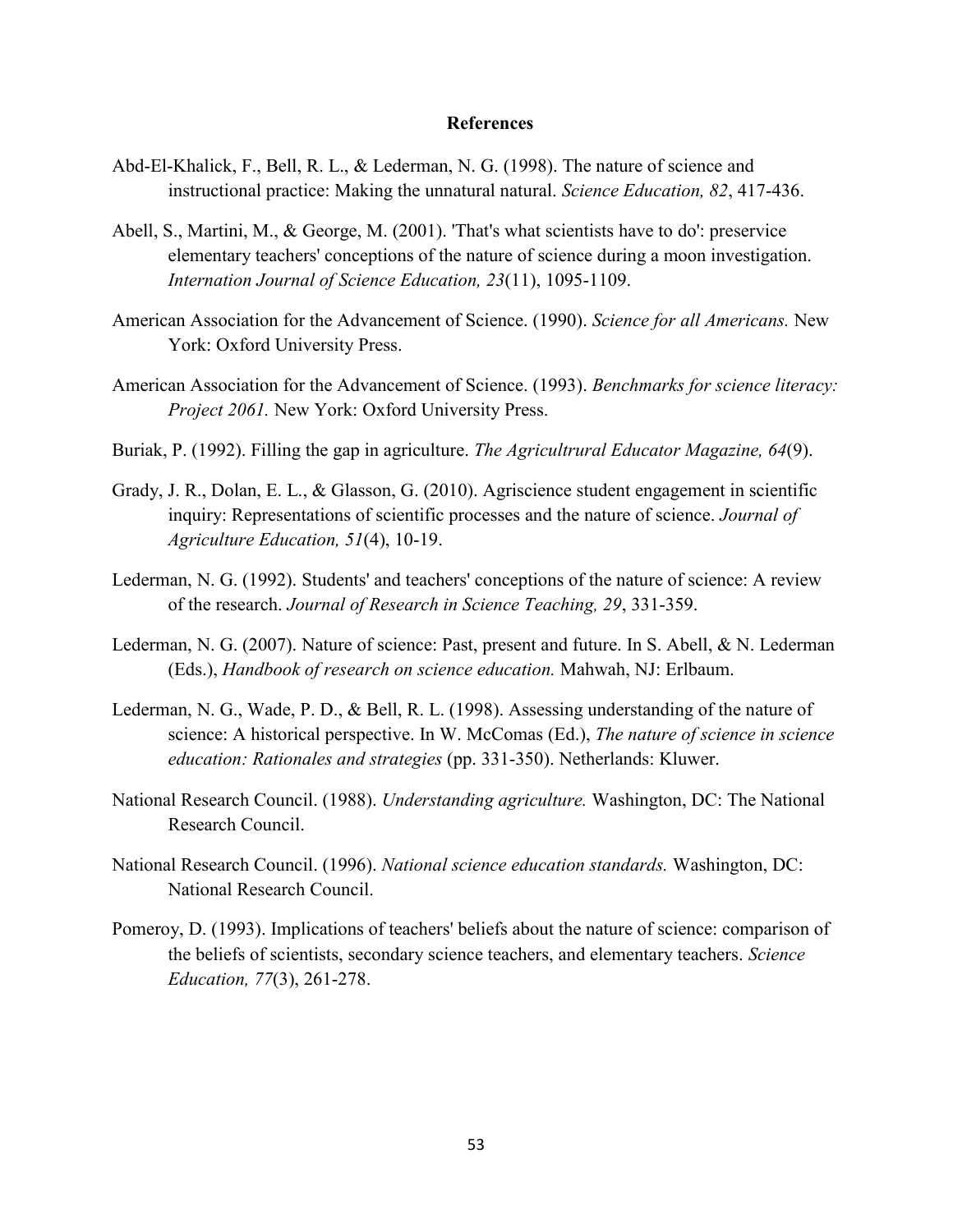# References

Abd-El-Khalick, F., Bell, R. L., & Lederman, N. G. (1998). The nature of science and instructional practice: Making the unnatural natural. *Science Education, 82*, 417-436.

Abell, S., Martini, M., & George, M. (2001). 'That's what scientists have to do': preservice elementary teachers' conceptions of the nature of science during a moon investigation. *Internation Journal of Science Education, 23*(11), 1095-1109.

American Association for the Advancement of Science. (1990). *Science for all Americans.* New York: Oxford University Press.

American Association for the Advancement of Science. (1993). *Benchmarks for science literacy: Project 2061.* New York: Oxford University Press.

Buriak, P. (1992). Filling the gap in agriculture. *The Agricultrural Educator Magazine, 64*(9).

Grady, J. R., Dolan, E. L., & Glasson, G. (2010). Agriscience student engagement in scientific inquiry: Representations of scientific processes and the nature of science. *Journal of Agriculture Education, 51*(4), 10-19.

Lederman, N. G. (1992). Students' and teachers' conceptions of the nature of science: A review of the research. *Journal of Research in Science Teaching, 29*, 331-359.

Lederman, N. G. (2007). Nature of science: Past, present and future. In S. Abell, & N. Lederman (Eds.), *Handbook of research on science education.* Mahwah, NJ: Erlbaum.

Lederman, N. G., Wade, P. D., & Bell, R. L. (1998). Assessing understanding of the nature of science: A historical perspective. In W. McComas (Ed.), *The nature of science in science education: Rationales and strategies* (pp. 331-350). Netherlands: Kluwer.

National Research Council. (1988). *Understanding agriculture.* Washington, DC: The National Research Council.

National Research Council. (1996). *National science education standards.* Washington, DC: National Research Council.

Pomeroy, D. (1993). Implications of teachers' beliefs about the nature of science: comparison of the beliefs of scientists, secondary science teachers, and elementary teachers. *Science Education, 77*(3), 261-278.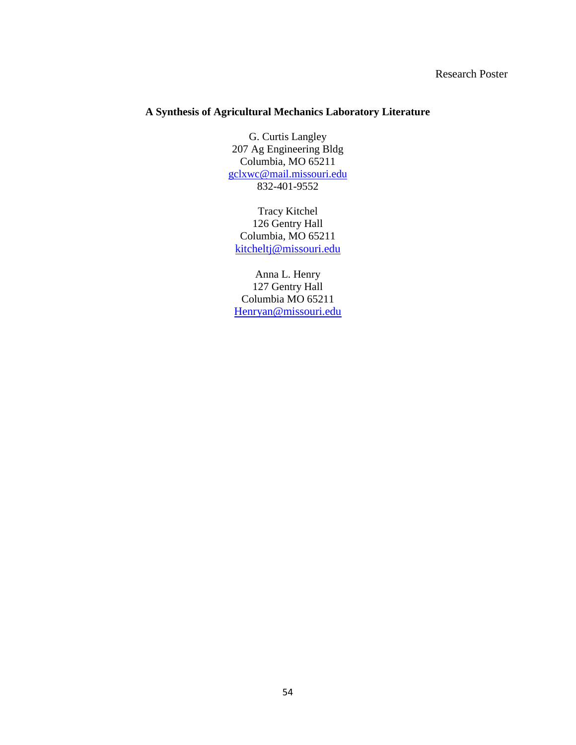Research Poster

# A Synthesis of Agricultural Mechanics Laboratory Literature

G. Curtis Langley
207 Ag Engineering Bldg
Columbia, MO 65211
gclxwc@mail.missouri.edu
832-401-9552

Tracy Kitchel
126 Gentry Hall
Columbia, MO 65211
kitcheltj@missouri.edu

Anna L. Henry
127 Gentry Hall
Columbia MO 65211
Henryan@missouri.edu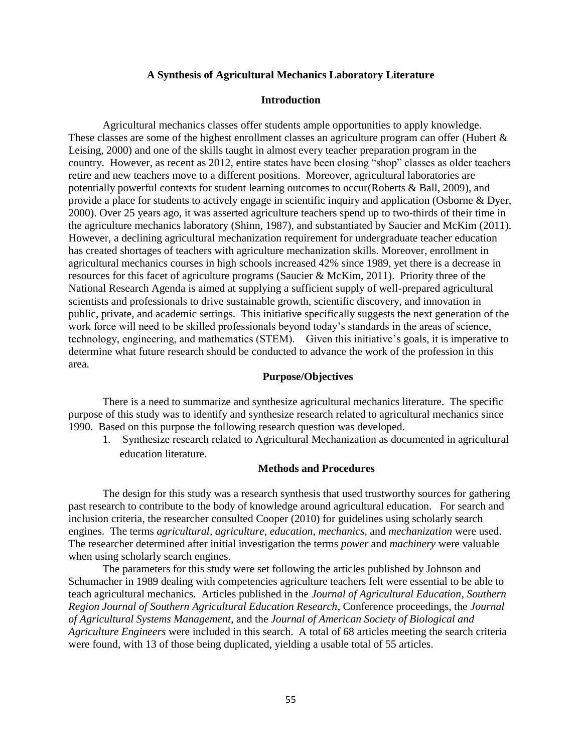## A Synthesis of Agricultural Mechanics Laboratory Literature

### Introduction

Agricultural mechanics classes offer students ample opportunities to apply knowledge. These classes are some of the highest enrollment classes an agriculture program can offer (Hubert & Leising, 2000) and one of the skills taught in almost every teacher preparation program in the country. However, as recent as 2012, entire states have been closing "shop" classes as older teachers retire and new teachers move to a different positions. Moreover, agricultural laboratories are potentially powerful contexts for student learning outcomes to occur(Roberts & Ball, 2009), and provide a place for students to actively engage in scientific inquiry and application (Osborne & Dyer, 2000). Over 25 years ago, it was asserted agriculture teachers spend up to two-thirds of their time in the agriculture mechanics laboratory (Shinn, 1987), and substantiated by Saucier and McKim (2011). However, a declining agricultural mechanization requirement for undergraduate teacher education has created shortages of teachers with agriculture mechanization skills. Moreover, enrollment in agricultural mechanics courses in high schools increased 42% since 1989, yet there is a decrease in resources for this facet of agriculture programs (Saucier & McKim, 2011). Priority three of the National Research Agenda is aimed at supplying a sufficient supply of well-prepared agricultural scientists and professionals to drive sustainable growth, scientific discovery, and innovation in public, private, and academic settings. This initiative specifically suggests the next generation of the work force will need to be skilled professionals beyond today's standards in the areas of science, technology, engineering, and mathematics (STEM). Given this initiative's goals, it is imperative to determine what future research should be conducted to advance the work of the profession in this area.

### Purpose/Objectives

There is a need to summarize and synthesize agricultural mechanics literature. The specific purpose of this study was to identify and synthesize research related to agricultural mechanics since 1990. Based on this purpose the following research question was developed.

1. Synthesize research related to Agricultural Mechanization as documented in agricultural education literature.

### Methods and Procedures

The design for this study was a research synthesis that used trustworthy sources for gathering past research to contribute to the body of knowledge around agricultural education. For search and inclusion criteria, the researcher consulted Cooper (2010) for guidelines using scholarly search engines. The terms *agricultural*, *agriculture*, *education*, *mechanics*, and *mechanization* were used. The researcher determined after initial investigation the terms *power* and *machinery* were valuable when using scholarly search engines.

The parameters for this study were set following the articles published by Johnson and Schumacher in 1989 dealing with competencies agriculture teachers felt were essential to be able to teach agricultural mechanics. Articles published in the *Journal of Agricultural Education*, *Southern Region Journal of Southern Agricultural Education Research*, Conference proceedings, the *Journal of Agricultural Systems Management*, and the *Journal of American Society of Biological and Agriculture Engineers* were included in this search. A total of 68 articles meeting the search criteria were found, with 13 of those being duplicated, yielding a usable total of 55 articles.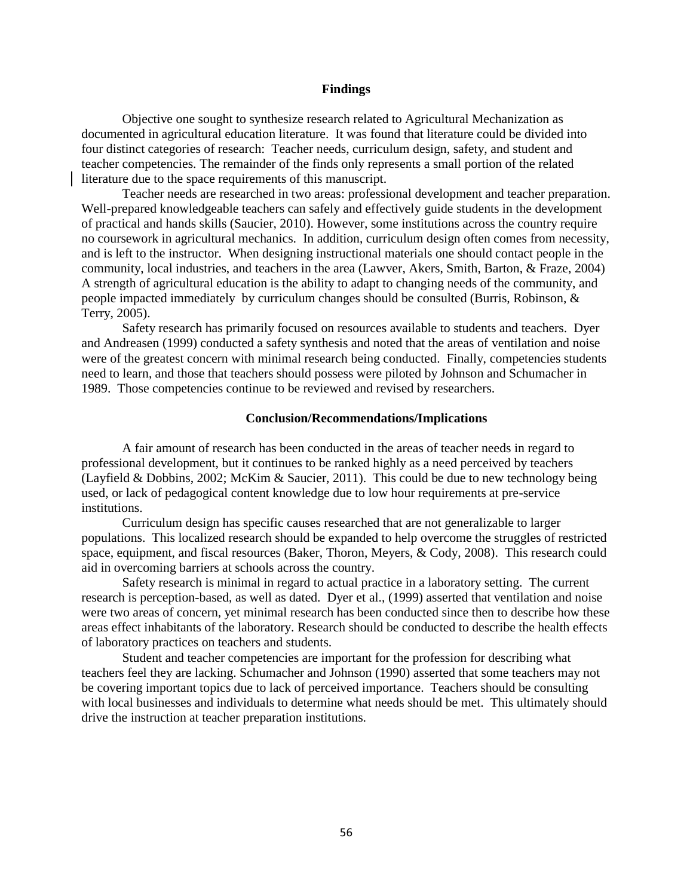### Findings

Objective one sought to synthesize research related to Agricultural Mechanization as documented in agricultural education literature. It was found that literature could be divided into four distinct categories of research: Teacher needs, curriculum design, safety, and student and teacher competencies. The remainder of the finds only represents a small portion of the related literature due to the space requirements of this manuscript.

Teacher needs are researched in two areas: professional development and teacher preparation. Well-prepared knowledgeable teachers can safely and effectively guide students in the development of practical and hands skills (Saucier, 2010). However, some institutions across the country require no coursework in agricultural mechanics. In addition, curriculum design often comes from necessity, and is left to the instructor. When designing instructional materials one should contact people in the community, local industries, and teachers in the area (Lawver, Akers, Smith, Barton, & Fraze, 2004) A strength of agricultural education is the ability to adapt to changing needs of the community, and people impacted immediately by curriculum changes should be consulted (Burris, Robinson, & Terry, 2005).

Safety research has primarily focused on resources available to students and teachers. Dyer and Andreasen (1999) conducted a safety synthesis and noted that the areas of ventilation and noise were of the greatest concern with minimal research being conducted. Finally, competencies students need to learn, and those that teachers should possess were piloted by Johnson and Schumacher in 1989. Those competencies continue to be reviewed and revised by researchers.

### Conclusion/Recommendations/Implications

A fair amount of research has been conducted in the areas of teacher needs in regard to professional development, but it continues to be ranked highly as a need perceived by teachers (Layfield & Dobbins, 2002; McKim & Saucier, 2011). This could be due to new technology being used, or lack of pedagogical content knowledge due to low hour requirements at pre-service institutions.

Curriculum design has specific causes researched that are not generalizable to larger populations. This localized research should be expanded to help overcome the struggles of restricted space, equipment, and fiscal resources (Baker, Thoron, Meyers, & Cody, 2008). This research could aid in overcoming barriers at schools across the country.

Safety research is minimal in regard to actual practice in a laboratory setting. The current research is perception-based, as well as dated. Dyer et al., (1999) asserted that ventilation and noise were two areas of concern, yet minimal research has been conducted since then to describe how these areas effect inhabitants of the laboratory. Research should be conducted to describe the health effects of laboratory practices on teachers and students.

Student and teacher competencies are important for the profession for describing what teachers feel they are lacking. Schumacher and Johnson (1990) asserted that some teachers may not be covering important topics due to lack of perceived importance. Teachers should be consulting with local businesses and individuals to determine what needs should be met. This ultimately should drive the instruction at teacher preparation institutions.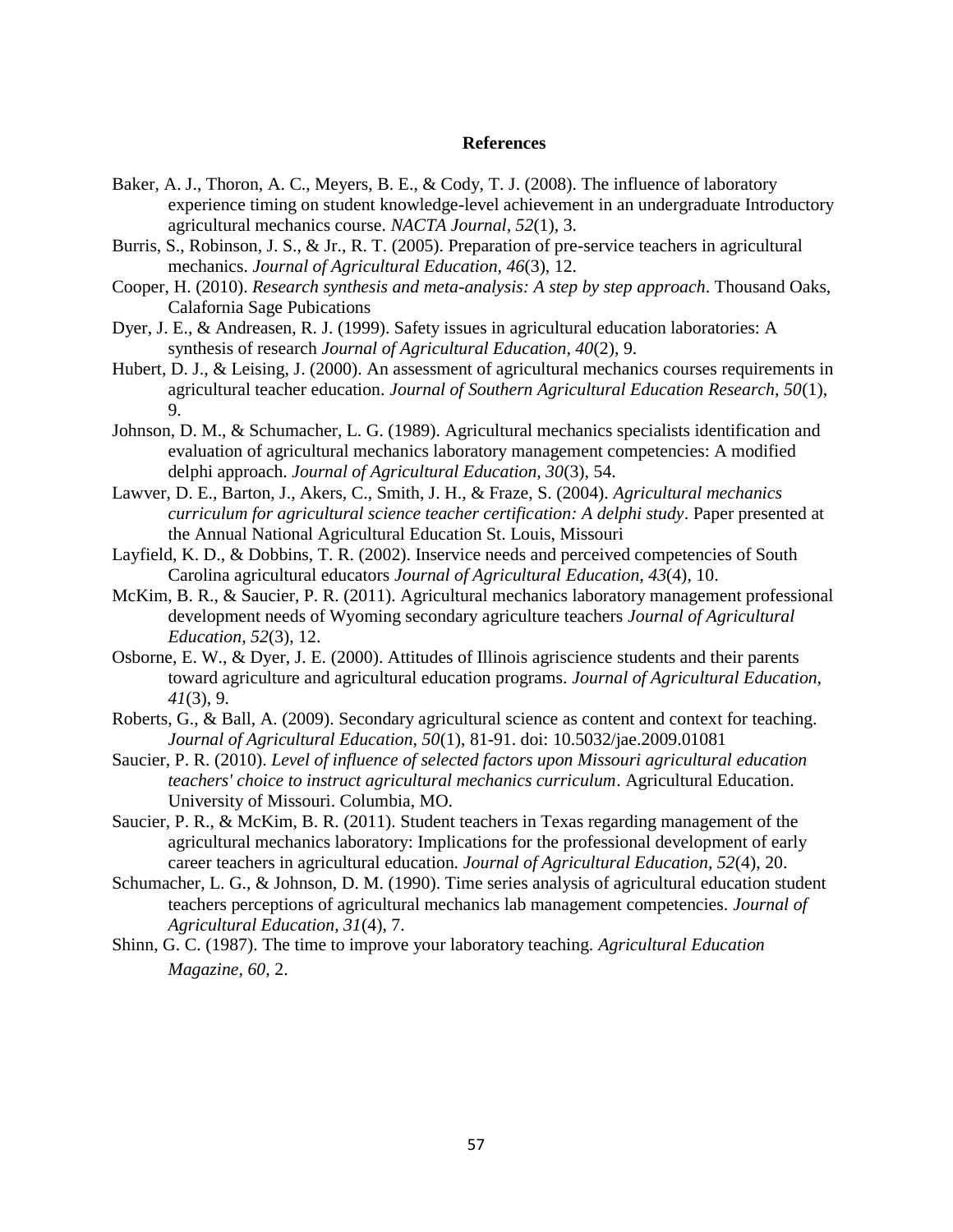# References

Baker, A. J., Thoron, A. C., Meyers, B. E., & Cody, T. J. (2008). The influence of laboratory experience timing on student knowledge-level achievement in an undergraduate Introductory agricultural mechanics course. *NACTA Journal, 52*(1), 3.

Burris, S., Robinson, J. S., & Jr., R. T. (2005). Preparation of pre-service teachers in agricultural mechanics. *Journal of Agricultural Education, 46*(3), 12.

Cooper, H. (2010). *Research synthesis and meta-analysis: A step by step approach*. Thousand Oaks, Calafornia Sage Pubications

Dyer, J. E., & Andreasen, R. J. (1999). Safety issues in agricultural education laboratories: A synthesis of research *Journal of Agricultural Education, 40*(2), 9.

Hubert, D. J., & Leising, J. (2000). An assessment of agricultural mechanics courses requirements in agricultural teacher education. *Journal of Southern Agricultural Education Research, 50*(1), 9.

Johnson, D. M., & Schumacher, L. G. (1989). Agricultural mechanics specialists identification and evaluation of agricultural mechanics laboratory management competencies: A modified delphi approach. *Journal of Agricultural Education, 30*(3), 54.

Lawver, D. E., Barton, J., Akers, C., Smith, J. H., & Fraze, S. (2004). *Agricultural mechanics curriculum for agricultural science teacher certification: A delphi study*. Paper presented at the Annual National Agricultural Education St. Louis, Missouri

Layfield, K. D., & Dobbins, T. R. (2002). Inservice needs and perceived competencies of South Carolina agricultural educators *Journal of Agricultural Education, 43*(4), 10.

McKim, B. R., & Saucier, P. R. (2011). Agricultural mechanics laboratory management professional development needs of Wyoming secondary agriculture teachers *Journal of Agricultural Education, 52*(3), 12.

Osborne, E. W., & Dyer, J. E. (2000). Attitudes of Illinois agriscience students and their parents toward agriculture and agricultural education programs. *Journal of Agricultural Education, 41*(3), 9.

Roberts, G., & Ball, A. (2009). Secondary agricultural science as content and context for teaching. *Journal of Agricultural Education, 50*(1), 81-91. doi: 10.5032/jae.2009.01081

Saucier, P. R. (2010). *Level of influence of selected factors upon Missouri agricultural education teachers' choice to instruct agricultural mechanics curriculum*. Agricultural Education. University of Missouri. Columbia, MO.

Saucier, P. R., & McKim, B. R. (2011). Student teachers in Texas regarding management of the agricultural mechanics laboratory: Implications for the professional development of early career teachers in agricultural education. *Journal of Agricultural Education, 52*(4), 20.

Schumacher, L. G., & Johnson, D. M. (1990). Time series analysis of agricultural education student teachers perceptions of agricultural mechanics lab management competencies. *Journal of Agricultural Education, 31*(4), 7.

Shinn, G. C. (1987). The time to improve your laboratory teaching. *Agricultural Education Magazine, 60,* 2.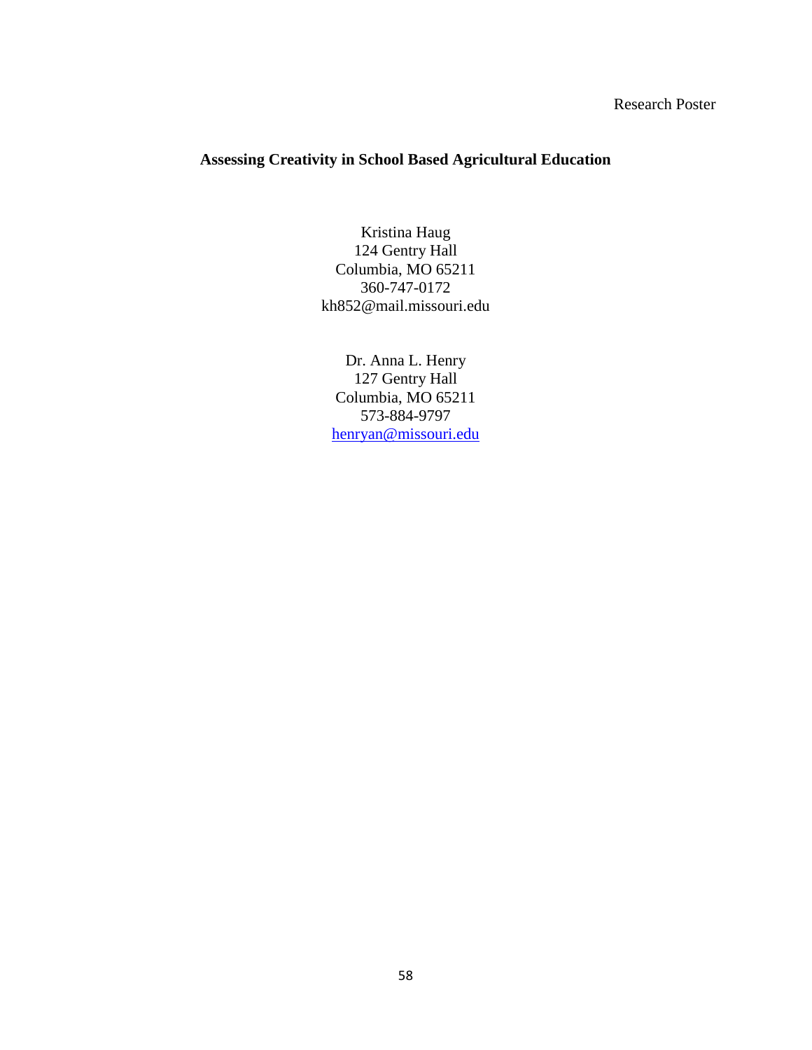Research Poster

**Assessing Creativity in School Based Agricultural Education**

Kristina Haug
124 Gentry Hall
Columbia, MO 65211
360-747-0172
kh852@mail.missouri.edu

Dr. Anna L. Henry
127 Gentry Hall
Columbia, MO 65211
573-884-9797
henryan@missouri.edu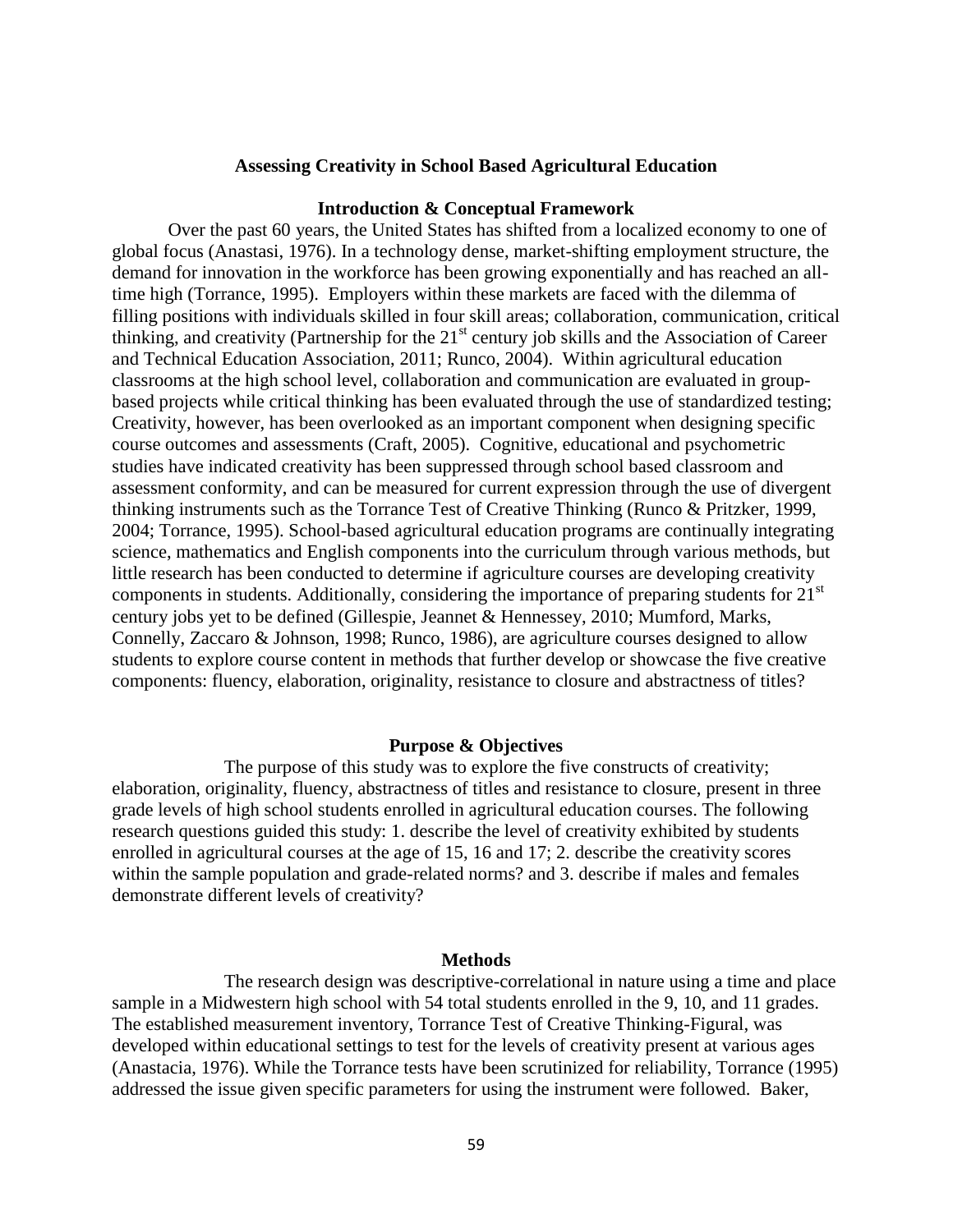## Assessing Creativity in School Based Agricultural Education

### Introduction & Conceptual Framework

Over the past 60 years, the United States has shifted from a localized economy to one of global focus (Anastasi, 1976). In a technology dense, market-shifting employment structure, the demand for innovation in the workforce has been growing exponentially and has reached an all-time high (Torrance, 1995). Employers within these markets are faced with the dilemma of filling positions with individuals skilled in four skill areas; collaboration, communication, critical thinking, and creativity (Partnership for the 21st century job skills and the Association of Career and Technical Education Association, 2011; Runco, 2004). Within agricultural education classrooms at the high school level, collaboration and communication are evaluated in group-based projects while critical thinking has been evaluated through the use of standardized testing; Creativity, however, has been overlooked as an important component when designing specific course outcomes and assessments (Craft, 2005). Cognitive, educational and psychometric studies have indicated creativity has been suppressed through school based classroom and assessment conformity, and can be measured for current expression through the use of divergent thinking instruments such as the Torrance Test of Creative Thinking (Runco & Pritzker, 1999, 2004; Torrance, 1995). School-based agricultural education programs are continually integrating science, mathematics and English components into the curriculum through various methods, but little research has been conducted to determine if agriculture courses are developing creativity components in students. Additionally, considering the importance of preparing students for 21st century jobs yet to be defined (Gillespie, Jeannet & Hennessey, 2010; Mumford, Marks, Connelly, Zaccaro & Johnson, 1998; Runco, 1986), are agriculture courses designed to allow students to explore course content in methods that further develop or showcase the five creative components: fluency, elaboration, originality, resistance to closure and abstractness of titles?

### Purpose & Objectives

The purpose of this study was to explore the five constructs of creativity; elaboration, originality, fluency, abstractness of titles and resistance to closure, present in three grade levels of high school students enrolled in agricultural education courses. The following research questions guided this study: 1. describe the level of creativity exhibited by students enrolled in agricultural courses at the age of 15, 16 and 17; 2. describe the creativity scores within the sample population and grade-related norms? and 3. describe if males and females demonstrate different levels of creativity?

### Methods

The research design was descriptive-correlational in nature using a time and place sample in a Midwestern high school with 54 total students enrolled in the 9, 10, and 11 grades. The established measurement inventory, Torrance Test of Creative Thinking-Figural, was developed within educational settings to test for the levels of creativity present at various ages (Anastacia, 1976). While the Torrance tests have been scrutinized for reliability, Torrance (1995) addressed the issue given specific parameters for using the instrument were followed. Baker,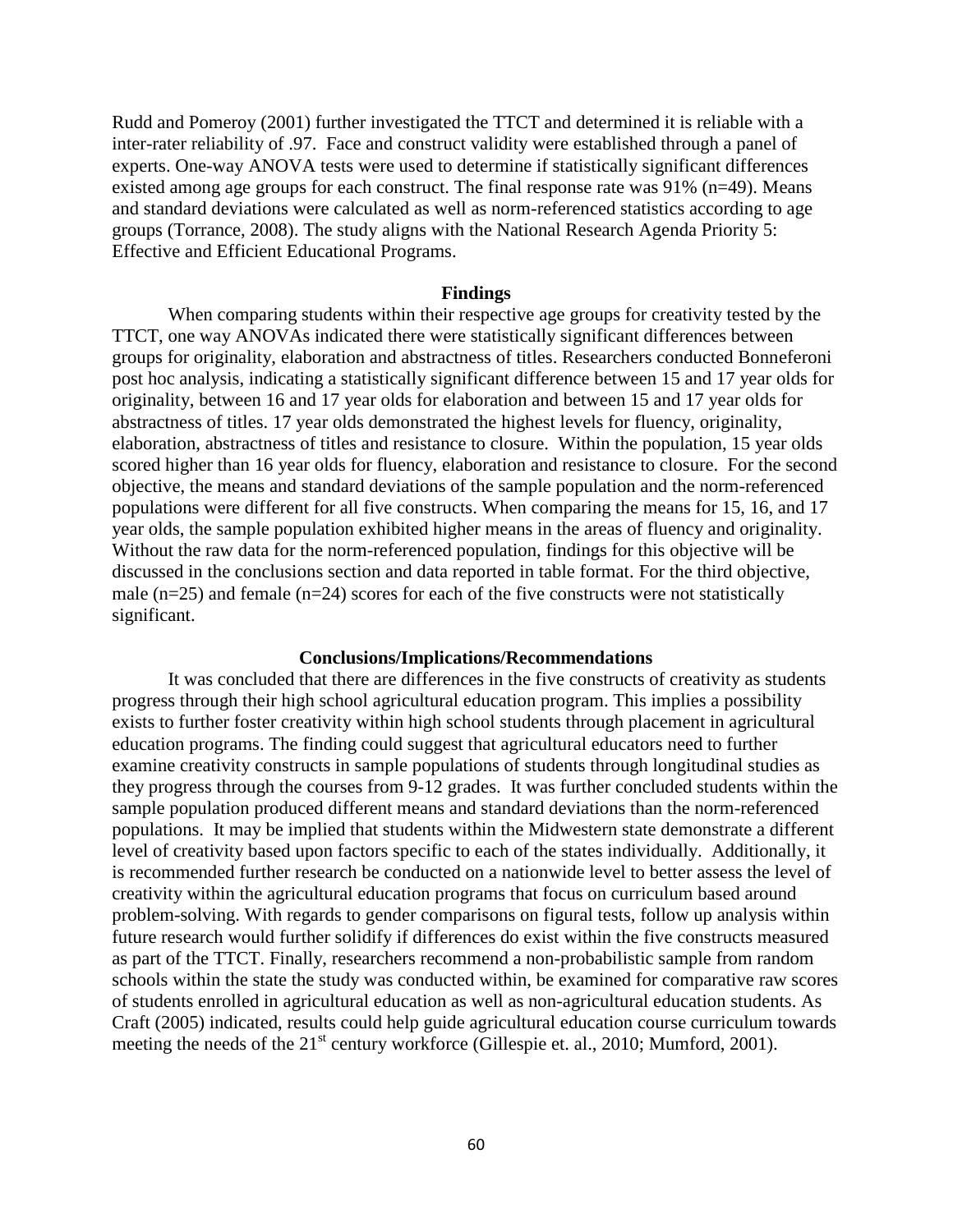Rudd and Pomeroy (2001) further investigated the TTCT and determined it is reliable with a inter-rater reliability of .97. Face and construct validity were established through a panel of experts. One-way ANOVA tests were used to determine if statistically significant differences existed among age groups for each construct. The final response rate was 91% (n=49). Means and standard deviations were calculated as well as norm-referenced statistics according to age groups (Torrance, 2008). The study aligns with the National Research Agenda Priority 5: Effective and Efficient Educational Programs.

## Findings

When comparing students within their respective age groups for creativity tested by the TTCT, one way ANOVAs indicated there were statistically significant differences between groups for originality, elaboration and abstractness of titles. Researchers conducted Bonneferoni post hoc analysis, indicating a statistically significant difference between 15 and 17 year olds for originality, between 16 and 17 year olds for elaboration and between 15 and 17 year olds for abstractness of titles. 17 year olds demonstrated the highest levels for fluency, originality, elaboration, abstractness of titles and resistance to closure. Within the population, 15 year olds scored higher than 16 year olds for fluency, elaboration and resistance to closure. For the second objective, the means and standard deviations of the sample population and the norm-referenced populations were different for all five constructs. When comparing the means for 15, 16, and 17 year olds, the sample population exhibited higher means in the areas of fluency and originality. Without the raw data for the norm-referenced population, findings for this objective will be discussed in the conclusions section and data reported in table format. For the third objective, male (n=25) and female (n=24) scores for each of the five constructs were not statistically significant.

## Conclusions/Implications/Recommendations

It was concluded that there are differences in the five constructs of creativity as students progress through their high school agricultural education program. This implies a possibility exists to further foster creativity within high school students through placement in agricultural education programs. The finding could suggest that agricultural educators need to further examine creativity constructs in sample populations of students through longitudinal studies as they progress through the courses from 9-12 grades. It was further concluded students within the sample population produced different means and standard deviations than the norm-referenced populations. It may be implied that students within the Midwestern state demonstrate a different level of creativity based upon factors specific to each of the states individually. Additionally, it is recommended further research be conducted on a nationwide level to better assess the level of creativity within the agricultural education programs that focus on curriculum based around problem-solving. With regards to gender comparisons on figural tests, follow up analysis within future research would further solidify if differences do exist within the five constructs measured as part of the TTCT. Finally, researchers recommend a non-probabilistic sample from random schools within the state the study was conducted within, be examined for comparative raw scores of students enrolled in agricultural education as well as non-agricultural education students. As Craft (2005) indicated, results could help guide agricultural education course curriculum towards meeting the needs of the 21st century workforce (Gillespie et. al., 2010; Mumford, 2001).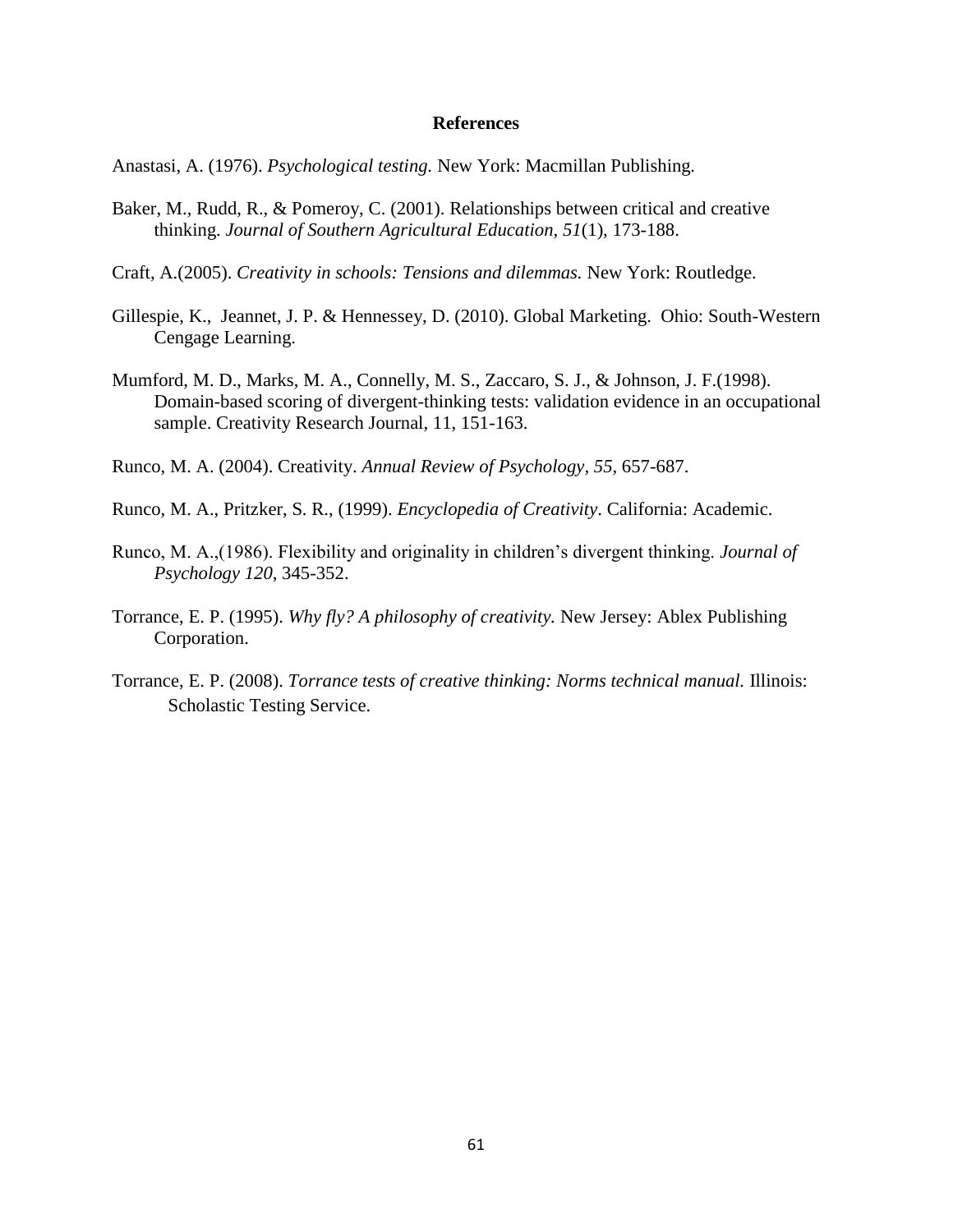# References

Anastasi, A. (1976). *Psychological testing.* New York: Macmillan Publishing.

Baker, M., Rudd, R., & Pomeroy, C. (2001). Relationships between critical and creative thinking. *Journal of Southern Agricultural Education, 51*(1), 173-188.

Craft, A.(2005). *Creativity in schools: Tensions and dilemmas.* New York: Routledge.

Gillespie, K., Jeannet, J. P. & Hennessey, D. (2010). Global Marketing. Ohio: South-Western Cengage Learning.

Mumford, M. D., Marks, M. A., Connelly, M. S., Zaccaro, S. J., & Johnson, J. F.(1998). Domain-based scoring of divergent-thinking tests: validation evidence in an occupational sample. Creativity Research Journal, 11, 151-163.

Runco, M. A. (2004). Creativity. *Annual Review of Psychology, 55*, 657-687.

Runco, M. A., Pritzker, S. R., (1999). *Encyclopedia of Creativity*. California: Academic.

Runco, M. A.,(1986). Flexibility and originality in children's divergent thinking. *Journal of Psychology 120*, 345-352.

Torrance, E. P. (1995). *Why fly? A philosophy of creativity.* New Jersey: Ablex Publishing Corporation.

Torrance, E. P. (2008). *Torrance tests of creative thinking: Norms technical manual.* Illinois: Scholastic Testing Service.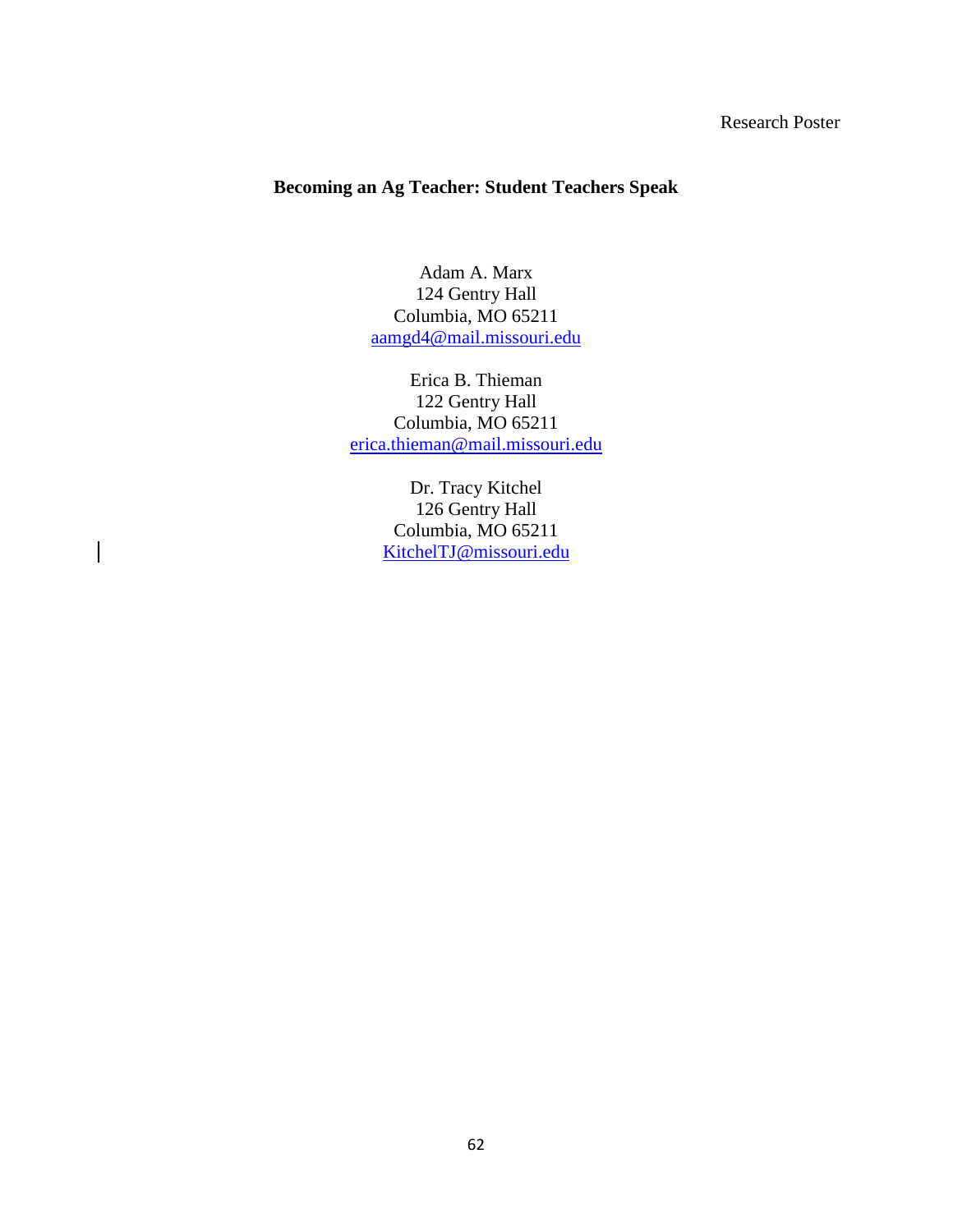Research Poster

# Becoming an Ag Teacher: Student Teachers Speak

Adam A. Marx
124 Gentry Hall
Columbia, MO 65211
aamgd4@mail.missouri.edu

Erica B. Thieman
122 Gentry Hall
Columbia, MO 65211
erica.thieman@mail.missouri.edu

Dr. Tracy Kitchel
126 Gentry Hall
Columbia, MO 65211
KitchelTJ@missouri.edu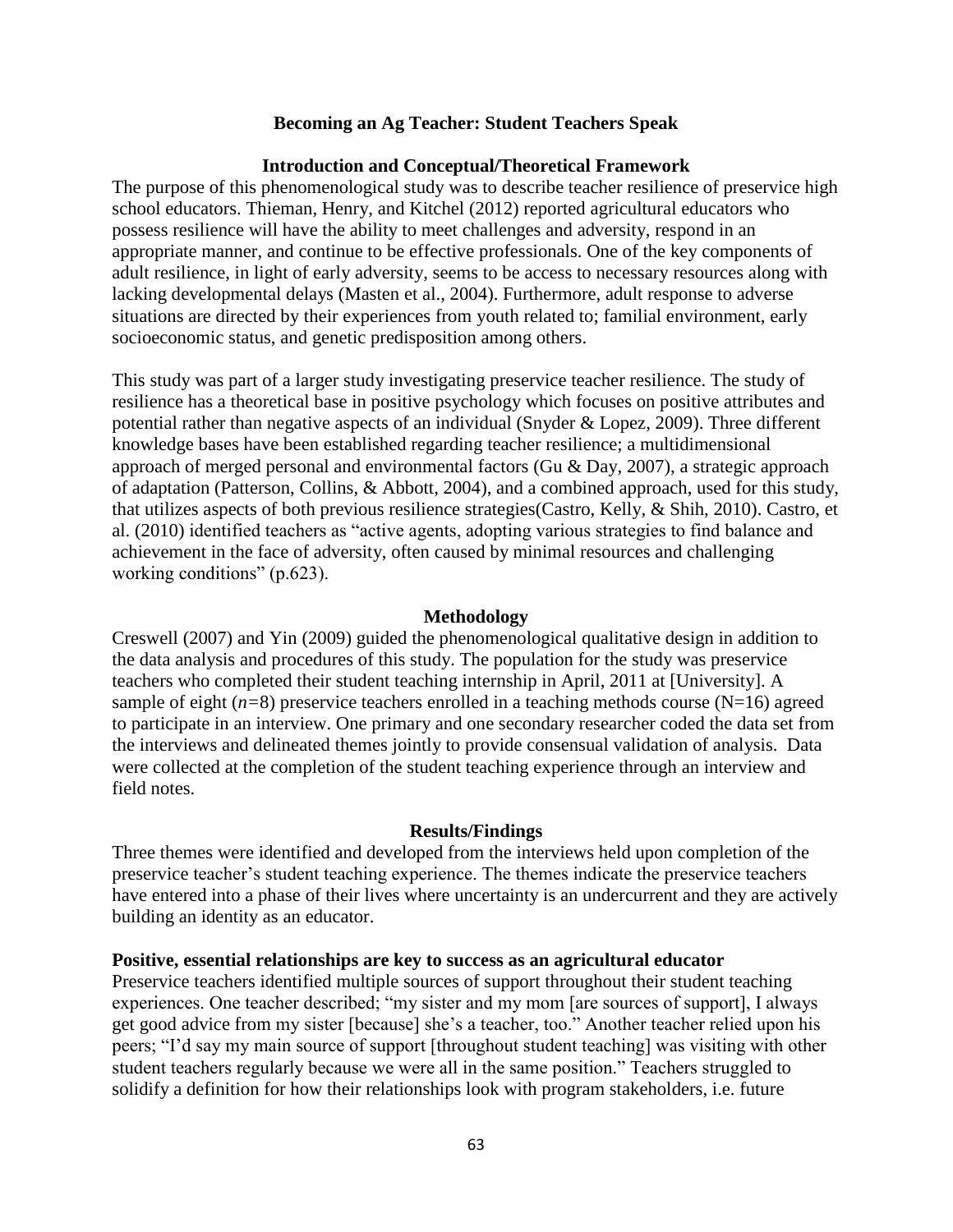## Becoming an Ag Teacher: Student Teachers Speak

### Introduction and Conceptual/Theoretical Framework

The purpose of this phenomenological study was to describe teacher resilience of preservice high school educators. Thieman, Henry, and Kitchel (2012) reported agricultural educators who possess resilience will have the ability to meet challenges and adversity, respond in an appropriate manner, and continue to be effective professionals. One of the key components of adult resilience, in light of early adversity, seems to be access to necessary resources along with lacking developmental delays (Masten et al., 2004). Furthermore, adult response to adverse situations are directed by their experiences from youth related to; familial environment, early socioeconomic status, and genetic predisposition among others.

This study was part of a larger study investigating preservice teacher resilience. The study of resilience has a theoretical base in positive psychology which focuses on positive attributes and potential rather than negative aspects of an individual (Snyder & Lopez, 2009). Three different knowledge bases have been established regarding teacher resilience; a multidimensional approach of merged personal and environmental factors (Gu & Day, 2007), a strategic approach of adaptation (Patterson, Collins, & Abbott, 2004), and a combined approach, used for this study, that utilizes aspects of both previous resilience strategies(Castro, Kelly, & Shih, 2010). Castro, et al. (2010) identified teachers as "active agents, adopting various strategies to find balance and achievement in the face of adversity, often caused by minimal resources and challenging working conditions" (p.623).

### Methodology

Creswell (2007) and Yin (2009) guided the phenomenological qualitative design in addition to the data analysis and procedures of this study. The population for the study was preservice teachers who completed their student teaching internship in April, 2011 at [University]. A sample of eight (*n*=8) preservice teachers enrolled in a teaching methods course (N=16) agreed to participate in an interview. One primary and one secondary researcher coded the data set from the interviews and delineated themes jointly to provide consensual validation of analysis. Data were collected at the completion of the student teaching experience through an interview and field notes.

### Results/Findings

Three themes were identified and developed from the interviews held upon completion of the preservice teacher's student teaching experience. The themes indicate the preservice teachers have entered into a phase of their lives where uncertainty is an undercurrent and they are actively building an identity as an educator.

**Positive, essential relationships are key to success as an agricultural educator**

Preservice teachers identified multiple sources of support throughout their student teaching experiences. One teacher described; "my sister and my mom [are sources of support], I always get good advice from my sister [because] she's a teacher, too." Another teacher relied upon his peers; "I'd say my main source of support [throughout student teaching] was visiting with other student teachers regularly because we were all in the same position." Teachers struggled to solidify a definition for how their relationships look with program stakeholders, i.e. future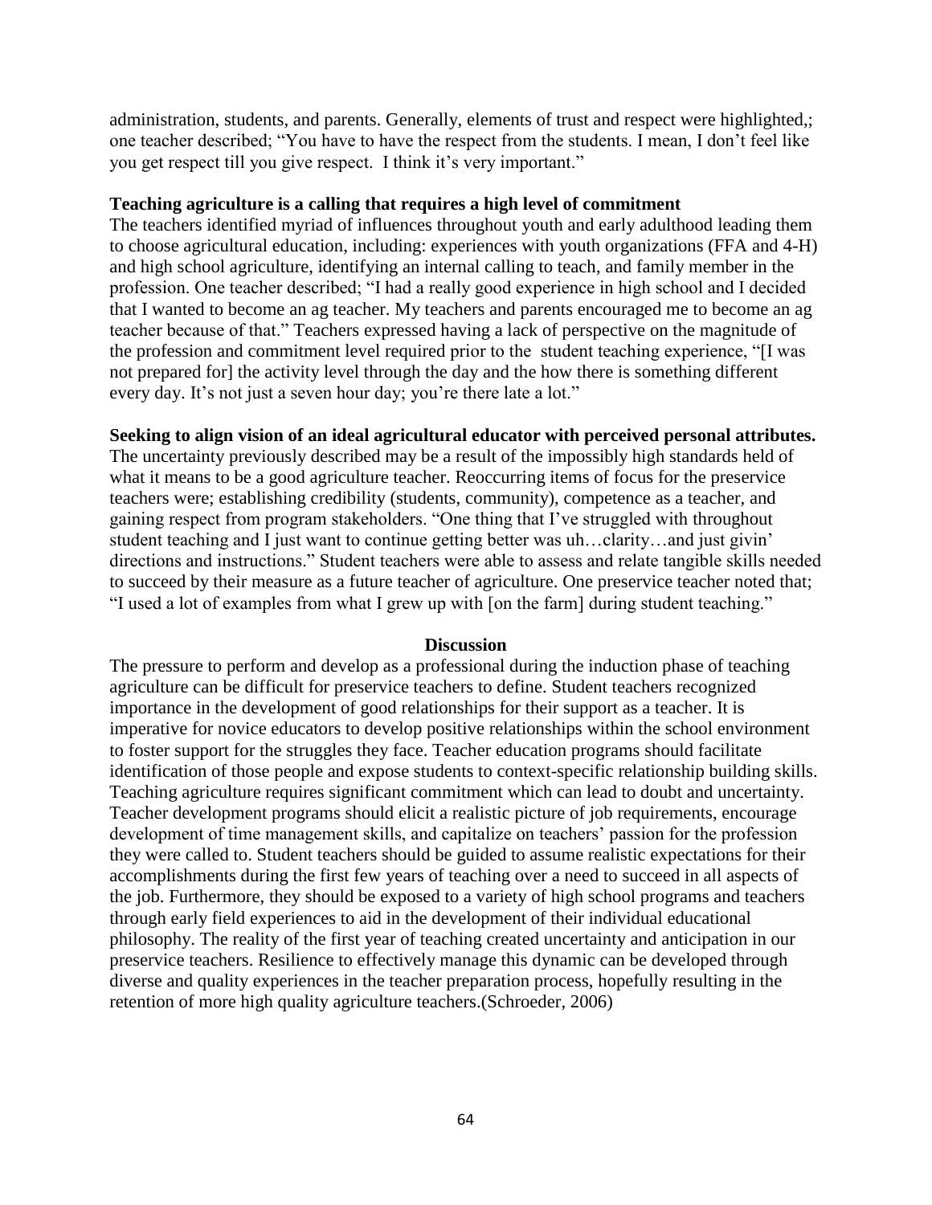administration, students, and parents. Generally, elements of trust and respect were highlighted,; one teacher described; "You have to have the respect from the students. I mean, I don't feel like you get respect till you give respect. I think it's very important."

**Teaching agriculture is a calling that requires a high level of commitment**

The teachers identified myriad of influences throughout youth and early adulthood leading them to choose agricultural education, including: experiences with youth organizations (FFA and 4-H) and high school agriculture, identifying an internal calling to teach, and family member in the profession. One teacher described; "I had a really good experience in high school and I decided that I wanted to become an ag teacher. My teachers and parents encouraged me to become an ag teacher because of that." Teachers expressed having a lack of perspective on the magnitude of the profession and commitment level required prior to the student teaching experience, "[I was not prepared for] the activity level through the day and the how there is something different every day. It's not just a seven hour day; you're there late a lot."

**Seeking to align vision of an ideal agricultural educator with perceived personal attributes.**

The uncertainty previously described may be a result of the impossibly high standards held of what it means to be a good agriculture teacher. Reoccurring items of focus for the preservice teachers were; establishing credibility (students, community), competence as a teacher, and gaining respect from program stakeholders. "One thing that I've struggled with throughout student teaching and I just want to continue getting better was uh…clarity…and just givin' directions and instructions." Student teachers were able to assess and relate tangible skills needed to succeed by their measure as a future teacher of agriculture. One preservice teacher noted that; "I used a lot of examples from what I grew up with [on the farm] during student teaching."

## Discussion

The pressure to perform and develop as a professional during the induction phase of teaching agriculture can be difficult for preservice teachers to define. Student teachers recognized importance in the development of good relationships for their support as a teacher. It is imperative for novice educators to develop positive relationships within the school environment to foster support for the struggles they face. Teacher education programs should facilitate identification of those people and expose students to context-specific relationship building skills. Teaching agriculture requires significant commitment which can lead to doubt and uncertainty. Teacher development programs should elicit a realistic picture of job requirements, encourage development of time management skills, and capitalize on teachers' passion for the profession they were called to. Student teachers should be guided to assume realistic expectations for their accomplishments during the first few years of teaching over a need to succeed in all aspects of the job. Furthermore, they should be exposed to a variety of high school programs and teachers through early field experiences to aid in the development of their individual educational philosophy. The reality of the first year of teaching created uncertainty and anticipation in our preservice teachers. Resilience to effectively manage this dynamic can be developed through diverse and quality experiences in the teacher preparation process, hopefully resulting in the retention of more high quality agriculture teachers.(Schroeder, 2006)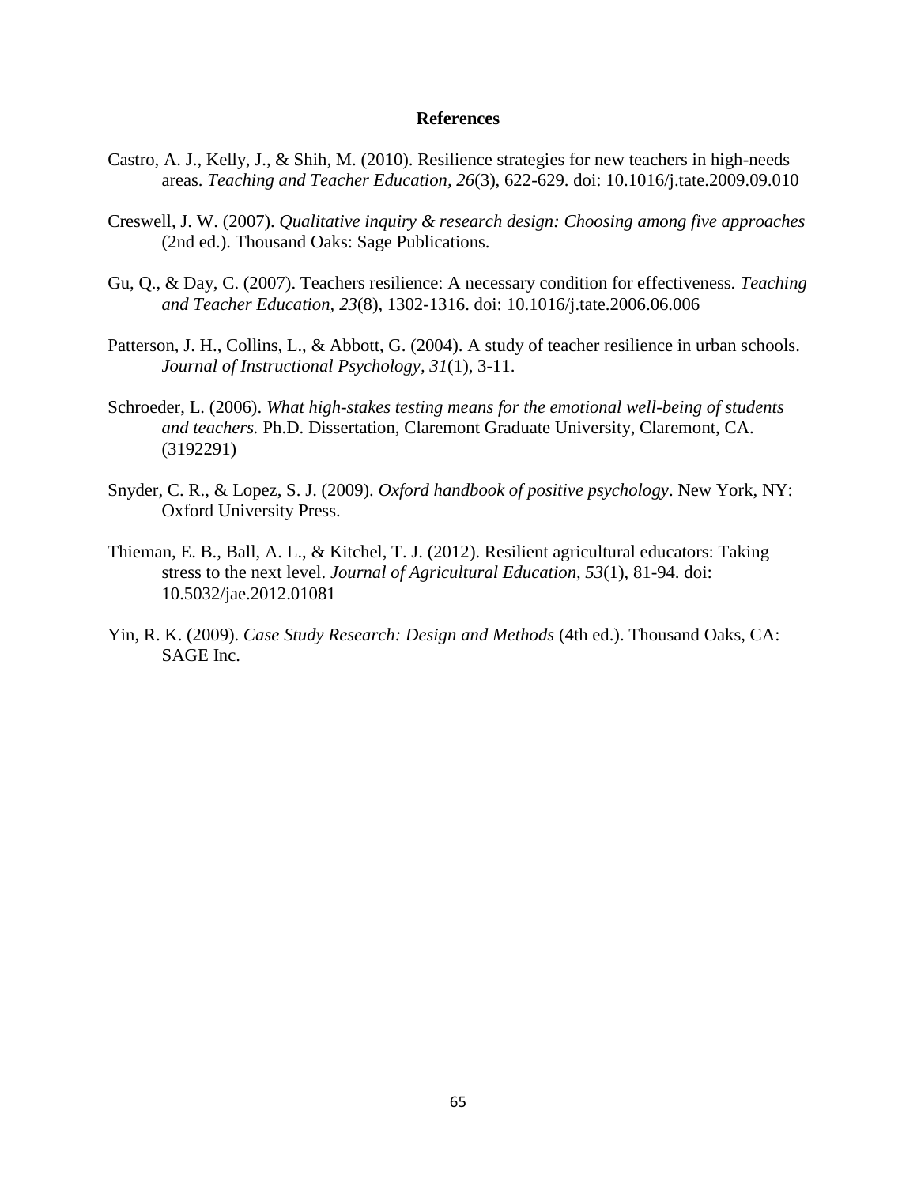# References

Castro, A. J., Kelly, J., & Shih, M. (2010). Resilience strategies for new teachers in high-needs areas. *Teaching and Teacher Education, 26*(3), 622-629. doi: 10.1016/j.tate.2009.09.010

Creswell, J. W. (2007). *Qualitative inquiry & research design: Choosing among five approaches* (2nd ed.). Thousand Oaks: Sage Publications.

Gu, Q., & Day, C. (2007). Teachers resilience: A necessary condition for effectiveness. *Teaching and Teacher Education, 23*(8), 1302-1316. doi: 10.1016/j.tate.2006.06.006

Patterson, J. H., Collins, L., & Abbott, G. (2004). A study of teacher resilience in urban schools. *Journal of Instructional Psychology, 31*(1), 3-11.

Schroeder, L. (2006). *What high-stakes testing means for the emotional well-being of students and teachers.* Ph.D. Dissertation, Claremont Graduate University, Claremont, CA. (3192291)

Snyder, C. R., & Lopez, S. J. (2009). *Oxford handbook of positive psychology*. New York, NY: Oxford University Press.

Thieman, E. B., Ball, A. L., & Kitchel, T. J. (2012). Resilient agricultural educators: Taking stress to the next level. *Journal of Agricultural Education, 53*(1), 81-94. doi: 10.5032/jae.2012.01081

Yin, R. K. (2009). *Case Study Research: Design and Methods* (4th ed.). Thousand Oaks, CA: SAGE Inc.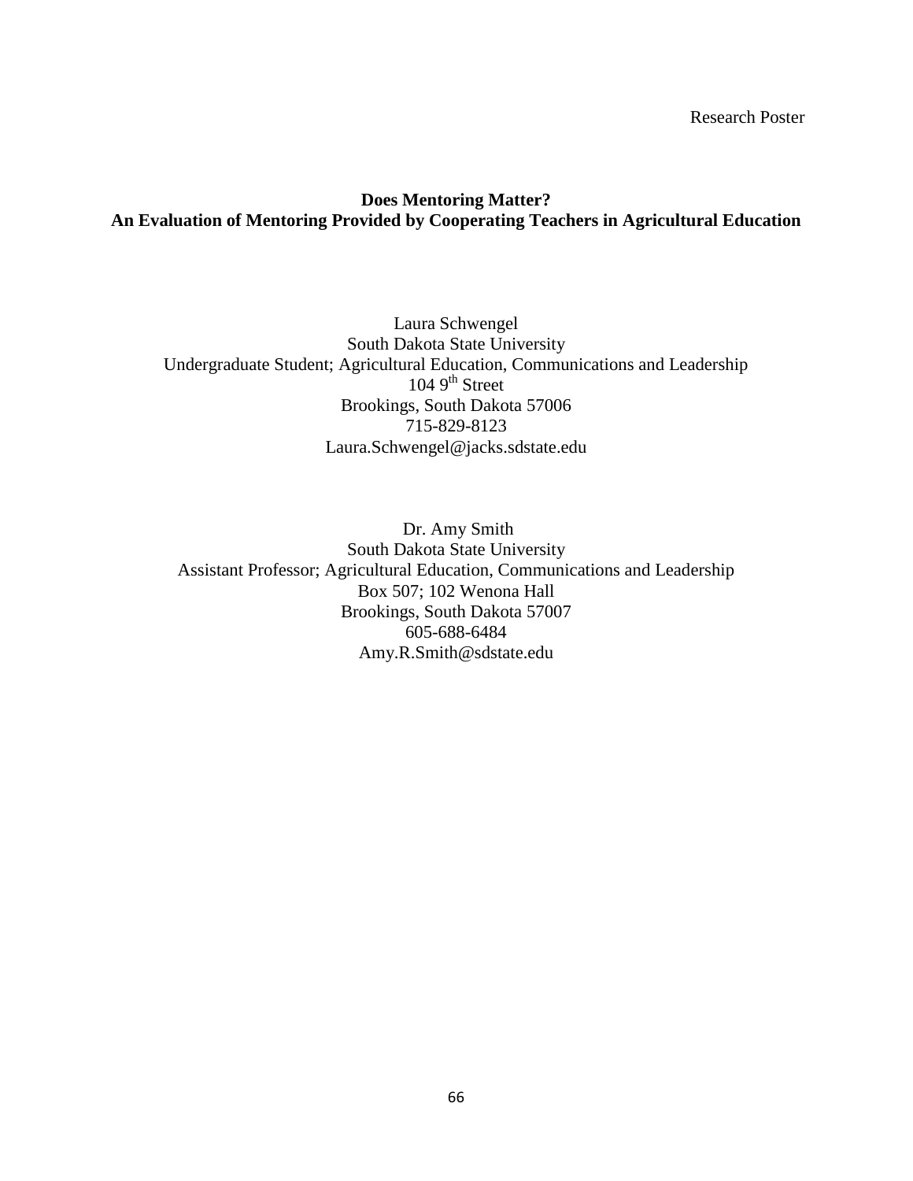Research Poster

**Does Mentoring Matter?**
**An Evaluation of Mentoring Provided by Cooperating Teachers in Agricultural Education**

Laura Schwengel
South Dakota State University
Undergraduate Student; Agricultural Education, Communications and Leadership
104 9th Street
Brookings, South Dakota 57006
715-829-8123
Laura.Schwengel@jacks.sdstate.edu

Dr. Amy Smith
South Dakota State University
Assistant Professor; Agricultural Education, Communications and Leadership
Box 507; 102 Wenona Hall
Brookings, South Dakota 57007
605-688-6484
Amy.R.Smith@sdstate.edu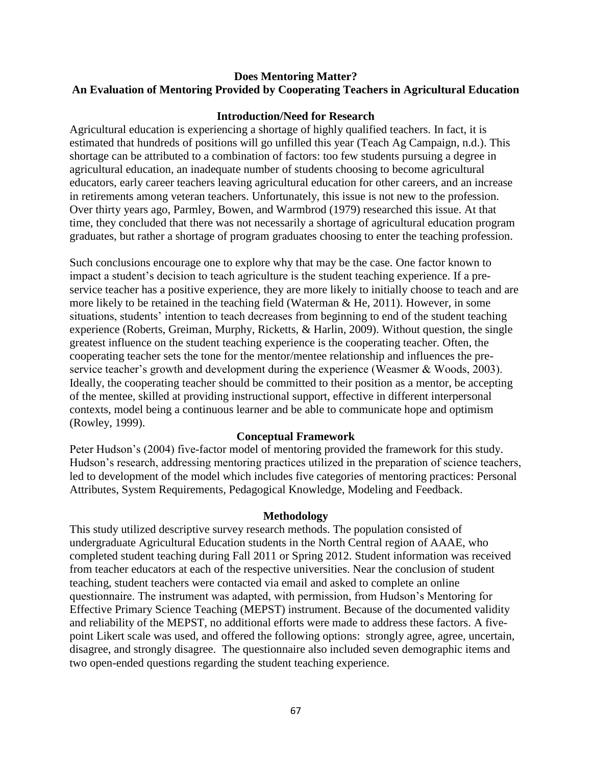# Does Mentoring Matter?
# An Evaluation of Mentoring Provided by Cooperating Teachers in Agricultural Education

## Introduction/Need for Research

Agricultural education is experiencing a shortage of highly qualified teachers. In fact, it is estimated that hundreds of positions will go unfilled this year (Teach Ag Campaign, n.d.). This shortage can be attributed to a combination of factors: too few students pursuing a degree in agricultural education, an inadequate number of students choosing to become agricultural educators, early career teachers leaving agricultural education for other careers, and an increase in retirements among veteran teachers. Unfortunately, this issue is not new to the profession. Over thirty years ago, Parmley, Bowen, and Warmbrod (1979) researched this issue. At that time, they concluded that there was not necessarily a shortage of agricultural education program graduates, but rather a shortage of program graduates choosing to enter the teaching profession.

Such conclusions encourage one to explore why that may be the case. One factor known to impact a student's decision to teach agriculture is the student teaching experience. If a pre-service teacher has a positive experience, they are more likely to initially choose to teach and are more likely to be retained in the teaching field (Waterman & He, 2011). However, in some situations, students' intention to teach decreases from beginning to end of the student teaching experience (Roberts, Greiman, Murphy, Ricketts, & Harlin, 2009). Without question, the single greatest influence on the student teaching experience is the cooperating teacher. Often, the cooperating teacher sets the tone for the mentor/mentee relationship and influences the pre-service teacher's growth and development during the experience (Weasmer & Woods, 2003). Ideally, the cooperating teacher should be committed to their position as a mentor, be accepting of the mentee, skilled at providing instructional support, effective in different interpersonal contexts, model being a continuous learner and be able to communicate hope and optimism (Rowley, 1999).

## Conceptual Framework

Peter Hudson's (2004) five-factor model of mentoring provided the framework for this study. Hudson's research, addressing mentoring practices utilized in the preparation of science teachers, led to development of the model which includes five categories of mentoring practices: Personal Attributes, System Requirements, Pedagogical Knowledge, Modeling and Feedback.

## Methodology

This study utilized descriptive survey research methods. The population consisted of undergraduate Agricultural Education students in the North Central region of AAAE, who completed student teaching during Fall 2011 or Spring 2012. Student information was received from teacher educators at each of the respective universities. Near the conclusion of student teaching, student teachers were contacted via email and asked to complete an online questionnaire. The instrument was adapted, with permission, from Hudson's Mentoring for Effective Primary Science Teaching (MEPST) instrument. Because of the documented validity and reliability of the MEPST, no additional efforts were made to address these factors. A five-point Likert scale was used, and offered the following options: strongly agree, agree, uncertain, disagree, and strongly disagree. The questionnaire also included seven demographic items and two open-ended questions regarding the student teaching experience.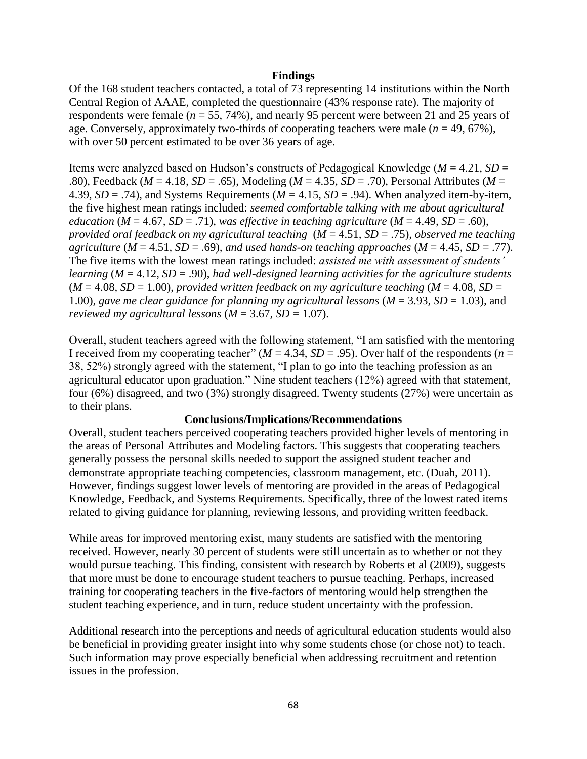## Findings

Of the 168 student teachers contacted, a total of 73 representing 14 institutions within the North Central Region of AAAE, completed the questionnaire (43% response rate). The majority of respondents were female ($n$ = 55, 74%), and nearly 95 percent were between 21 and 25 years of age. Conversely, approximately two-thirds of cooperating teachers were male ($n$ = 49, 67%), with over 50 percent estimated to be over 36 years of age.

Items were analyzed based on Hudson's constructs of Pedagogical Knowledge ($M$ = 4.21, $SD$ = .80), Feedback ($M$ = 4.18, $SD$ = .65), Modeling ($M$ = 4.35, $SD$ = .70), Personal Attributes ($M$ = 4.39, $SD$ = .74), and Systems Requirements ($M$ = 4.15, $SD$ = .94). When analyzed item-by-item, the five highest mean ratings included: *seemed comfortable talking with me about agricultural education* ($M$ = 4.67, $SD$ = .71), *was effective in teaching agriculture* ($M$ = 4.49, $SD$ = .60), *provided oral feedback on my agricultural teaching* ($M$ = 4.51, $SD$ = .75), *observed me teaching agriculture* ($M$ = 4.51, $SD$ = .69), *and used hands-on teaching approaches* ($M$ = 4.45, $SD$ = .77). The five items with the lowest mean ratings included: *assisted me with assessment of students' learning* ($M$ = 4.12, $SD$ = .90), *had well-designed learning activities for the agriculture students* ($M$ = 4.08, $SD$ = 1.00), *provided written feedback on my agriculture teaching* ($M$ = 4.08, $SD$ = 1.00), *gave me clear guidance for planning my agricultural lessons* ($M$ = 3.93, $SD$ = 1.03), and *reviewed my agricultural lessons* ($M$ = 3.67, $SD$ = 1.07).

Overall, student teachers agreed with the following statement, "I am satisfied with the mentoring I received from my cooperating teacher" ($M$ = 4.34, $SD$ = .95). Over half of the respondents ($n$ = 38, 52%) strongly agreed with the statement, "I plan to go into the teaching profession as an agricultural educator upon graduation." Nine student teachers (12%) agreed with that statement, four (6%) disagreed, and two (3%) strongly disagreed. Twenty students (27%) were uncertain as to their plans.

## Conclusions/Implications/Recommendations

Overall, student teachers perceived cooperating teachers provided higher levels of mentoring in the areas of Personal Attributes and Modeling factors. This suggests that cooperating teachers generally possess the personal skills needed to support the assigned student teacher and demonstrate appropriate teaching competencies, classroom management, etc. (Duah, 2011). However, findings suggest lower levels of mentoring are provided in the areas of Pedagogical Knowledge, Feedback, and Systems Requirements. Specifically, three of the lowest rated items related to giving guidance for planning, reviewing lessons, and providing written feedback.

While areas for improved mentoring exist, many students are satisfied with the mentoring received. However, nearly 30 percent of students were still uncertain as to whether or not they would pursue teaching. This finding, consistent with research by Roberts et al (2009), suggests that more must be done to encourage student teachers to pursue teaching. Perhaps, increased training for cooperating teachers in the five-factors of mentoring would help strengthen the student teaching experience, and in turn, reduce student uncertainty with the profession.

Additional research into the perceptions and needs of agricultural education students would also be beneficial in providing greater insight into why some students chose (or chose not) to teach. Such information may prove especially beneficial when addressing recruitment and retention issues in the profession.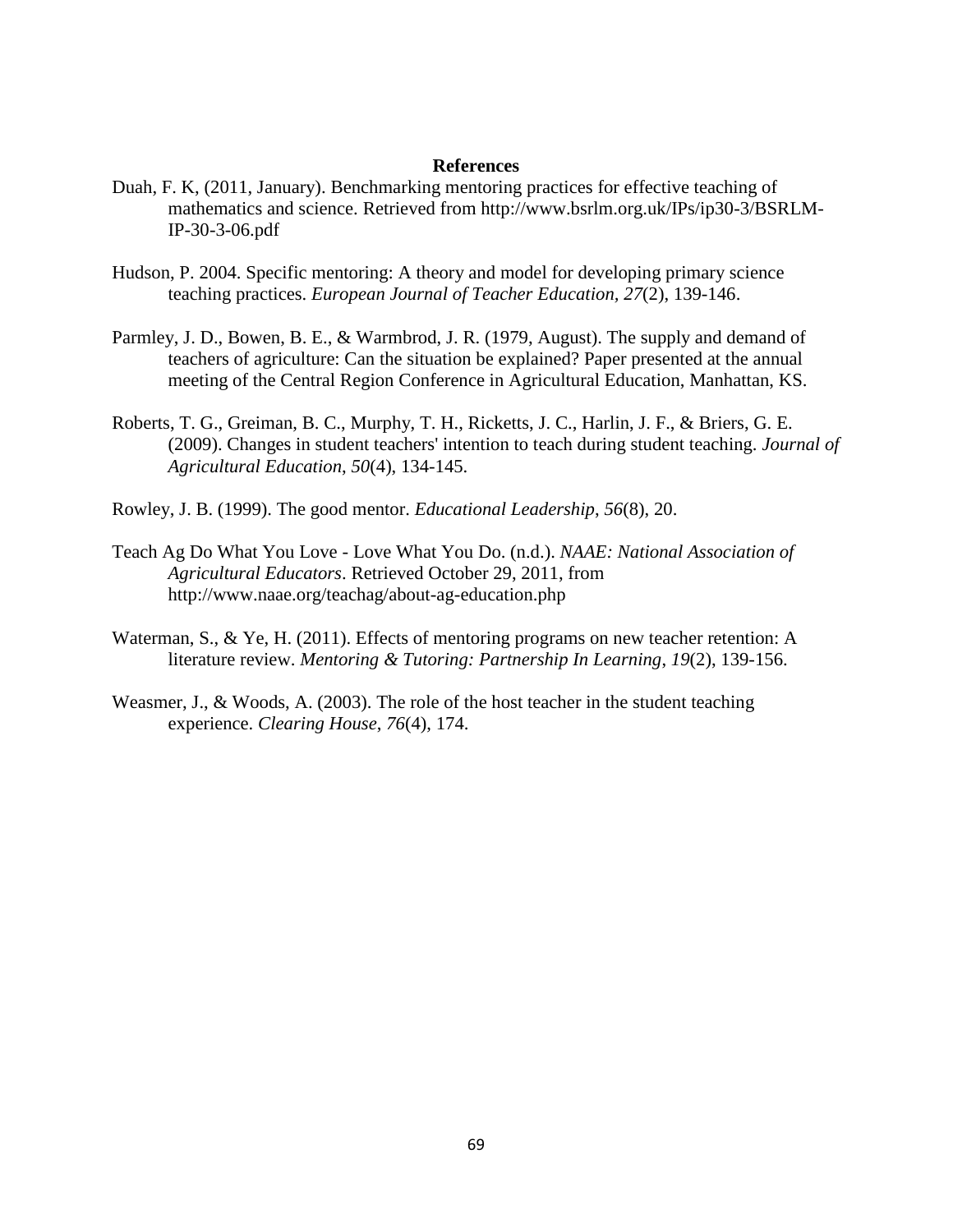## References

Duah, F. K, (2011, January). Benchmarking mentoring practices for effective teaching of mathematics and science. Retrieved from http://www.bsrlm.org.uk/IPs/ip30-3/BSRLM-IP-30-3-06.pdf

Hudson, P. 2004. Specific mentoring: A theory and model for developing primary science teaching practices. *European Journal of Teacher Education, 27*(2), 139-146.

Parmley, J. D., Bowen, B. E., & Warmbrod, J. R. (1979, August). The supply and demand of teachers of agriculture: Can the situation be explained? Paper presented at the annual meeting of the Central Region Conference in Agricultural Education, Manhattan, KS.

Roberts, T. G., Greiman, B. C., Murphy, T. H., Ricketts, J. C., Harlin, J. F., & Briers, G. E. (2009). Changes in student teachers' intention to teach during student teaching. *Journal of Agricultural Education*, *50*(4), 134-145.

Rowley, J. B. (1999). The good mentor. *Educational Leadership*, *56*(8), 20.

Teach Ag Do What You Love - Love What You Do. (n.d.). *NAAE: National Association of Agricultural Educators*. Retrieved October 29, 2011, from http://www.naae.org/teachag/about-ag-education.php

Waterman, S., & Ye, H. (2011). Effects of mentoring programs on new teacher retention: A literature review. *Mentoring & Tutoring: Partnership In Learning*, *19*(2), 139-156.

Weasmer, J., & Woods, A. (2003). The role of the host teacher in the student teaching experience. *Clearing House*, *76*(4), 174.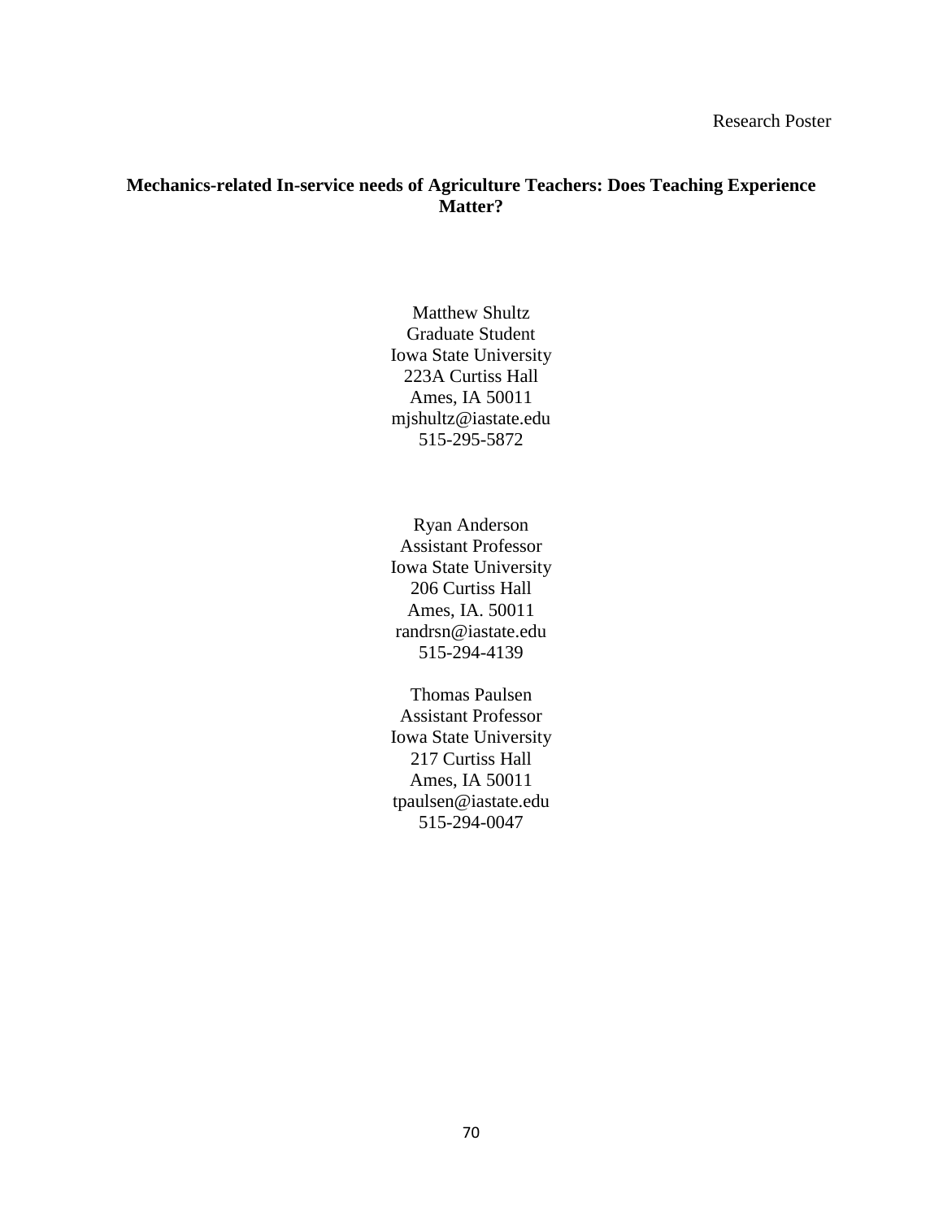Research Poster

**Mechanics-related In-service needs of Agriculture Teachers: Does Teaching Experience Matter?**

Matthew Shultz
Graduate Student
Iowa State University
223A Curtiss Hall
Ames, IA 50011
mjshultz@iastate.edu
515-295-5872

Ryan Anderson
Assistant Professor
Iowa State University
206 Curtiss Hall
Ames, IA. 50011
randrsn@iastate.edu
515-294-4139

Thomas Paulsen
Assistant Professor
Iowa State University
217 Curtiss Hall
Ames, IA 50011
tpaulsen@iastate.edu
515-294-0047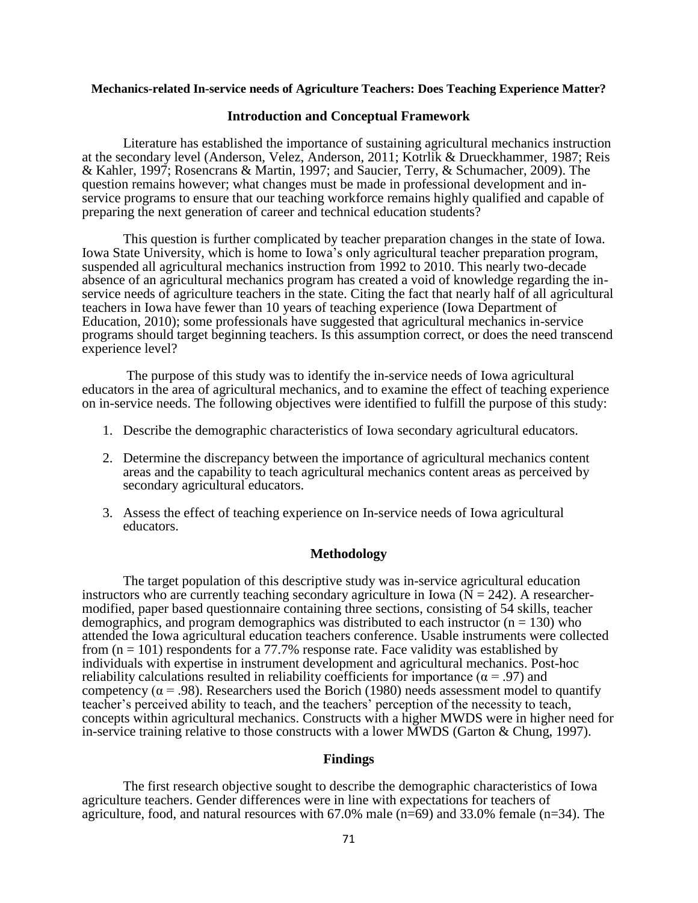**Mechanics-related In-service needs of Agriculture Teachers: Does Teaching Experience Matter?**

## Introduction and Conceptual Framework

Literature has established the importance of sustaining agricultural mechanics instruction at the secondary level (Anderson, Velez, Anderson, 2011; Kotrlik & Drueckhammer, 1987; Reis & Kahler, 1997; Rosencrans & Martin, 1997; and Saucier, Terry, & Schumacher, 2009). The question remains however; what changes must be made in professional development and in-service programs to ensure that our teaching workforce remains highly qualified and capable of preparing the next generation of career and technical education students?

This question is further complicated by teacher preparation changes in the state of Iowa. Iowa State University, which is home to Iowa's only agricultural teacher preparation program, suspended all agricultural mechanics instruction from 1992 to 2010. This nearly two-decade absence of an agricultural mechanics program has created a void of knowledge regarding the in-service needs of agriculture teachers in the state. Citing the fact that nearly half of all agricultural teachers in Iowa have fewer than 10 years of teaching experience (Iowa Department of Education, 2010); some professionals have suggested that agricultural mechanics in-service programs should target beginning teachers. Is this assumption correct, or does the need transcend experience level?

The purpose of this study was to identify the in-service needs of Iowa agricultural educators in the area of agricultural mechanics, and to examine the effect of teaching experience on in-service needs. The following objectives were identified to fulfill the purpose of this study:

1. Describe the demographic characteristics of Iowa secondary agricultural educators.
2. Determine the discrepancy between the importance of agricultural mechanics content areas and the capability to teach agricultural mechanics content areas as perceived by secondary agricultural educators.
3. Assess the effect of teaching experience on In-service needs of Iowa agricultural educators.

## Methodology

The target population of this descriptive study was in-service agricultural education instructors who are currently teaching secondary agriculture in Iowa ($N = 242$). A researcher-modified, paper based questionnaire containing three sections, consisting of 54 skills, teacher demographics, and program demographics was distributed to each instructor ($n = 130$) who attended the Iowa agricultural education teachers conference. Usable instruments were collected from ($n = 101$) respondents for a 77.7% response rate. Face validity was established by individuals with expertise in instrument development and agricultural mechanics. Post-hoc reliability calculations resulted in reliability coefficients for importance ($\alpha = .97$) and competency ($\alpha = .98$). Researchers used the Borich (1980) needs assessment model to quantify teacher's perceived ability to teach, and the teachers' perception of the necessity to teach, concepts within agricultural mechanics. Constructs with a higher MWDS were in higher need for in-service training relative to those constructs with a lower MWDS (Garton & Chung, 1997).

## Findings

The first research objective sought to describe the demographic characteristics of Iowa agriculture teachers. Gender differences were in line with expectations for teachers of agriculture, food, and natural resources with 67.0% male (n=69) and 33.0% female (n=34). The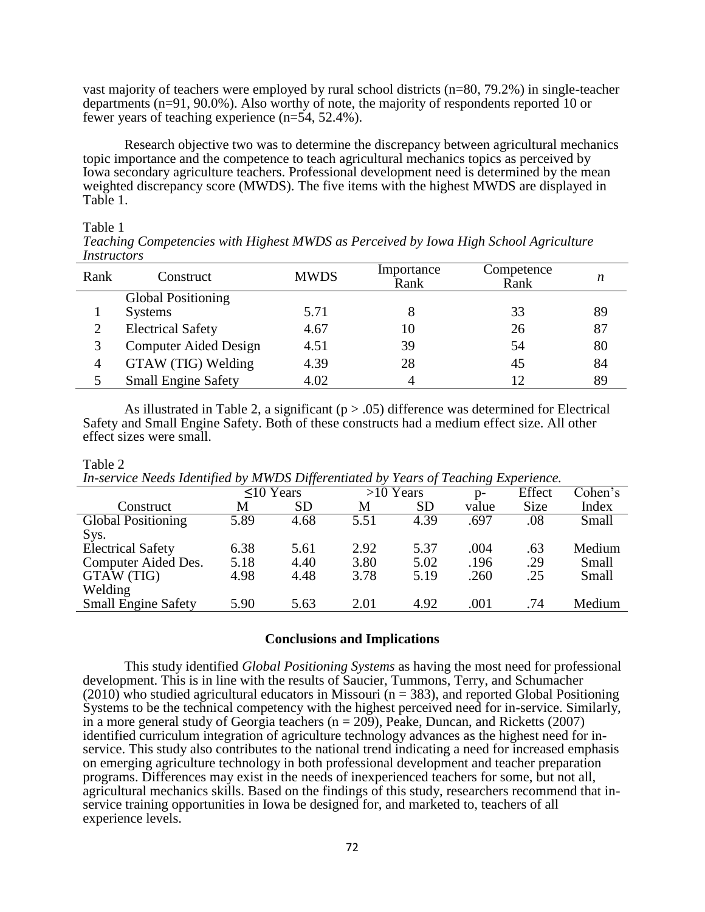vast majority of teachers were employed by rural school districts (n=80, 79.2%) in single-teacher departments (n=91, 90.0%). Also worthy of note, the majority of respondents reported 10 or fewer years of teaching experience (n=54, 52.4%).

Research objective two was to determine the discrepancy between agricultural mechanics topic importance and the competence to teach agricultural mechanics topics as perceived by Iowa secondary agriculture teachers. Professional development need is determined by the mean weighted discrepancy score (MWDS). The five items with the highest MWDS are displayed in Table 1.

Table 1
*Teaching Competencies with Highest MWDS as Perceived by Iowa High School Agriculture Instructors*

| Rank | Construct | MWDS | Importance Rank | Competence Rank | *n* |
|---|---|---|---|---|---|
| 1 | Global Positioning Systems | 5.71 | 8 | 33 | 89 |
| 2 | Electrical Safety | 4.67 | 10 | 26 | 87 |
| 3 | Computer Aided Design | 4.51 | 39 | 54 | 80 |
| 4 | GTAW (TIG) Welding | 4.39 | 28 | 45 | 84 |
| 5 | Small Engine Safety | 4.02 | 4 | 12 | 89 |

As illustrated in Table 2, a significant ($p > .05$) difference was determined for Electrical Safety and Small Engine Safety. Both of these constructs had a medium effect size. All other effect sizes were small.

Table 2
*In-service Needs Identified by MWDS Differentiated by Years of Teaching Experience.*

| | ≤10 Years | | >10 Years | | p- | Effect | Cohen's |
|---|---|---|---|---|---|---|---|
| Construct | M | SD | M | SD | value | Size | Index |
| Global Positioning Sys. | 5.89 | 4.68 | 5.51 | 4.39 | .697 | .08 | Small |
| Electrical Safety | 6.38 | 5.61 | 2.92 | 5.37 | .004 | .63 | Medium |
| Computer Aided Des. | 5.18 | 4.40 | 3.80 | 5.02 | .196 | .29 | Small |
| GTAW (TIG) Welding | 4.98 | 4.48 | 3.78 | 5.19 | .260 | .25 | Small |
| Small Engine Safety | 5.90 | 5.63 | 2.01 | 4.92 | .001 | .74 | Medium |

## Conclusions and Implications

This study identified *Global Positioning Systems* as having the most need for professional development. This is in line with the results of Saucier, Tummons, Terry, and Schumacher (2010) who studied agricultural educators in Missouri (n = 383), and reported Global Positioning Systems to be the technical competency with the highest perceived need for in-service. Similarly, in a more general study of Georgia teachers (n = 209), Peake, Duncan, and Ricketts (2007) identified curriculum integration of agriculture technology advances as the highest need for in-service. This study also contributes to the national trend indicating a need for increased emphasis on emerging agriculture technology in both professional development and teacher preparation programs. Differences may exist in the needs of inexperienced teachers for some, but not all, agricultural mechanics skills. Based on the findings of this study, researchers recommend that in-service training opportunities in Iowa be designed for, and marketed to, teachers of all experience levels.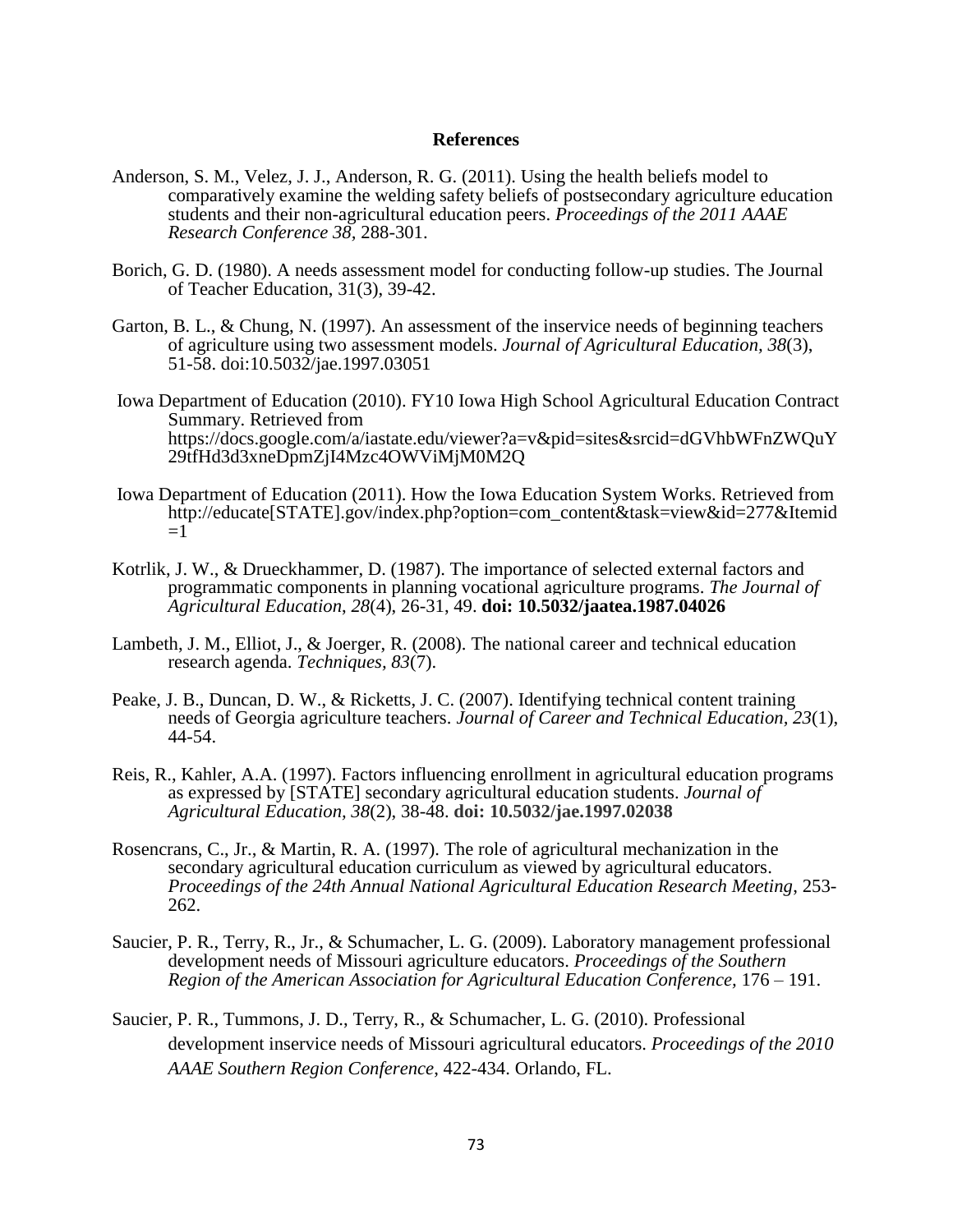# References

Anderson, S. M., Velez, J. J., Anderson, R. G. (2011). Using the health beliefs model to comparatively examine the welding safety beliefs of postsecondary agriculture education students and their non-agricultural education peers. *Proceedings of the 2011 AAAE Research Conference 38*, 288-301.

Borich, G. D. (1980). A needs assessment model for conducting follow-up studies. The Journal of Teacher Education, 31(3), 39-42.

Garton, B. L., & Chung, N. (1997). An assessment of the inservice needs of beginning teachers of agriculture using two assessment models. *Journal of Agricultural Education, 38*(3), 51-58. doi:10.5032/jae.1997.03051

Iowa Department of Education (2010). FY10 Iowa High School Agricultural Education Contract Summary. Retrieved from https://docs.google.com/a/iastate.edu/viewer?a=v&pid=sites&srcid=dGVhbWFnZWQuY29tfHd3d3xneDpmZjI4Mzc4OWViMjM0M2Q

Iowa Department of Education (2011). How the Iowa Education System Works. Retrieved from http://educate[STATE].gov/index.php?option=com_content&task=view&id=277&Itemid=1

Kotrlik, J. W., & Drueckhammer, D. (1987). The importance of selected external factors and programmatic components in planning vocational agriculture programs. *The Journal of Agricultural Education*, *28*(4), 26-31, 49. **doi: 10.5032/jaatea.1987.04026**

Lambeth, J. M., Elliot, J., & Joerger, R. (2008). The national career and technical education research agenda. *Techniques, 83*(7).

Peake, J. B., Duncan, D. W., & Ricketts, J. C. (2007). Identifying technical content training needs of Georgia agriculture teachers. *Journal of Career and Technical Education, 23*(1), 44-54.

Reis, R., Kahler, A.A. (1997). Factors influencing enrollment in agricultural education programs as expressed by [STATE] secondary agricultural education students. *Journal of Agricultural Education, 38*(2), 38-48. **doi: 10.5032/jae.1997.02038**

Rosencrans, C., Jr., & Martin, R. A. (1997). The role of agricultural mechanization in the secondary agricultural education curriculum as viewed by agricultural educators. *Proceedings of the 24th Annual National Agricultural Education Research Meeting*, 253-262.

Saucier, P. R., Terry, R., Jr., & Schumacher, L. G. (2009). Laboratory management professional development needs of Missouri agriculture educators. *Proceedings of the Southern Region of the American Association for Agricultural Education Conference,* 176 – 191.

Saucier, P. R., Tummons, J. D., Terry, R., & Schumacher, L. G. (2010). Professional development inservice needs of Missouri agricultural educators. *Proceedings of the 2010 AAAE Southern Region Conference*, 422-434. Orlando, FL.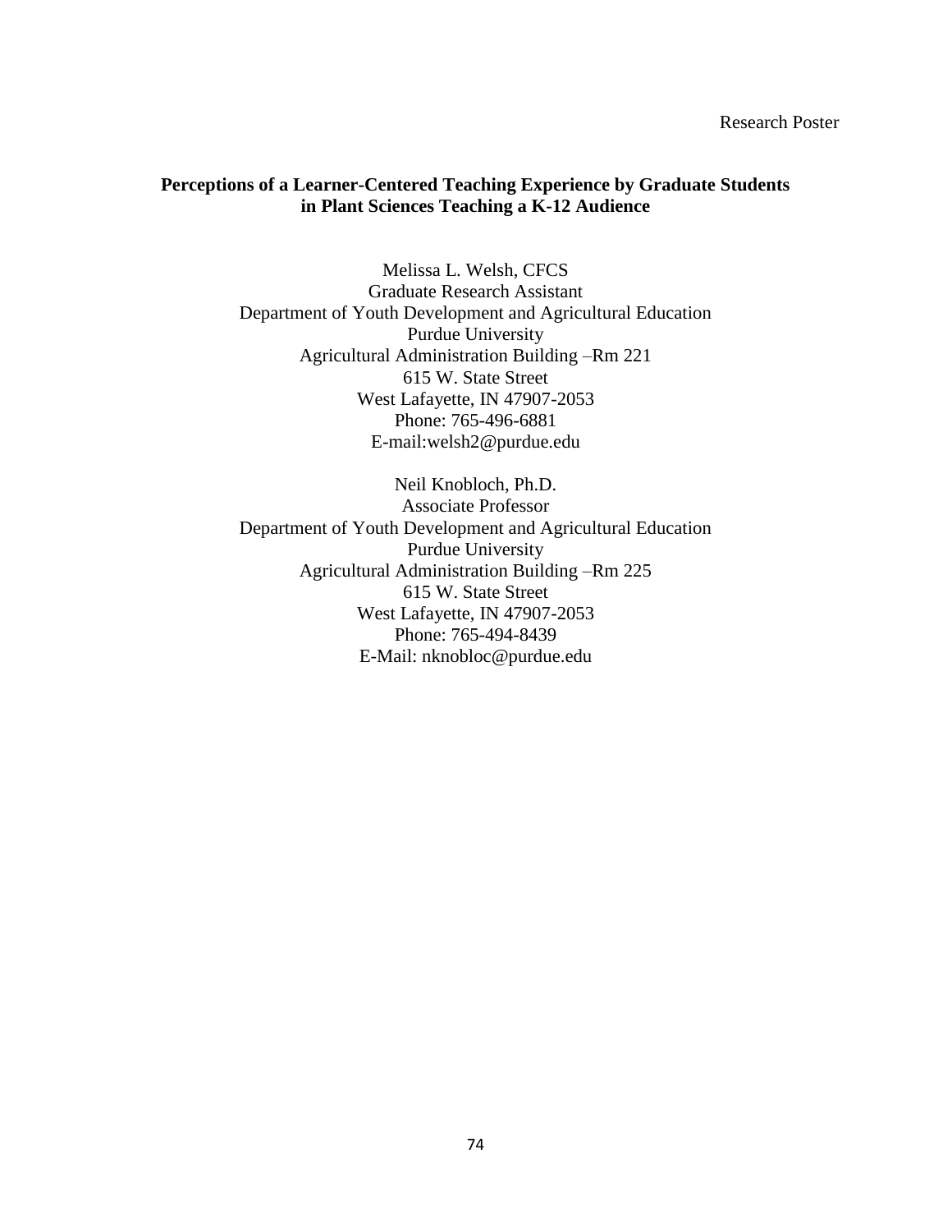Research Poster

**Perceptions of a Learner-Centered Teaching Experience by Graduate Students in Plant Sciences Teaching a K-12 Audience**

Melissa L. Welsh, CFCS
Graduate Research Assistant
Department of Youth Development and Agricultural Education
Purdue University
Agricultural Administration Building –Rm 221
615 W. State Street
West Lafayette, IN 47907-2053
Phone: 765-496-6881
E-mail:welsh2@purdue.edu

Neil Knobloch, Ph.D.
Associate Professor
Department of Youth Development and Agricultural Education
Purdue University
Agricultural Administration Building –Rm 225
615 W. State Street
West Lafayette, IN 47907-2053
Phone: 765-494-8439
E-Mail: nknobloc@purdue.edu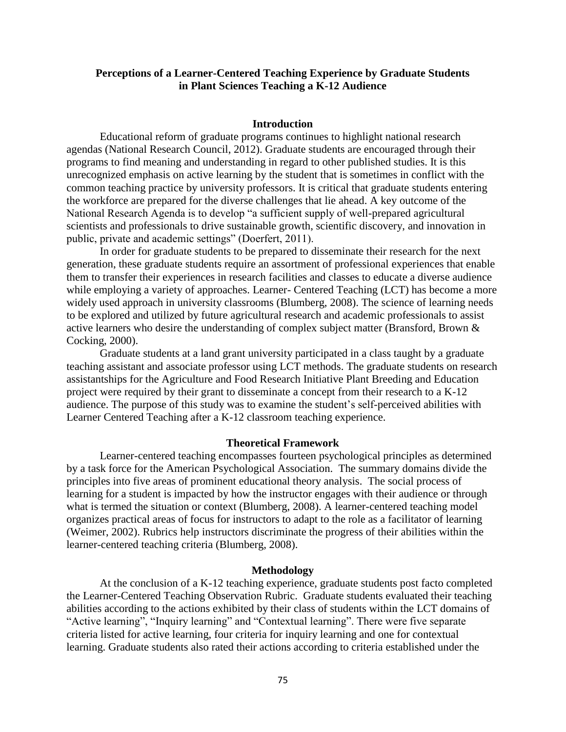# Perceptions of a Learner-Centered Teaching Experience by Graduate Students in Plant Sciences Teaching a K-12 Audience

## Introduction

Educational reform of graduate programs continues to highlight national research agendas (National Research Council, 2012). Graduate students are encouraged through their programs to find meaning and understanding in regard to other published studies. It is this unrecognized emphasis on active learning by the student that is sometimes in conflict with the common teaching practice by university professors. It is critical that graduate students entering the workforce are prepared for the diverse challenges that lie ahead. A key outcome of the National Research Agenda is to develop "a sufficient supply of well-prepared agricultural scientists and professionals to drive sustainable growth, scientific discovery, and innovation in public, private and academic settings" (Doerfert, 2011).

In order for graduate students to be prepared to disseminate their research for the next generation, these graduate students require an assortment of professional experiences that enable them to transfer their experiences in research facilities and classes to educate a diverse audience while employing a variety of approaches. Learner- Centered Teaching (LCT) has become a more widely used approach in university classrooms (Blumberg, 2008). The science of learning needs to be explored and utilized by future agricultural research and academic professionals to assist active learners who desire the understanding of complex subject matter (Bransford, Brown & Cocking, 2000).

Graduate students at a land grant university participated in a class taught by a graduate teaching assistant and associate professor using LCT methods. The graduate students on research assistantships for the Agriculture and Food Research Initiative Plant Breeding and Education project were required by their grant to disseminate a concept from their research to a K-12 audience. The purpose of this study was to examine the student's self-perceived abilities with Learner Centered Teaching after a K-12 classroom teaching experience.

## Theoretical Framework

Learner-centered teaching encompasses fourteen psychological principles as determined by a task force for the American Psychological Association. The summary domains divide the principles into five areas of prominent educational theory analysis. The social process of learning for a student is impacted by how the instructor engages with their audience or through what is termed the situation or context (Blumberg, 2008). A learner-centered teaching model organizes practical areas of focus for instructors to adapt to the role as a facilitator of learning (Weimer, 2002). Rubrics help instructors discriminate the progress of their abilities within the learner-centered teaching criteria (Blumberg, 2008).

## Methodology

At the conclusion of a K-12 teaching experience, graduate students post facto completed the Learner-Centered Teaching Observation Rubric. Graduate students evaluated their teaching abilities according to the actions exhibited by their class of students within the LCT domains of "Active learning", "Inquiry learning" and "Contextual learning". There were five separate criteria listed for active learning, four criteria for inquiry learning and one for contextual learning. Graduate students also rated their actions according to criteria established under the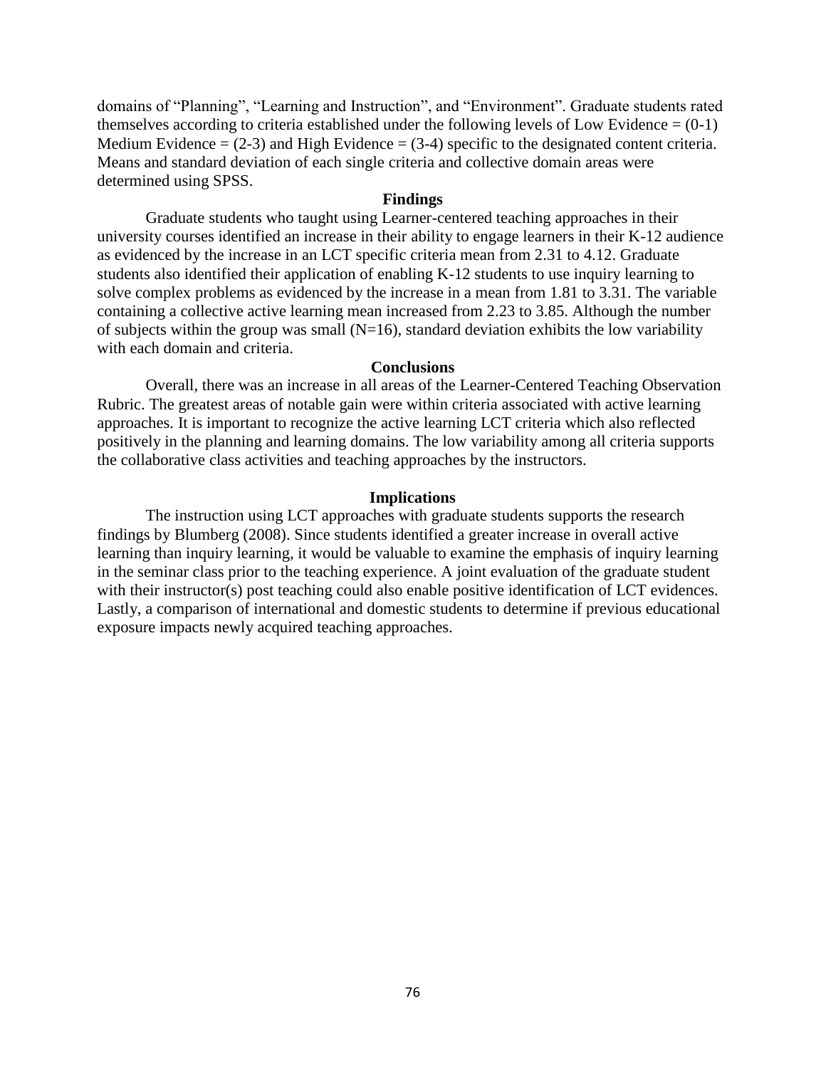domains of "Planning", "Learning and Instruction", and "Environment". Graduate students rated themselves according to criteria established under the following levels of Low Evidence = (0-1) Medium Evidence = (2-3) and High Evidence = (3-4) specific to the designated content criteria. Means and standard deviation of each single criteria and collective domain areas were determined using SPSS.

### Findings

Graduate students who taught using Learner-centered teaching approaches in their university courses identified an increase in their ability to engage learners in their K-12 audience as evidenced by the increase in an LCT specific criteria mean from 2.31 to 4.12. Graduate students also identified their application of enabling K-12 students to use inquiry learning to solve complex problems as evidenced by the increase in a mean from 1.81 to 3.31. The variable containing a collective active learning mean increased from 2.23 to 3.85. Although the number of subjects within the group was small (N=16), standard deviation exhibits the low variability with each domain and criteria.

### Conclusions

Overall, there was an increase in all areas of the Learner-Centered Teaching Observation Rubric. The greatest areas of notable gain were within criteria associated with active learning approaches. It is important to recognize the active learning LCT criteria which also reflected positively in the planning and learning domains. The low variability among all criteria supports the collaborative class activities and teaching approaches by the instructors.

### Implications

The instruction using LCT approaches with graduate students supports the research findings by Blumberg (2008). Since students identified a greater increase in overall active learning than inquiry learning, it would be valuable to examine the emphasis of inquiry learning in the seminar class prior to the teaching experience. A joint evaluation of the graduate student with their instructor(s) post teaching could also enable positive identification of LCT evidences. Lastly, a comparison of international and domestic students to determine if previous educational exposure impacts newly acquired teaching approaches.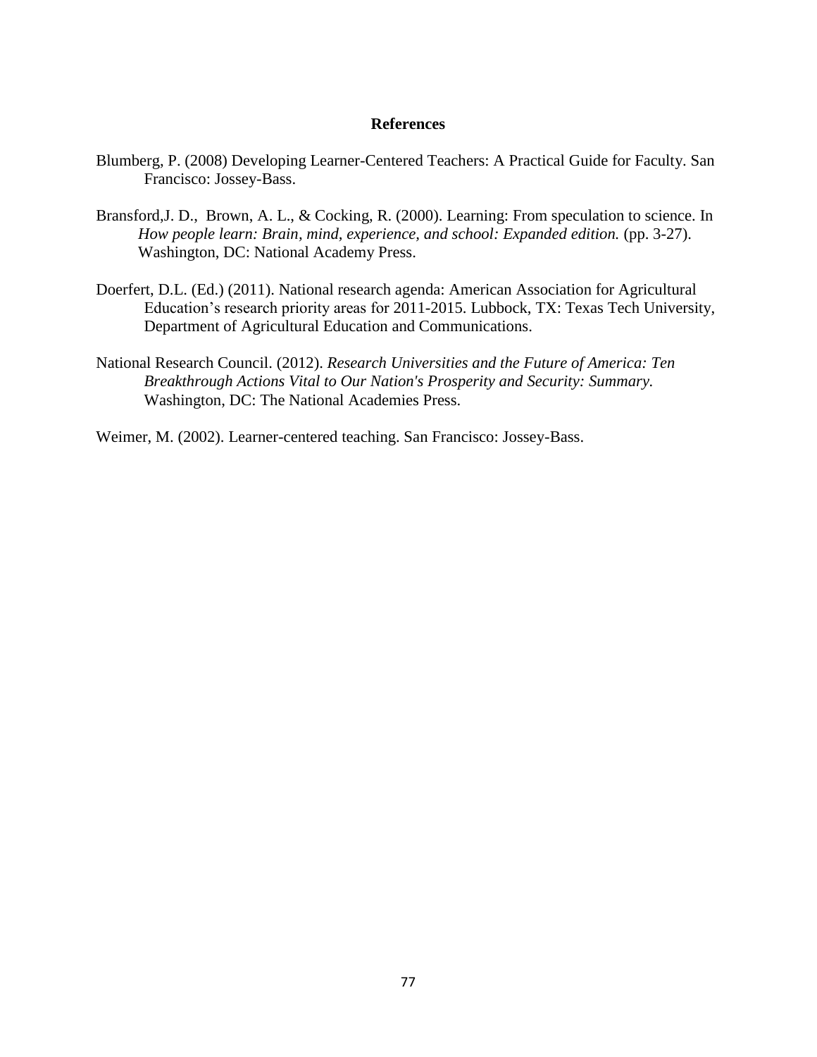**References**

Blumberg, P. (2008) Developing Learner-Centered Teachers: A Practical Guide for Faculty. San Francisco: Jossey-Bass.

Bransford,J. D., Brown, A. L., & Cocking, R. (2000). Learning: From speculation to science. In *How people learn: Brain, mind, experience, and school: Expanded edition.* (pp. 3-27). Washington, DC: National Academy Press.

Doerfert, D.L. (Ed.) (2011). National research agenda: American Association for Agricultural Education's research priority areas for 2011-2015. Lubbock, TX: Texas Tech University, Department of Agricultural Education and Communications.

National Research Council. (2012). *Research Universities and the Future of America: Ten Breakthrough Actions Vital to Our Nation's Prosperity and Security: Summary.* Washington, DC: The National Academies Press.

Weimer, M. (2002). Learner-centered teaching. San Francisco: Jossey-Bass.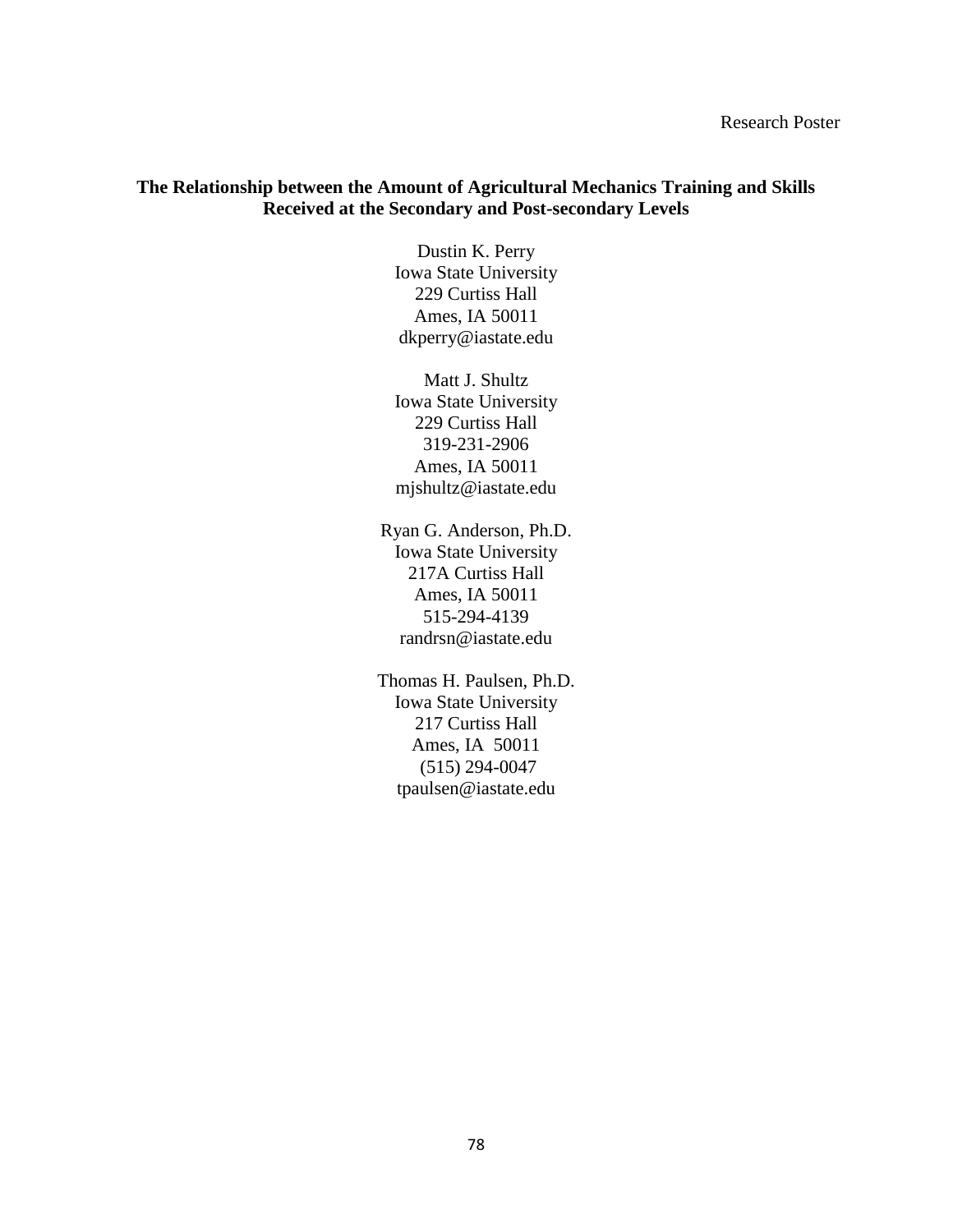Research Poster

**The Relationship between the Amount of Agricultural Mechanics Training and Skills Received at the Secondary and Post-secondary Levels**

Dustin K. Perry
Iowa State University
229 Curtiss Hall
Ames, IA 50011
dkperry@iastate.edu

Matt J. Shultz
Iowa State University
229 Curtiss Hall
319-231-2906
Ames, IA 50011
mjshultz@iastate.edu

Ryan G. Anderson, Ph.D.
Iowa State University
217A Curtiss Hall
Ames, IA 50011
515-294-4139
randrsn@iastate.edu

Thomas H. Paulsen, Ph.D.
Iowa State University
217 Curtiss Hall
Ames, IA 50011
(515) 294-0047
tpaulsen@iastate.edu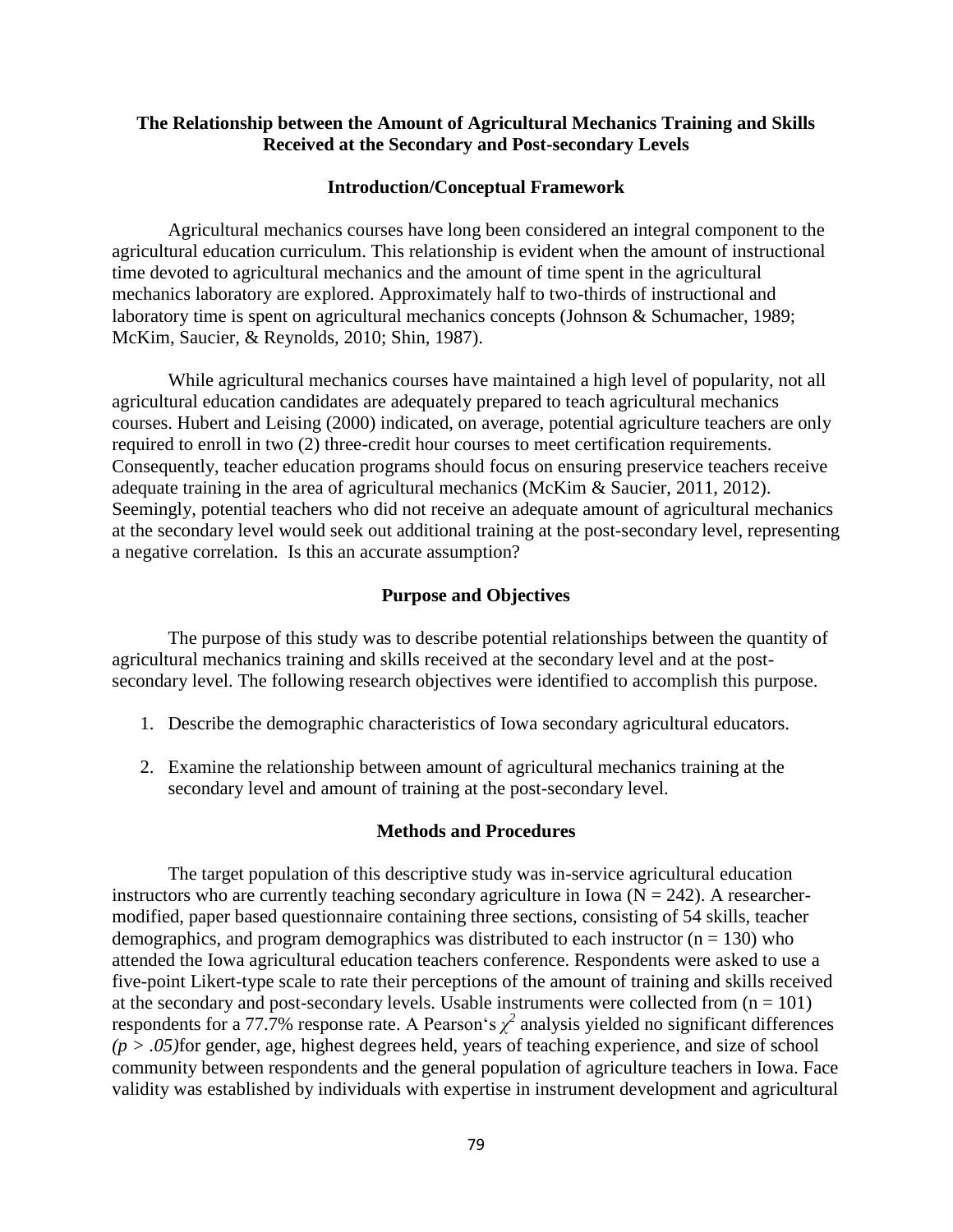## The Relationship between the Amount of Agricultural Mechanics Training and Skills Received at the Secondary and Post-secondary Levels

### Introduction/Conceptual Framework

Agricultural mechanics courses have long been considered an integral component to the agricultural education curriculum. This relationship is evident when the amount of instructional time devoted to agricultural mechanics and the amount of time spent in the agricultural mechanics laboratory are explored. Approximately half to two-thirds of instructional and laboratory time is spent on agricultural mechanics concepts (Johnson & Schumacher, 1989; McKim, Saucier, & Reynolds, 2010; Shin, 1987).

While agricultural mechanics courses have maintained a high level of popularity, not all agricultural education candidates are adequately prepared to teach agricultural mechanics courses. Hubert and Leising (2000) indicated, on average, potential agriculture teachers are only required to enroll in two (2) three-credit hour courses to meet certification requirements. Consequently, teacher education programs should focus on ensuring preservice teachers receive adequate training in the area of agricultural mechanics (McKim & Saucier, 2011, 2012). Seemingly, potential teachers who did not receive an adequate amount of agricultural mechanics at the secondary level would seek out additional training at the post-secondary level, representing a negative correlation. Is this an accurate assumption?

### Purpose and Objectives

The purpose of this study was to describe potential relationships between the quantity of agricultural mechanics training and skills received at the secondary level and at the post-secondary level. The following research objectives were identified to accomplish this purpose.

1. Describe the demographic characteristics of Iowa secondary agricultural educators.

2. Examine the relationship between amount of agricultural mechanics training at the secondary level and amount of training at the post-secondary level.

### Methods and Procedures

The target population of this descriptive study was in-service agricultural education instructors who are currently teaching secondary agriculture in Iowa ($N = 242$). A researcher-modified, paper based questionnaire containing three sections, consisting of 54 skills, teacher demographics, and program demographics was distributed to each instructor ($n = 130$) who attended the Iowa agricultural education teachers conference. Respondents were asked to use a five-point Likert-type scale to rate their perceptions of the amount of training and skills received at the secondary and post-secondary levels. Usable instruments were collected from ($n = 101$) respondents for a 77.7% response rate. A Pearson's $\chi^2$ analysis yielded no significant differences *($p > .05$)*for gender, age, highest degrees held, years of teaching experience, and size of school community between respondents and the general population of agriculture teachers in Iowa. Face validity was established by individuals with expertise in instrument development and agricultural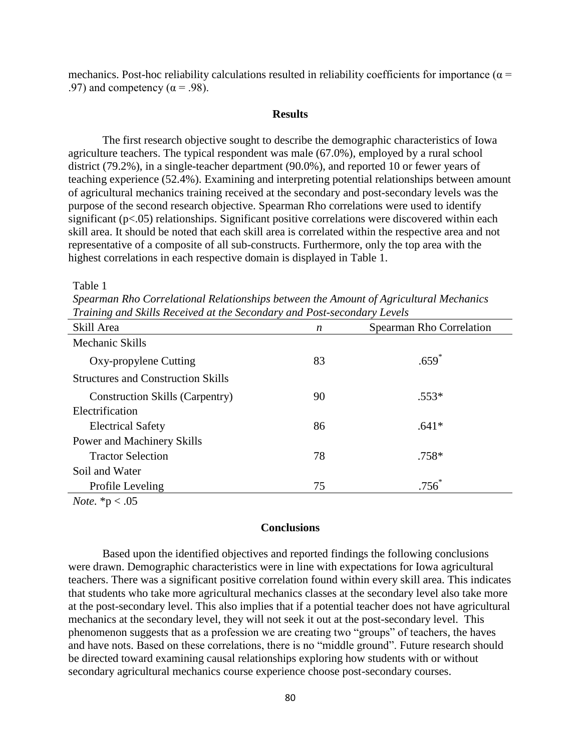mechanics. Post-hoc reliability calculations resulted in reliability coefficients for importance ($\alpha$ = .97) and competency ($\alpha$ = .98).

## Results

The first research objective sought to describe the demographic characteristics of Iowa agriculture teachers. The typical respondent was male (67.0%), employed by a rural school district (79.2%), in a single-teacher department (90.0%), and reported 10 or fewer years of teaching experience (52.4%). Examining and interpreting potential relationships between amount of agricultural mechanics training received at the secondary and post-secondary levels was the purpose of the second research objective. Spearman Rho correlations were used to identify significant ($p<.05$) relationships. Significant positive correlations were discovered within each skill area. It should be noted that each skill area is correlated within the respective area and not representative of a composite of all sub-constructs. Furthermore, only the top area with the highest correlations in each respective domain is displayed in Table 1.

Table 1

*Spearman Rho Correlational Relationships between the Amount of Agricultural Mechanics Training and Skills Received at the Secondary and Post-secondary Levels*

| Skill Area | *n* | Spearman Rho Correlation |
|---|---|---|
| Mechanic Skills | | |
| Oxy-propylene Cutting | 83 | .659* |
| Structures and Construction Skills | | |
| Construction Skills (Carpentry) | 90 | .553* |
| Electrification | | |
| Electrical Safety | 86 | .641* |
| Power and Machinery Skills | | |
| Tractor Selection | 78 | .758* |
| Soil and Water | | |
| Profile Leveling | 75 | .756* |

*Note.* *$p < .05$

## Conclusions

Based upon the identified objectives and reported findings the following conclusions were drawn. Demographic characteristics were in line with expectations for Iowa agricultural teachers. There was a significant positive correlation found within every skill area. This indicates that students who take more agricultural mechanics classes at the secondary level also take more at the post-secondary level. This also implies that if a potential teacher does not have agricultural mechanics at the secondary level, they will not seek it out at the post-secondary level. This phenomenon suggests that as a profession we are creating two "groups" of teachers, the haves and have nots. Based on these correlations, there is no "middle ground". Future research should be directed toward examining causal relationships exploring how students with or without secondary agricultural mechanics course experience choose post-secondary courses.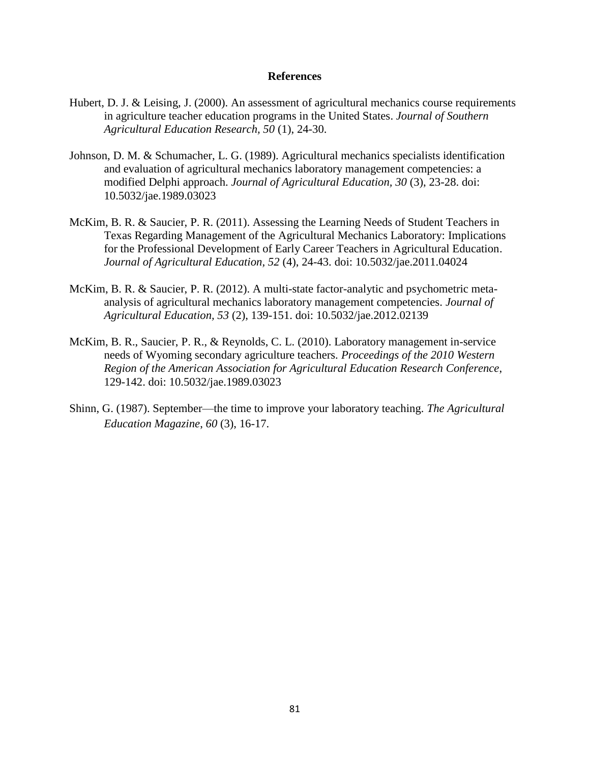**References**

Hubert, D. J. & Leising, J. (2000). An assessment of agricultural mechanics course requirements in agriculture teacher education programs in the United States. *Journal of Southern Agricultural Education Research, 50* (1), 24-30.

Johnson, D. M. & Schumacher, L. G. (1989). Agricultural mechanics specialists identification and evaluation of agricultural mechanics laboratory management competencies: a modified Delphi approach. *Journal of Agricultural Education, 30* (3), 23-28. doi: 10.5032/jae.1989.03023

McKim, B. R. & Saucier, P. R. (2011). Assessing the Learning Needs of Student Teachers in Texas Regarding Management of the Agricultural Mechanics Laboratory: Implications for the Professional Development of Early Career Teachers in Agricultural Education. *Journal of Agricultural Education, 52* (4), 24-43. doi: 10.5032/jae.2011.04024

McKim, B. R. & Saucier, P. R. (2012). A multi-state factor-analytic and psychometric meta-analysis of agricultural mechanics laboratory management competencies. *Journal of Agricultural Education, 53* (2), 139-151. doi: 10.5032/jae.2012.02139

McKim, B. R., Saucier, P. R., & Reynolds, C. L. (2010). Laboratory management in-service needs of Wyoming secondary agriculture teachers. *Proceedings of the 2010 Western Region of the American Association for Agricultural Education Research Conference*, 129-142. doi: 10.5032/jae.1989.03023

Shinn, G. (1987). September—the time to improve your laboratory teaching. *The Agricultural Education Magazine*, *60* (3), 16-17.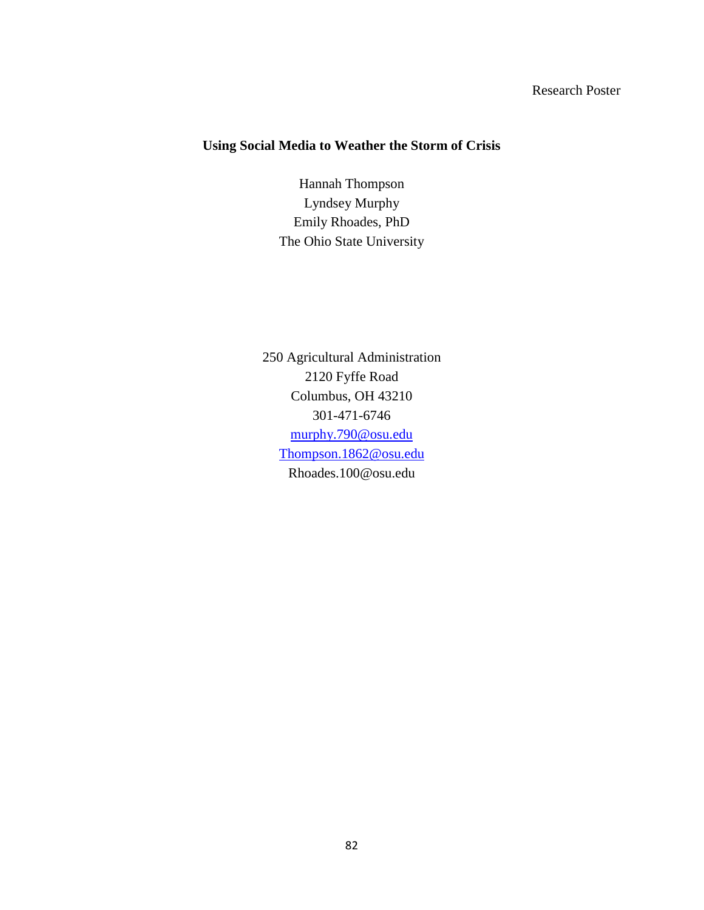Research Poster

# Using Social Media to Weather the Storm of Crisis

Hannah Thompson
Lyndsey Murphy
Emily Rhoades, PhD
The Ohio State University

250 Agricultural Administration
2120 Fyffe Road
Columbus, OH 43210
301-471-6746
murphy.790@osu.edu
Thompson.1862@osu.edu
Rhoades.100@osu.edu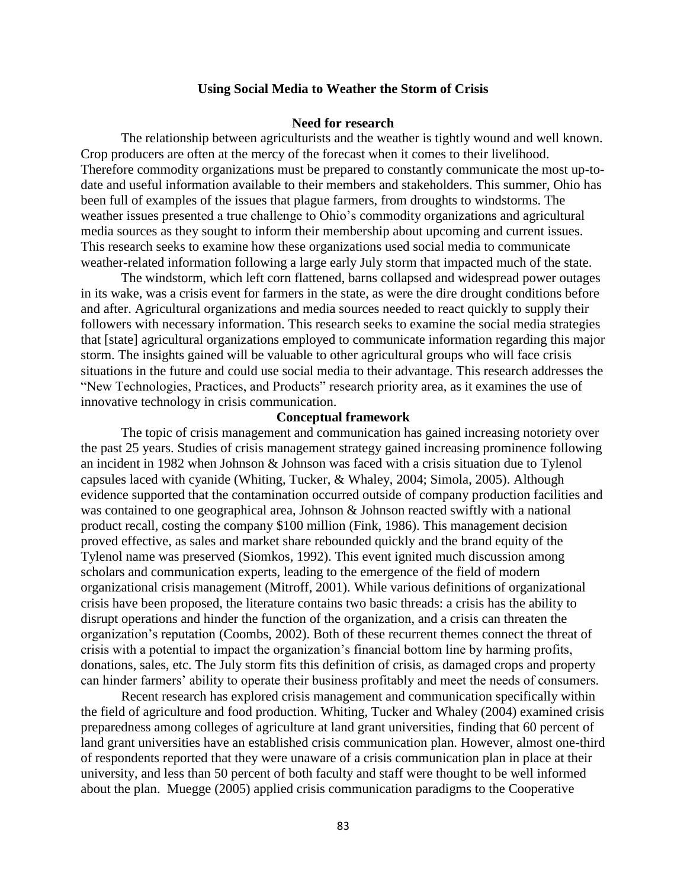## Using Social Media to Weather the Storm of Crisis

### Need for research

The relationship between agriculturists and the weather is tightly wound and well known. Crop producers are often at the mercy of the forecast when it comes to their livelihood. Therefore commodity organizations must be prepared to constantly communicate the most up-to-date and useful information available to their members and stakeholders. This summer, Ohio has been full of examples of the issues that plague farmers, from droughts to windstorms. The weather issues presented a true challenge to Ohio's commodity organizations and agricultural media sources as they sought to inform their membership about upcoming and current issues. This research seeks to examine how these organizations used social media to communicate weather-related information following a large early July storm that impacted much of the state.

The windstorm, which left corn flattened, barns collapsed and widespread power outages in its wake, was a crisis event for farmers in the state, as were the dire drought conditions before and after. Agricultural organizations and media sources needed to react quickly to supply their followers with necessary information. This research seeks to examine the social media strategies that [state] agricultural organizations employed to communicate information regarding this major storm. The insights gained will be valuable to other agricultural groups who will face crisis situations in the future and could use social media to their advantage. This research addresses the "New Technologies, Practices, and Products" research priority area, as it examines the use of innovative technology in crisis communication.

### Conceptual framework

The topic of crisis management and communication has gained increasing notoriety over the past 25 years. Studies of crisis management strategy gained increasing prominence following an incident in 1982 when Johnson & Johnson was faced with a crisis situation due to Tylenol capsules laced with cyanide (Whiting, Tucker, & Whaley, 2004; Simola, 2005). Although evidence supported that the contamination occurred outside of company production facilities and was contained to one geographical area, Johnson & Johnson reacted swiftly with a national product recall, costing the company $100 million (Fink, 1986). This management decision proved effective, as sales and market share rebounded quickly and the brand equity of the Tylenol name was preserved (Siomkos, 1992). This event ignited much discussion among scholars and communication experts, leading to the emergence of the field of modern organizational crisis management (Mitroff, 2001). While various definitions of organizational crisis have been proposed, the literature contains two basic threads: a crisis has the ability to disrupt operations and hinder the function of the organization, and a crisis can threaten the organization's reputation (Coombs, 2002). Both of these recurrent themes connect the threat of crisis with a potential to impact the organization's financial bottom line by harming profits, donations, sales, etc. The July storm fits this definition of crisis, as damaged crops and property can hinder farmers' ability to operate their business profitably and meet the needs of consumers.

Recent research has explored crisis management and communication specifically within the field of agriculture and food production. Whiting, Tucker and Whaley (2004) examined crisis preparedness among colleges of agriculture at land grant universities, finding that 60 percent of land grant universities have an established crisis communication plan. However, almost one-third of respondents reported that they were unaware of a crisis communication plan in place at their university, and less than 50 percent of both faculty and staff were thought to be well informed about the plan. Muegge (2005) applied crisis communication paradigms to the Cooperative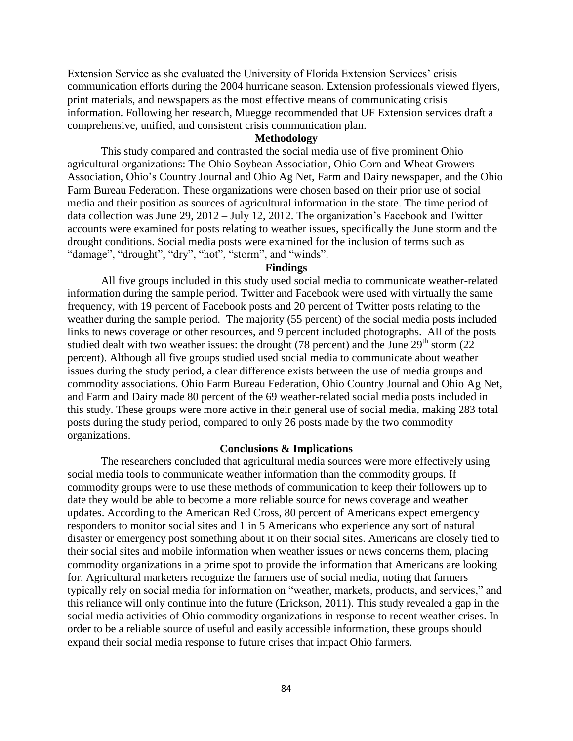Extension Service as she evaluated the University of Florida Extension Services' crisis communication efforts during the 2004 hurricane season. Extension professionals viewed flyers, print materials, and newspapers as the most effective means of communicating crisis information. Following her research, Muegge recommended that UF Extension services draft a comprehensive, unified, and consistent crisis communication plan.

### Methodology

This study compared and contrasted the social media use of five prominent Ohio agricultural organizations: The Ohio Soybean Association, Ohio Corn and Wheat Growers Association, Ohio's Country Journal and Ohio Ag Net, Farm and Dairy newspaper, and the Ohio Farm Bureau Federation. These organizations were chosen based on their prior use of social media and their position as sources of agricultural information in the state. The time period of data collection was June 29, 2012 – July 12, 2012. The organization's Facebook and Twitter accounts were examined for posts relating to weather issues, specifically the June storm and the drought conditions. Social media posts were examined for the inclusion of terms such as "damage", "drought", "dry", "hot", "storm", and "winds".

### Findings

All five groups included in this study used social media to communicate weather-related information during the sample period. Twitter and Facebook were used with virtually the same frequency, with 19 percent of Facebook posts and 20 percent of Twitter posts relating to the weather during the sample period. The majority (55 percent) of the social media posts included links to news coverage or other resources, and 9 percent included photographs. All of the posts studied dealt with two weather issues: the drought (78 percent) and the June 29th storm (22 percent). Although all five groups studied used social media to communicate about weather issues during the study period, a clear difference exists between the use of media groups and commodity associations. Ohio Farm Bureau Federation, Ohio Country Journal and Ohio Ag Net, and Farm and Dairy made 80 percent of the 69 weather-related social media posts included in this study. These groups were more active in their general use of social media, making 283 total posts during the study period, compared to only 26 posts made by the two commodity organizations.

### Conclusions & Implications

The researchers concluded that agricultural media sources were more effectively using social media tools to communicate weather information than the commodity groups. If commodity groups were to use these methods of communication to keep their followers up to date they would be able to become a more reliable source for news coverage and weather updates. According to the American Red Cross, 80 percent of Americans expect emergency responders to monitor social sites and 1 in 5 Americans who experience any sort of natural disaster or emergency post something about it on their social sites. Americans are closely tied to their social sites and mobile information when weather issues or news concerns them, placing commodity organizations in a prime spot to provide the information that Americans are looking for. Agricultural marketers recognize the farmers use of social media, noting that farmers typically rely on social media for information on "weather, markets, products, and services," and this reliance will only continue into the future (Erickson, 2011). This study revealed a gap in the social media activities of Ohio commodity organizations in response to recent weather crises. In order to be a reliable source of useful and easily accessible information, these groups should expand their social media response to future crises that impact Ohio farmers.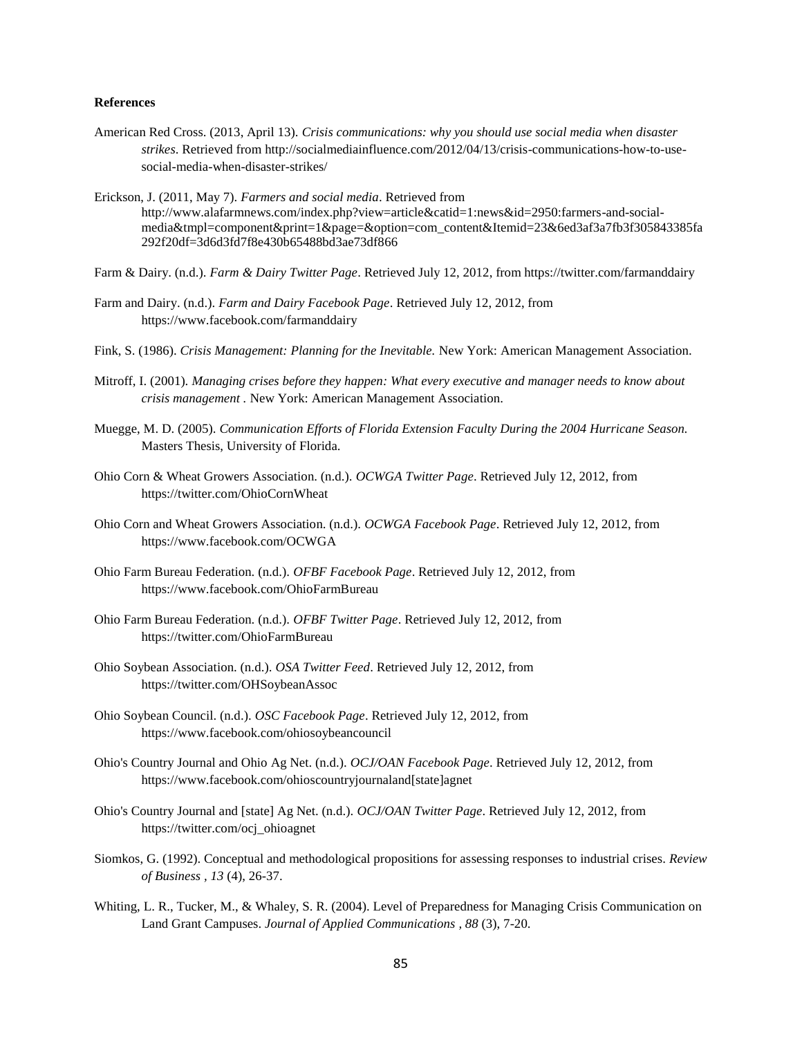**References**

American Red Cross. (2013, April 13). *Crisis communications: why you should use social media when disaster strikes*. Retrieved from http://socialmediainfluence.com/2012/04/13/crisis-communications-how-to-use-social-media-when-disaster-strikes/

Erickson, J. (2011, May 7). *Farmers and social media*. Retrieved from http://www.alafarmnews.com/index.php?view=article&catid=1:news&id=2950:farmers-and-social-media&tmpl=component&print=1&page=&option=com_content&Itemid=23&6ed3af3a7fb3f305843385fa292f20df=3d6d3fd7f8e430b65488bd3ae73df866

Farm & Dairy. (n.d.). *Farm & Dairy Twitter Page*. Retrieved July 12, 2012, from https://twitter.com/farmanddairy

Farm and Dairy. (n.d.). *Farm and Dairy Facebook Page*. Retrieved July 12, 2012, from https://www.facebook.com/farmanddairy

Fink, S. (1986). *Crisis Management: Planning for the Inevitable.* New York: American Management Association.

Mitroff, I. (2001). *Managing crises before they happen: What every executive and manager needs to know about crisis management .* New York: American Management Association.

Muegge, M. D. (2005). *Communication Efforts of Florida Extension Faculty During the 2004 Hurricane Season.* Masters Thesis, University of Florida.

Ohio Corn & Wheat Growers Association. (n.d.). *OCWGA Twitter Page*. Retrieved July 12, 2012, from https://twitter.com/OhioCornWheat

Ohio Corn and Wheat Growers Association. (n.d.). *OCWGA Facebook Page*. Retrieved July 12, 2012, from https://www.facebook.com/OCWGA

Ohio Farm Bureau Federation. (n.d.). *OFBF Facebook Page*. Retrieved July 12, 2012, from https://www.facebook.com/OhioFarmBureau

Ohio Farm Bureau Federation. (n.d.). *OFBF Twitter Page*. Retrieved July 12, 2012, from https://twitter.com/OhioFarmBureau

Ohio Soybean Association. (n.d.). *OSA Twitter Feed*. Retrieved July 12, 2012, from https://twitter.com/OHSoybeanAssoc

Ohio Soybean Council. (n.d.). *OSC Facebook Page*. Retrieved July 12, 2012, from https://www.facebook.com/ohiosoybeancouncil

Ohio's Country Journal and Ohio Ag Net. (n.d.). *OCJ/OAN Facebook Page*. Retrieved July 12, 2012, from https://www.facebook.com/ohioscountryjournaland[state]agnet

Ohio's Country Journal and [state] Ag Net. (n.d.). *OCJ/OAN Twitter Page*. Retrieved July 12, 2012, from https://twitter.com/ocj_ohioagnet

Siomkos, G. (1992). Conceptual and methodological propositions for assessing responses to industrial crises. *Review of Business , 13* (4), 26-37.

Whiting, L. R., Tucker, M., & Whaley, S. R. (2004). Level of Preparedness for Managing Crisis Communication on Land Grant Campuses. *Journal of Applied Communications , 88* (3), 7-20.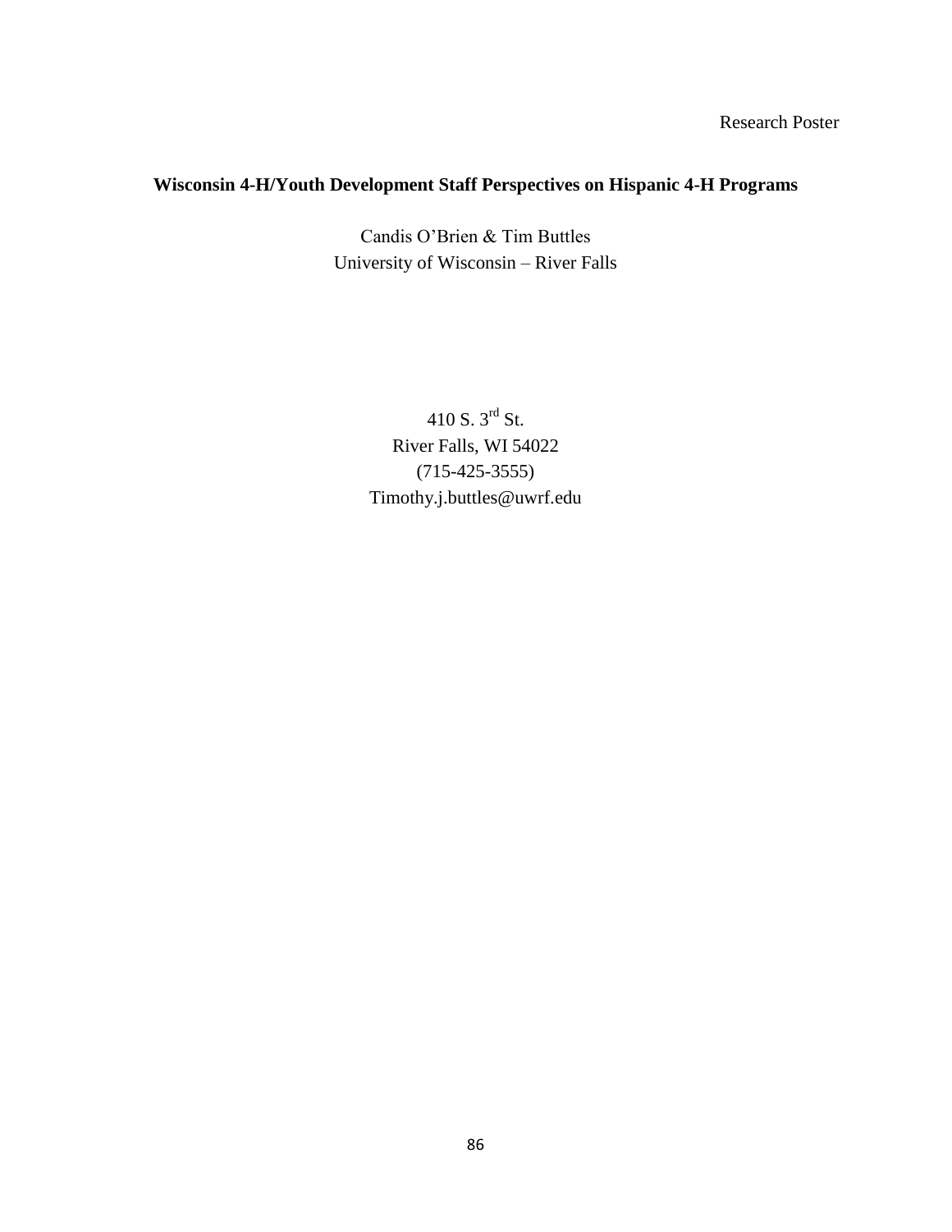Research Poster

**Wisconsin 4-H/Youth Development Staff Perspectives on Hispanic 4-H Programs**

Candis O'Brien & Tim Buttles
University of Wisconsin – River Falls

410 S. 3rd St.
River Falls, WI 54022
(715-425-3555)
Timothy.j.buttles@uwrf.edu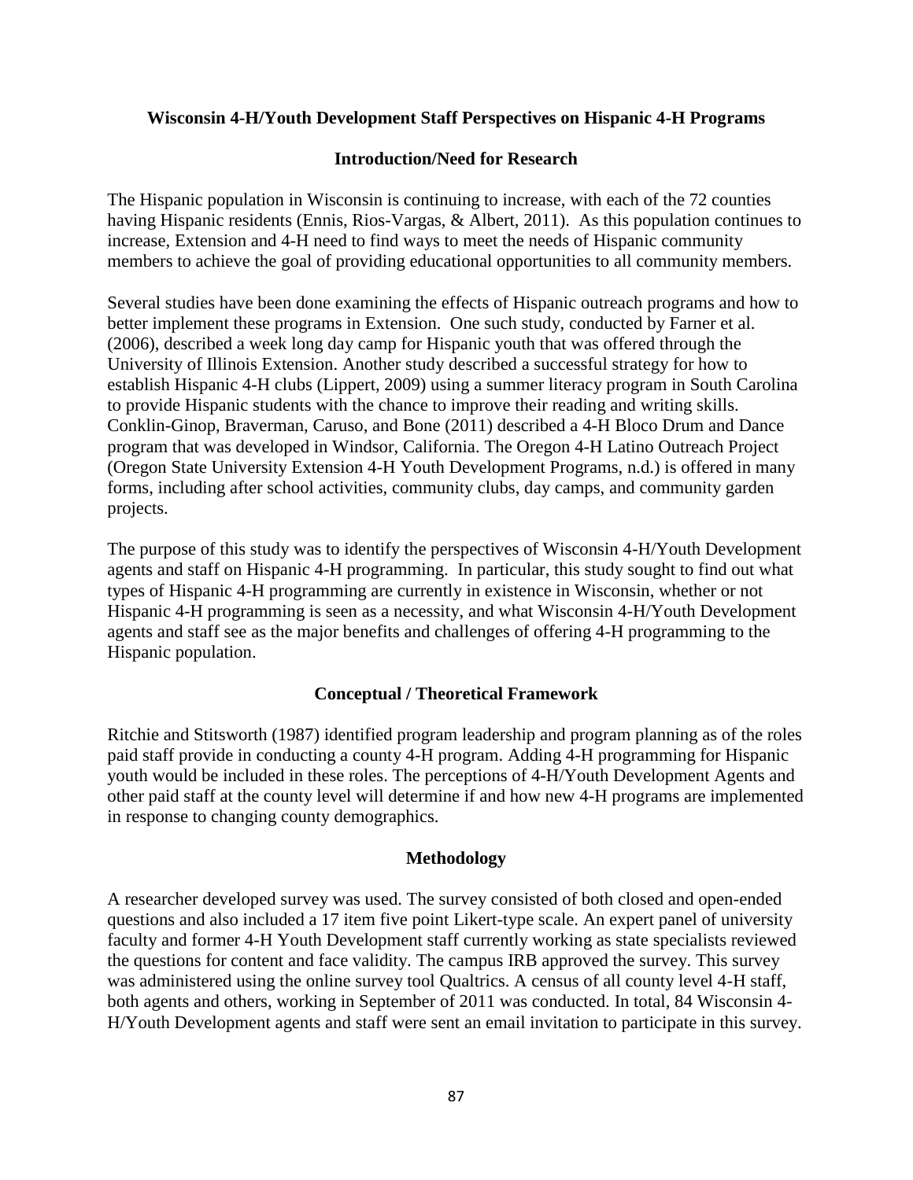## Wisconsin 4-H/Youth Development Staff Perspectives on Hispanic 4-H Programs

### Introduction/Need for Research

The Hispanic population in Wisconsin is continuing to increase, with each of the 72 counties having Hispanic residents (Ennis, Rios-Vargas, & Albert, 2011). As this population continues to increase, Extension and 4-H need to find ways to meet the needs of Hispanic community members to achieve the goal of providing educational opportunities to all community members.

Several studies have been done examining the effects of Hispanic outreach programs and how to better implement these programs in Extension. One such study, conducted by Farner et al. (2006), described a week long day camp for Hispanic youth that was offered through the University of Illinois Extension. Another study described a successful strategy for how to establish Hispanic 4-H clubs (Lippert, 2009) using a summer literacy program in South Carolina to provide Hispanic students with the chance to improve their reading and writing skills. Conklin-Ginop, Braverman, Caruso, and Bone (2011) described a 4-H Bloco Drum and Dance program that was developed in Windsor, California. The Oregon 4-H Latino Outreach Project (Oregon State University Extension 4-H Youth Development Programs, n.d.) is offered in many forms, including after school activities, community clubs, day camps, and community garden projects.

The purpose of this study was to identify the perspectives of Wisconsin 4-H/Youth Development agents and staff on Hispanic 4-H programming. In particular, this study sought to find out what types of Hispanic 4-H programming are currently in existence in Wisconsin, whether or not Hispanic 4-H programming is seen as a necessity, and what Wisconsin 4-H/Youth Development agents and staff see as the major benefits and challenges of offering 4-H programming to the Hispanic population.

### Conceptual / Theoretical Framework

Ritchie and Stitsworth (1987) identified program leadership and program planning as of the roles paid staff provide in conducting a county 4-H program. Adding 4-H programming for Hispanic youth would be included in these roles. The perceptions of 4-H/Youth Development Agents and other paid staff at the county level will determine if and how new 4-H programs are implemented in response to changing county demographics.

### Methodology

A researcher developed survey was used. The survey consisted of both closed and open-ended questions and also included a 17 item five point Likert-type scale. An expert panel of university faculty and former 4-H Youth Development staff currently working as state specialists reviewed the questions for content and face validity. The campus IRB approved the survey. This survey was administered using the online survey tool Qualtrics. A census of all county level 4-H staff, both agents and others, working in September of 2011 was conducted. In total, 84 Wisconsin 4-H/Youth Development agents and staff were sent an email invitation to participate in this survey.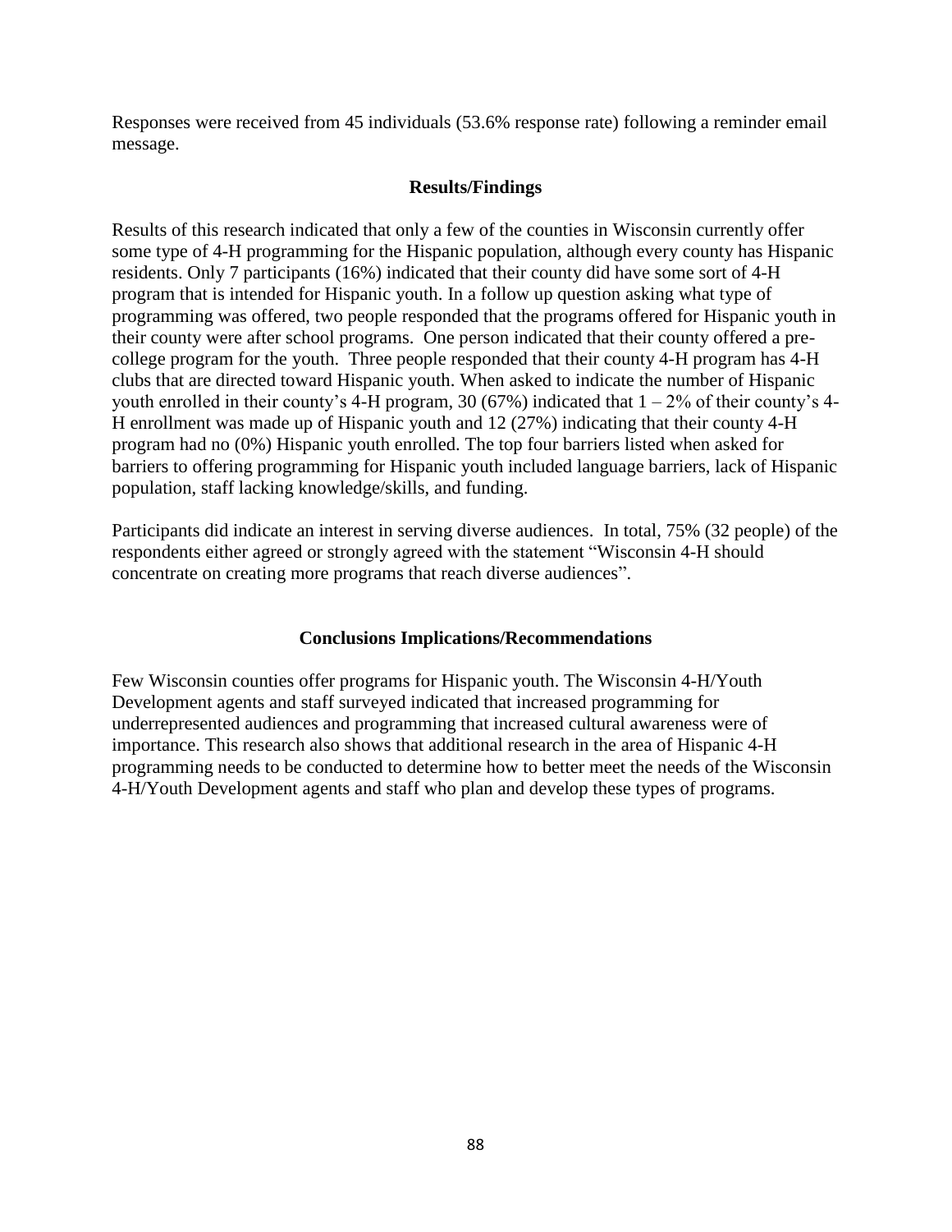Responses were received from 45 individuals (53.6% response rate) following a reminder email message.

## Results/Findings

Results of this research indicated that only a few of the counties in Wisconsin currently offer some type of 4-H programming for the Hispanic population, although every county has Hispanic residents. Only 7 participants (16%) indicated that their county did have some sort of 4-H program that is intended for Hispanic youth. In a follow up question asking what type of programming was offered, two people responded that the programs offered for Hispanic youth in their county were after school programs. One person indicated that their county offered a pre-college program for the youth. Three people responded that their county 4-H program has 4-H clubs that are directed toward Hispanic youth. When asked to indicate the number of Hispanic youth enrolled in their county's 4-H program, 30 (67%) indicated that 1 – 2% of their county's 4-H enrollment was made up of Hispanic youth and 12 (27%) indicating that their county 4-H program had no (0%) Hispanic youth enrolled. The top four barriers listed when asked for barriers to offering programming for Hispanic youth included language barriers, lack of Hispanic population, staff lacking knowledge/skills, and funding.

Participants did indicate an interest in serving diverse audiences. In total, 75% (32 people) of the respondents either agreed or strongly agreed with the statement "Wisconsin 4-H should concentrate on creating more programs that reach diverse audiences".

## Conclusions Implications/Recommendations

Few Wisconsin counties offer programs for Hispanic youth. The Wisconsin 4-H/Youth Development agents and staff surveyed indicated that increased programming for underrepresented audiences and programming that increased cultural awareness were of importance. This research also shows that additional research in the area of Hispanic 4-H programming needs to be conducted to determine how to better meet the needs of the Wisconsin 4-H/Youth Development agents and staff who plan and develop these types of programs.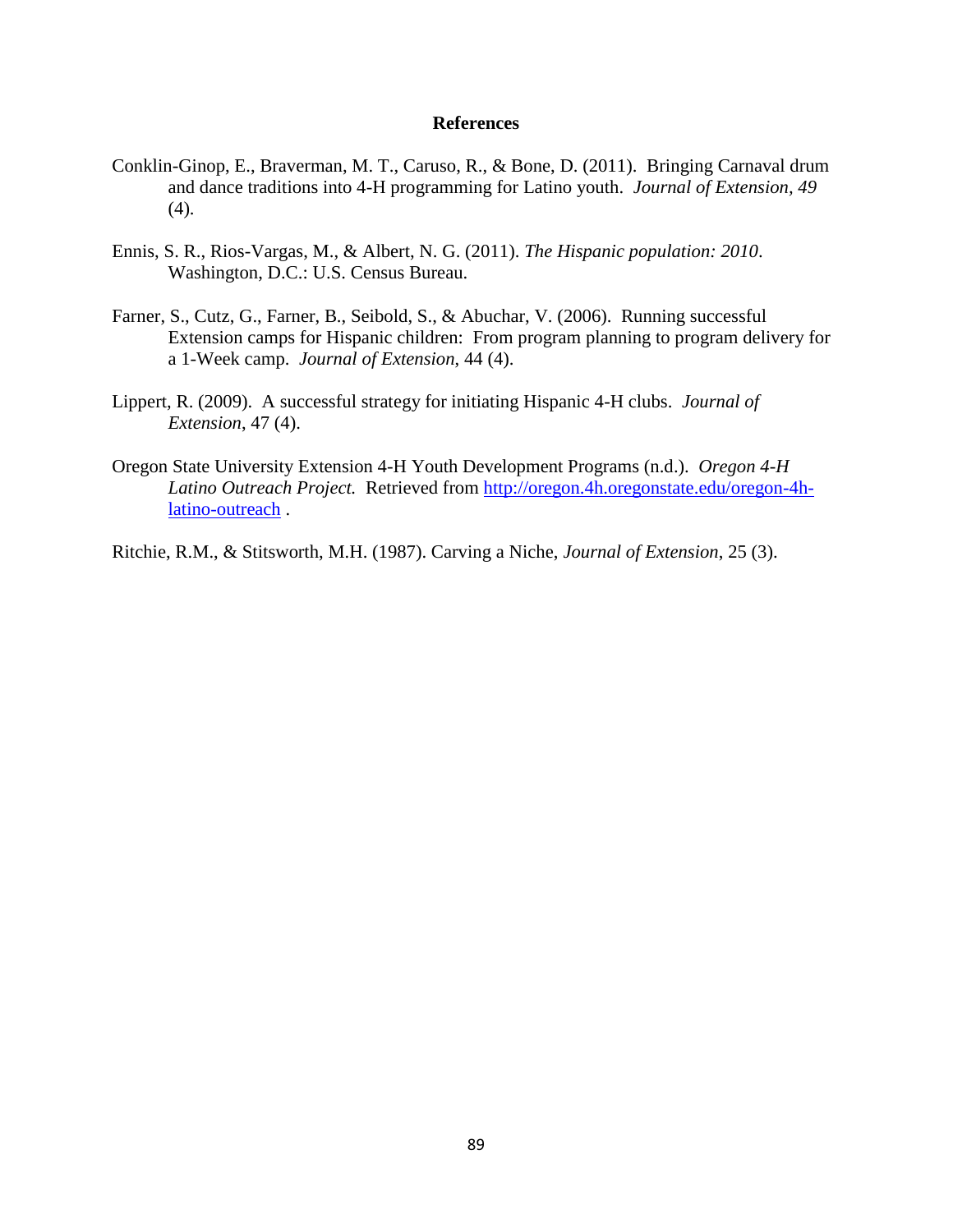# References

Conklin-Ginop, E., Braverman, M. T., Caruso, R., & Bone, D. (2011). Bringing Carnaval drum and dance traditions into 4-H programming for Latino youth. *Journal of Extension, 49* (4).

Ennis, S. R., Rios-Vargas, M., & Albert, N. G. (2011). *The Hispanic population: 2010*. Washington, D.C.: U.S. Census Bureau.

Farner, S., Cutz, G., Farner, B., Seibold, S., & Abuchar, V. (2006). Running successful Extension camps for Hispanic children: From program planning to program delivery for a 1-Week camp. *Journal of Extension*, 44 (4).

Lippert, R. (2009). A successful strategy for initiating Hispanic 4-H clubs. *Journal of Extension*, 47 (4).

Oregon State University Extension 4-H Youth Development Programs (n.d.). *Oregon 4-H Latino Outreach Project.* Retrieved from http://oregon.4h.oregonstate.edu/oregon-4h-latino-outreach .

Ritchie, R.M., & Stitsworth, M.H. (1987). Carving a Niche, *Journal of Extension*, 25 (3).